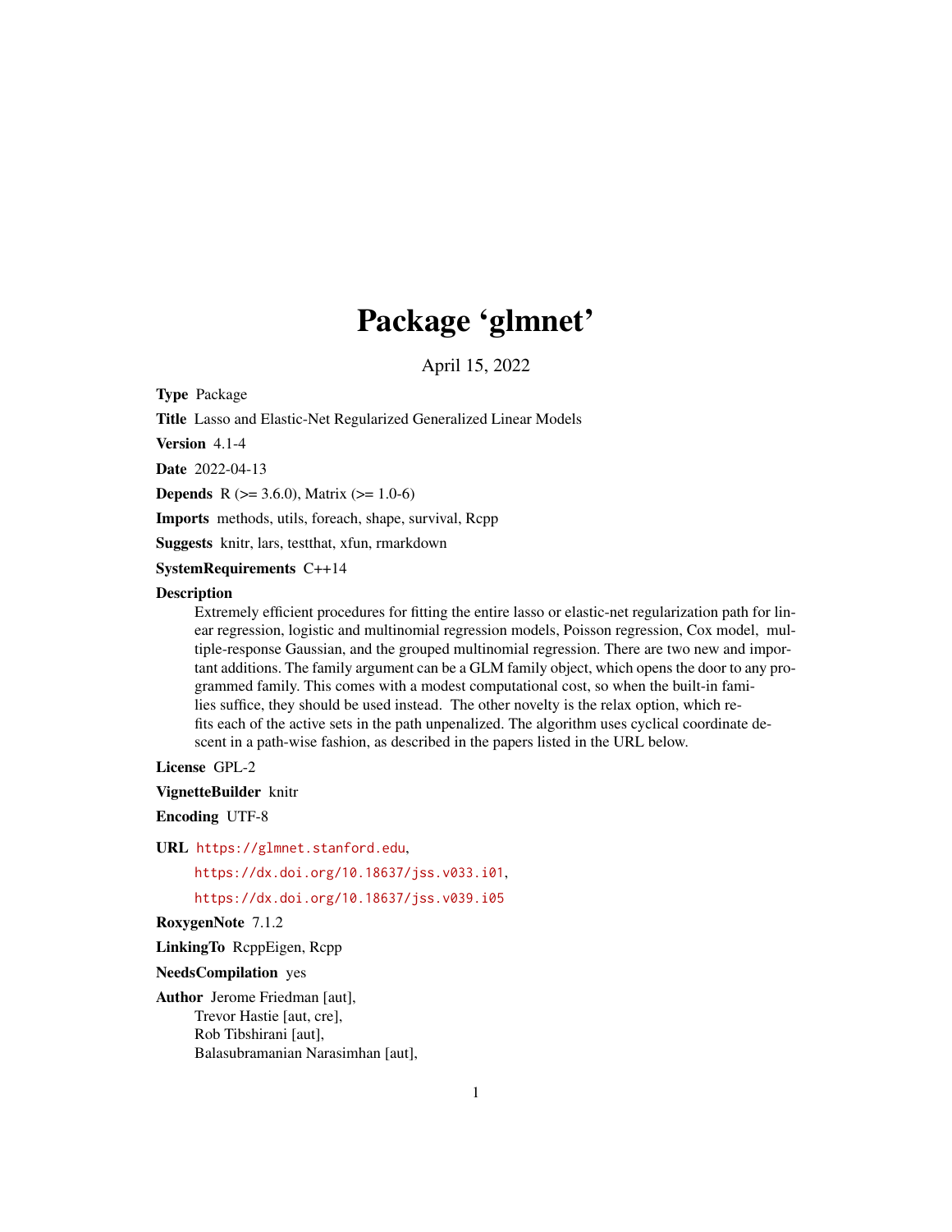# Package 'glmnet'

April 15, 2022

**Type** Package

**Title** Lasso and Elastic-Net Regularized Generalized Linear Models

**Version** 4.1-4

**Date** 2022-04-13

**Depends** R (>= 3.6.0), Matrix (>= 1.0-6)

**Imports** methods, utils, foreach, shape, survival, Rcpp

**Suggests** knitr, lars, testthat, xfun, rmarkdown

**SystemRequirements** C++14

**Description**
Extremely efficient procedures for fitting the entire lasso or elastic-net regularization path for linear regression, logistic and multinomial regression models, Poisson regression, Cox model, multiple-response Gaussian, and the grouped multinomial regression. There are two new and important additions. The family argument can be a GLM family object, which opens the door to any programmed family. This comes with a modest computational cost, so when the built-in families suffice, they should be used instead. The other novelty is the relax option, which refits each of the active sets in the path unpenalized. The algorithm uses cyclical coordinate descent in a path-wise fashion, as described in the papers listed in the URL below.

**License** GPL-2

**VignetteBuilder** knitr

**Encoding** UTF-8

**URL** https://glmnet.stanford.edu,
https://dx.doi.org/10.18637/jss.v033.i01,
https://dx.doi.org/10.18637/jss.v039.i05

**RoxygenNote** 7.1.2

**LinkingTo** RcppEigen, Rcpp

**NeedsCompilation** yes

**Author** Jerome Friedman [aut],
Trevor Hastie [aut, cre],
Rob Tibshirani [aut],
Balasubramanian Narasimhan [aut],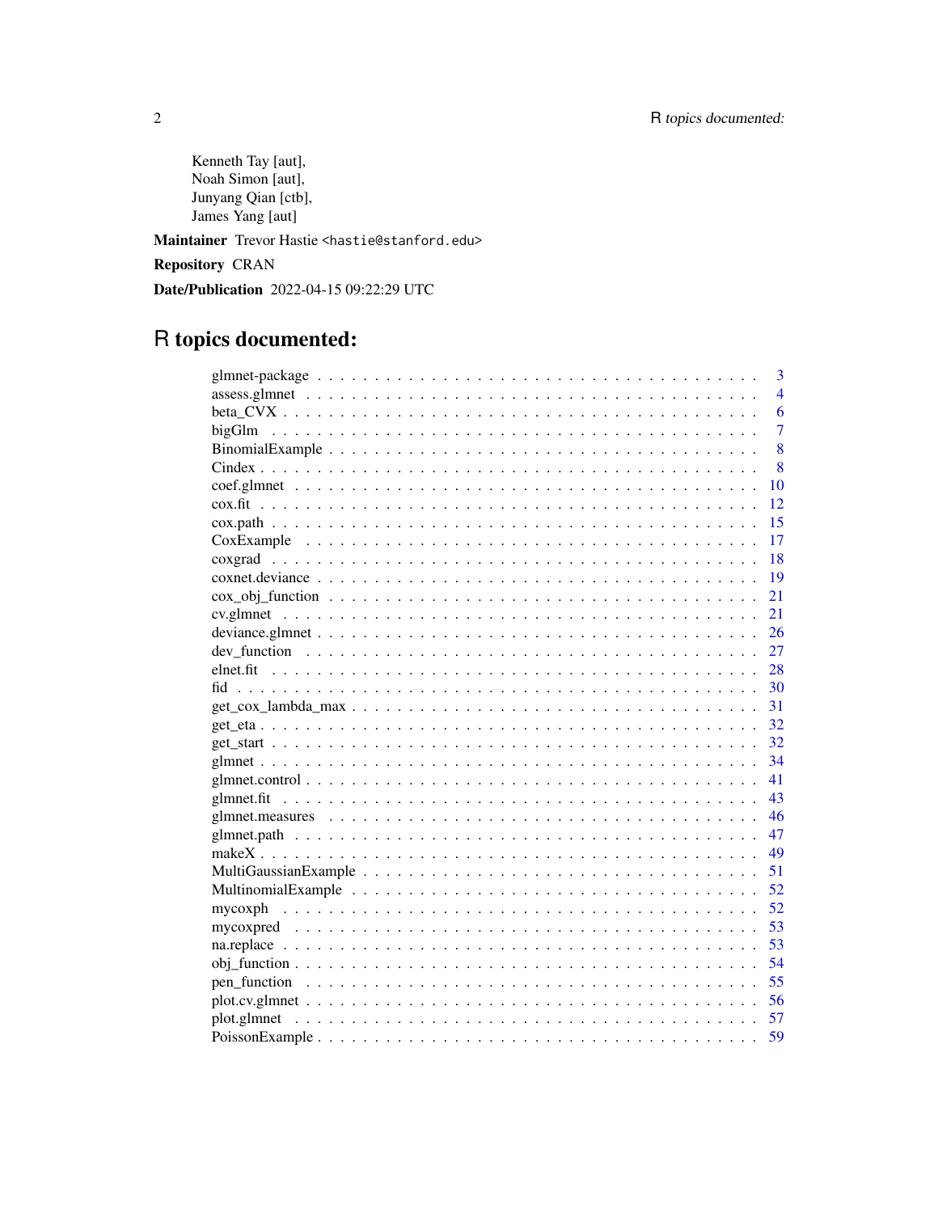Kenneth Tay [aut],
Noah Simon [aut],
Junyang Qian [ctb],
James Yang [aut]

**Maintainer** Trevor Hastie <hastie@stanford.edu>

**Repository** CRAN

**Date/Publication** 2022-04-15 09:22:29 UTC

# R topics documented:

glmnet-package . . . . . . . . . . . . . . . . . . . . . . . . . . . . . . . . . . . . . . 3
assess.glmnet . . . . . . . . . . . . . . . . . . . . . . . . . . . . . . . . . . . . . . . 4
beta_CVX . . . . . . . . . . . . . . . . . . . . . . . . . . . . . . . . . . . . . . . . . 6
bigGlm . . . . . . . . . . . . . . . . . . . . . . . . . . . . . . . . . . . . . . . . . . 7
BinomialExample . . . . . . . . . . . . . . . . . . . . . . . . . . . . . . . . . . . . . 8
Cindex . . . . . . . . . . . . . . . . . . . . . . . . . . . . . . . . . . . . . . . . . . 8
coef.glmnet . . . . . . . . . . . . . . . . . . . . . . . . . . . . . . . . . . . . . . . . 10
cox.fit . . . . . . . . . . . . . . . . . . . . . . . . . . . . . . . . . . . . . . . . . . 12
cox.path . . . . . . . . . . . . . . . . . . . . . . . . . . . . . . . . . . . . . . . . . 15
CoxExample . . . . . . . . . . . . . . . . . . . . . . . . . . . . . . . . . . . . . . . 17
coxgrad . . . . . . . . . . . . . . . . . . . . . . . . . . . . . . . . . . . . . . . . . 18
coxnet.deviance . . . . . . . . . . . . . . . . . . . . . . . . . . . . . . . . . . . . . 19
cox_obj_function . . . . . . . . . . . . . . . . . . . . . . . . . . . . . . . . . . . . 21
cv.glmnet . . . . . . . . . . . . . . . . . . . . . . . . . . . . . . . . . . . . . . . . 21
deviance.glmnet . . . . . . . . . . . . . . . . . . . . . . . . . . . . . . . . . . . . . 26
dev_function . . . . . . . . . . . . . . . . . . . . . . . . . . . . . . . . . . . . . . 27
elnet.fit . . . . . . . . . . . . . . . . . . . . . . . . . . . . . . . . . . . . . . . . . 28
fid . . . . . . . . . . . . . . . . . . . . . . . . . . . . . . . . . . . . . . . . . . . . 30
get_cox_lambda_max . . . . . . . . . . . . . . . . . . . . . . . . . . . . . . . . . . 31
get_eta . . . . . . . . . . . . . . . . . . . . . . . . . . . . . . . . . . . . . . . . . 32
get_start . . . . . . . . . . . . . . . . . . . . . . . . . . . . . . . . . . . . . . . . 32
glmnet . . . . . . . . . . . . . . . . . . . . . . . . . . . . . . . . . . . . . . . . . . 34
glmnet.control . . . . . . . . . . . . . . . . . . . . . . . . . . . . . . . . . . . . . 41
glmnet.fit . . . . . . . . . . . . . . . . . . . . . . . . . . . . . . . . . . . . . . . . 43
glmnet.measures . . . . . . . . . . . . . . . . . . . . . . . . . . . . . . . . . . . . . 46
glmnet.path . . . . . . . . . . . . . . . . . . . . . . . . . . . . . . . . . . . . . . . 47
makeX . . . . . . . . . . . . . . . . . . . . . . . . . . . . . . . . . . . . . . . . . . 49
MultiGaussianExample . . . . . . . . . . . . . . . . . . . . . . . . . . . . . . . . . . 51
MultinomialExample . . . . . . . . . . . . . . . . . . . . . . . . . . . . . . . . . . . 52
mycoxph . . . . . . . . . . . . . . . . . . . . . . . . . . . . . . . . . . . . . . . . . 52
mycoxpred . . . . . . . . . . . . . . . . . . . . . . . . . . . . . . . . . . . . . . . . 53
na.replace . . . . . . . . . . . . . . . . . . . . . . . . . . . . . . . . . . . . . . . . 53
obj_function . . . . . . . . . . . . . . . . . . . . . . . . . . . . . . . . . . . . . . . 54
pen_function . . . . . . . . . . . . . . . . . . . . . . . . . . . . . . . . . . . . . . . 55
plot.cv.glmnet . . . . . . . . . . . . . . . . . . . . . . . . . . . . . . . . . . . . . . 56
plot.glmnet . . . . . . . . . . . . . . . . . . . . . . . . . . . . . . . . . . . . . . . . 57
PoissonExample . . . . . . . . . . . . . . . . . . . . . . . . . . . . . . . . . . . . . 59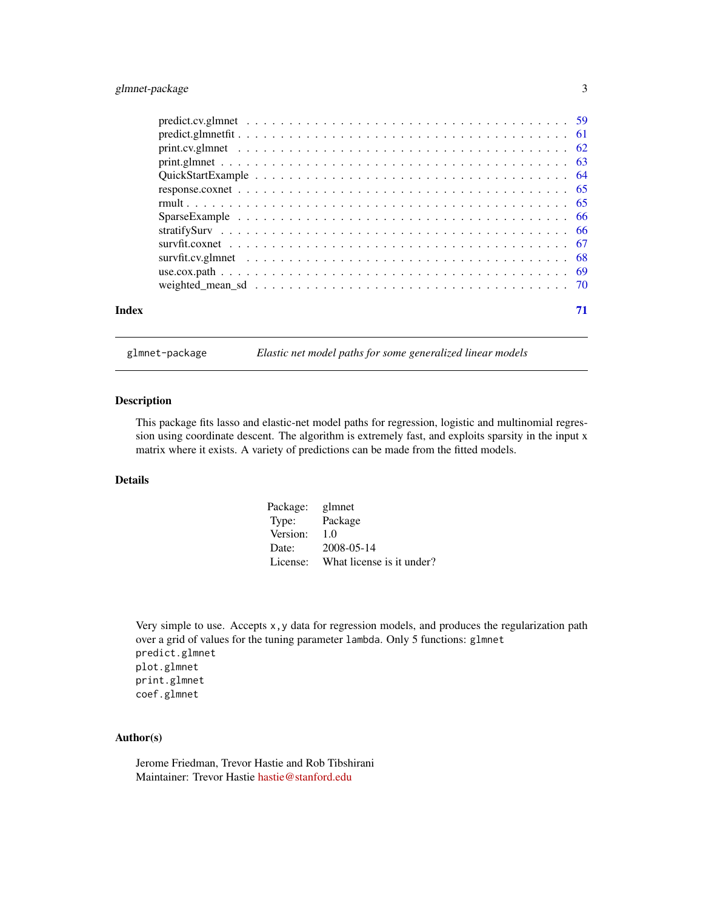predict.cv.glmnet . . . . . . . . . . . . . . . . . . . . . . . . . . . . . . . . . . . 59
predict.glmnetfit . . . . . . . . . . . . . . . . . . . . . . . . . . . . . . . . . . . . 61
print.cv.glmnet . . . . . . . . . . . . . . . . . . . . . . . . . . . . . . . . . . . . . 62
print.glmnet . . . . . . . . . . . . . . . . . . . . . . . . . . . . . . . . . . . . . . 63
QuickStartExample . . . . . . . . . . . . . . . . . . . . . . . . . . . . . . . . . . . 64
response.coxnet . . . . . . . . . . . . . . . . . . . . . . . . . . . . . . . . . . . . 65
rmult . . . . . . . . . . . . . . . . . . . . . . . . . . . . . . . . . . . . . . . . . . 65
SparseExample . . . . . . . . . . . . . . . . . . . . . . . . . . . . . . . . . . . . . 66
stratifySurv . . . . . . . . . . . . . . . . . . . . . . . . . . . . . . . . . . . . . . 66
survfit.coxnet . . . . . . . . . . . . . . . . . . . . . . . . . . . . . . . . . . . . . 67
survfit.cv.glmnet . . . . . . . . . . . . . . . . . . . . . . . . . . . . . . . . . . . . 68
use.cox.path . . . . . . . . . . . . . . . . . . . . . . . . . . . . . . . . . . . . . . 69
weighted_mean_sd . . . . . . . . . . . . . . . . . . . . . . . . . . . . . . . . . . . . 70

**Index** **71**

---

`glmnet-package` *Elastic net model paths for some generalized linear models*

---

## Description

This package fits lasso and elastic-net model paths for regression, logistic and multinomial regression using coordinate descent. The algorithm is extremely fast, and exploits sparsity in the input x matrix where it exists. A variety of predictions can be made from the fitted models.

## Details

| | |
|---|---|
| Package: | glmnet |
| Type: | Package |
| Version: | 1.0 |
| Date: | 2008-05-14 |
| License: | What license is it under? |

Very simple to use. Accepts `x,y` data for regression models, and produces the regularization path over a grid of values for the tuning parameter `lambda`. Only 5 functions: `glmnet`
`predict.glmnet`
`plot.glmnet`
`print.glmnet`
`coef.glmnet`

## Author(s)

Jerome Friedman, Trevor Hastie and Rob Tibshirani
Maintainer: Trevor Hastie hastie@stanford.edu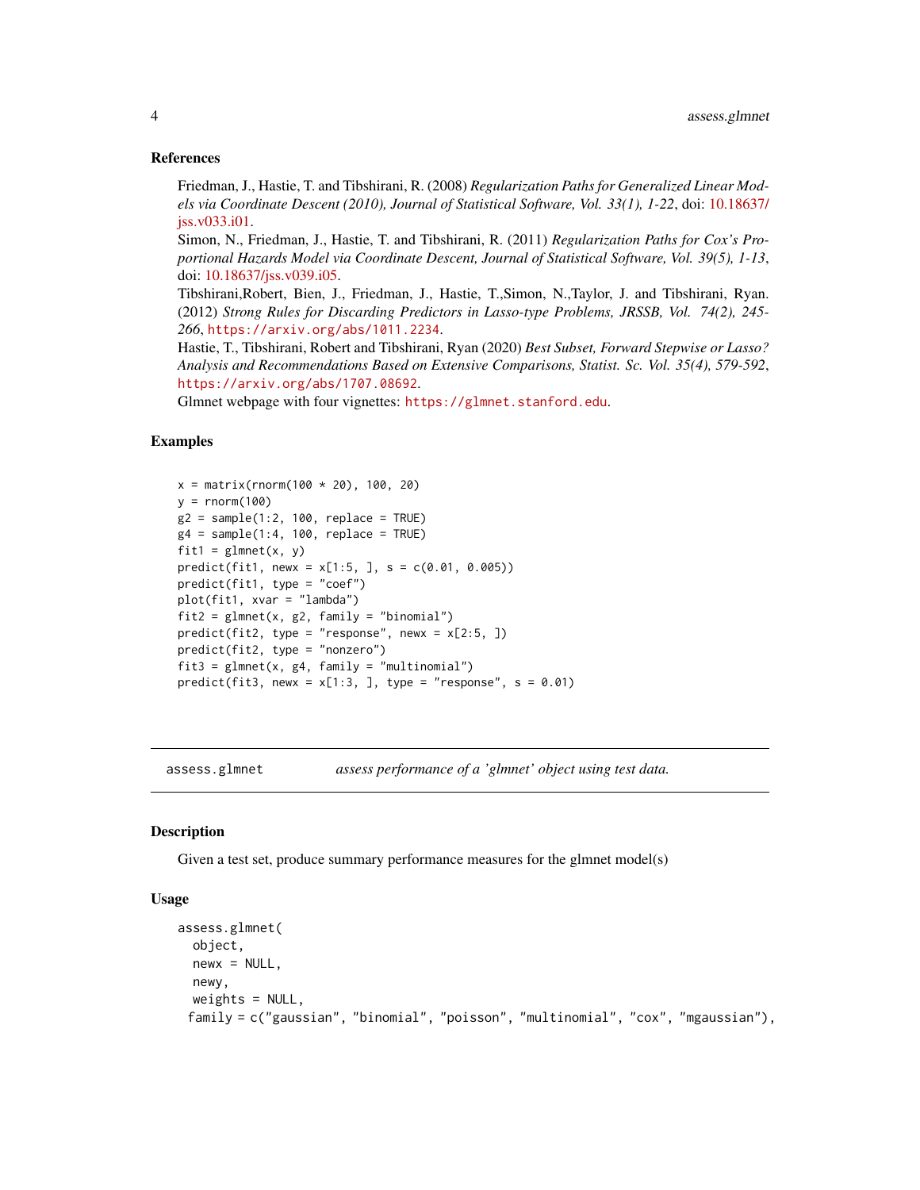### References

Friedman, J., Hastie, T. and Tibshirani, R. (2008) *Regularization Paths for Generalized Linear Models via Coordinate Descent (2010), Journal of Statistical Software, Vol. 33(1), 1-22*, doi: 10.18637/jss.v033.i01.

Simon, N., Friedman, J., Hastie, T. and Tibshirani, R. (2011) *Regularization Paths for Cox's Proportional Hazards Model via Coordinate Descent, Journal of Statistical Software, Vol. 39(5), 1-13*, doi: 10.18637/jss.v039.i05.

Tibshirani,Robert, Bien, J., Friedman, J., Hastie, T.,Simon, N.,Taylor, J. and Tibshirani, Ryan. (2012) *Strong Rules for Discarding Predictors in Lasso-type Problems, JRSSB, Vol. 74(2), 245-266*, `https://arxiv.org/abs/1011.2234`.

Hastie, T., Tibshirani, Robert and Tibshirani, Ryan (2020) *Best Subset, Forward Stepwise or Lasso? Analysis and Recommendations Based on Extensive Comparisons, Statist. Sc. Vol. 35(4), 579-592*, `https://arxiv.org/abs/1707.08692`.

Glmnet webpage with four vignettes: `https://glmnet.stanford.edu`.

### Examples

```
x = matrix(rnorm(100 * 20), 100, 20)
y = rnorm(100)
g2 = sample(1:2, 100, replace = TRUE)
g4 = sample(1:4, 100, replace = TRUE)
fit1 = glmnet(x, y)
predict(fit1, newx = x[1:5, ], s = c(0.01, 0.005))
predict(fit1, type = "coef")
plot(fit1, xvar = "lambda")
fit2 = glmnet(x, g2, family = "binomial")
predict(fit2, type = "response", newx = x[2:5, ])
predict(fit2, type = "nonzero")
fit3 = glmnet(x, g4, family = "multinomial")
predict(fit3, newx = x[1:3, ], type = "response", s = 0.01)
```

---

## assess.glmnet — *assess performance of a 'glmnet' object using test data.*

---

### Description

Given a test set, produce summary performance measures for the glmnet model(s)

### Usage

```
assess.glmnet(
  object,
  newx = NULL,
  newy,
  weights = NULL,
 family = c("gaussian", "binomial", "poisson", "multinomial", "cox", "mgaussian"),
```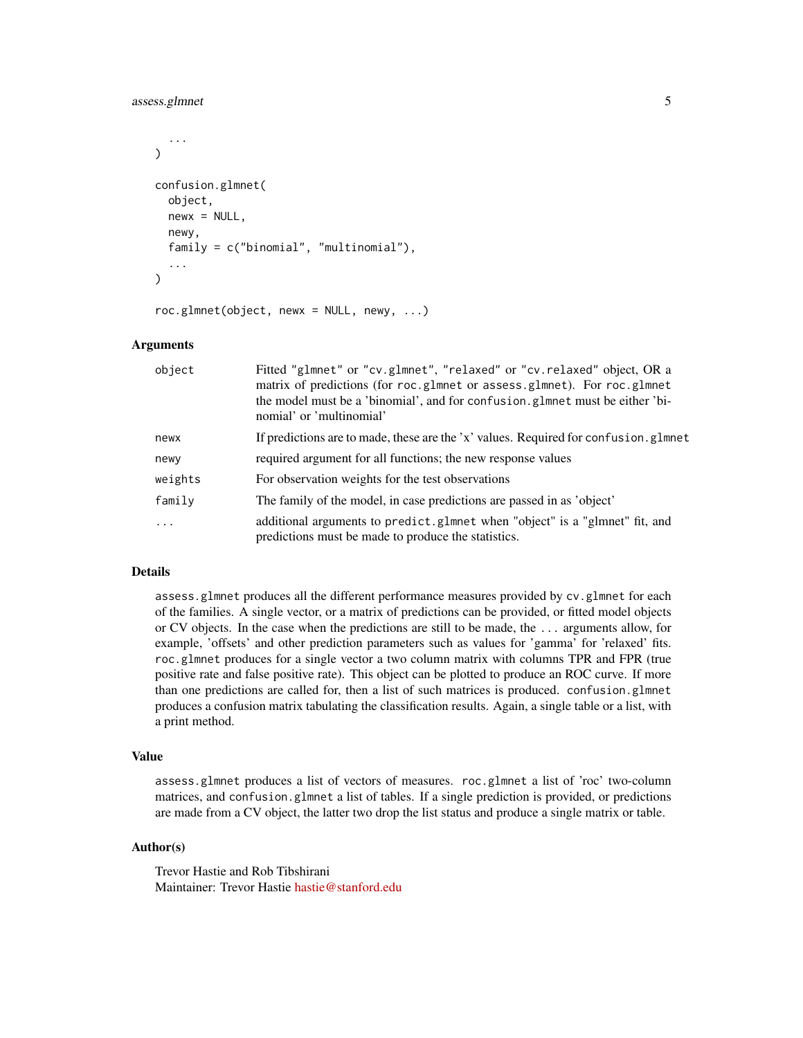```
  ...
)

confusion.glmnet(
  object,
  newx = NULL,
  newy,
  family = c("binomial", "multinomial"),
  ...
)

roc.glmnet(object, newx = NULL, newy, ...)
```

### Arguments

| | |
|---|---|
| `object` | Fitted "glmnet" or "cv.glmnet", "relaxed" or "cv.relaxed" object, OR a matrix of predictions (for `roc.glmnet` or `assess.glmnet`). For `roc.glmnet` the model must be a 'binomial', and for `confusion.glmnet` must be either 'binomial' or 'multinomial' |
| `newx` | If predictions are to made, these are the 'x' values. Required for `confusion.glmnet` |
| `newy` | required argument for all functions; the new response values |
| `weights` | For observation weights for the test observations |
| `family` | The family of the model, in case predictions are passed in as 'object' |
| `...` | additional arguments to `predict.glmnet` when "object" is a "glmnet" fit, and predictions must be made to produce the statistics. |

### Details

`assess.glmnet` produces all the different performance measures provided by `cv.glmnet` for each of the families. A single vector, or a matrix of predictions can be provided, or fitted model objects or CV objects. In the case when the predictions are still to be made, the `...` arguments allow, for example, 'offsets' and other prediction parameters such as values for 'gamma' for 'relaxed' fits. `roc.glmnet` produces for a single vector a two column matrix with columns TPR and FPR (true positive rate and false positive rate). This object can be plotted to produce an ROC curve. If more than one predictions are called for, then a list of such matrices is produced. `confusion.glmnet` produces a confusion matrix tabulating the classification results. Again, a single table or a list, with a print method.

### Value

`assess.glmnet` produces a list of vectors of measures. `roc.glmnet` a list of 'roc' two-column matrices, and `confusion.glmnet` a list of tables. If a single prediction is provided, or predictions are made from a CV object, the latter two drop the list status and produce a single matrix or table.

### Author(s)

Trevor Hastie and Rob Tibshirani
Maintainer: Trevor Hastie hastie@stanford.edu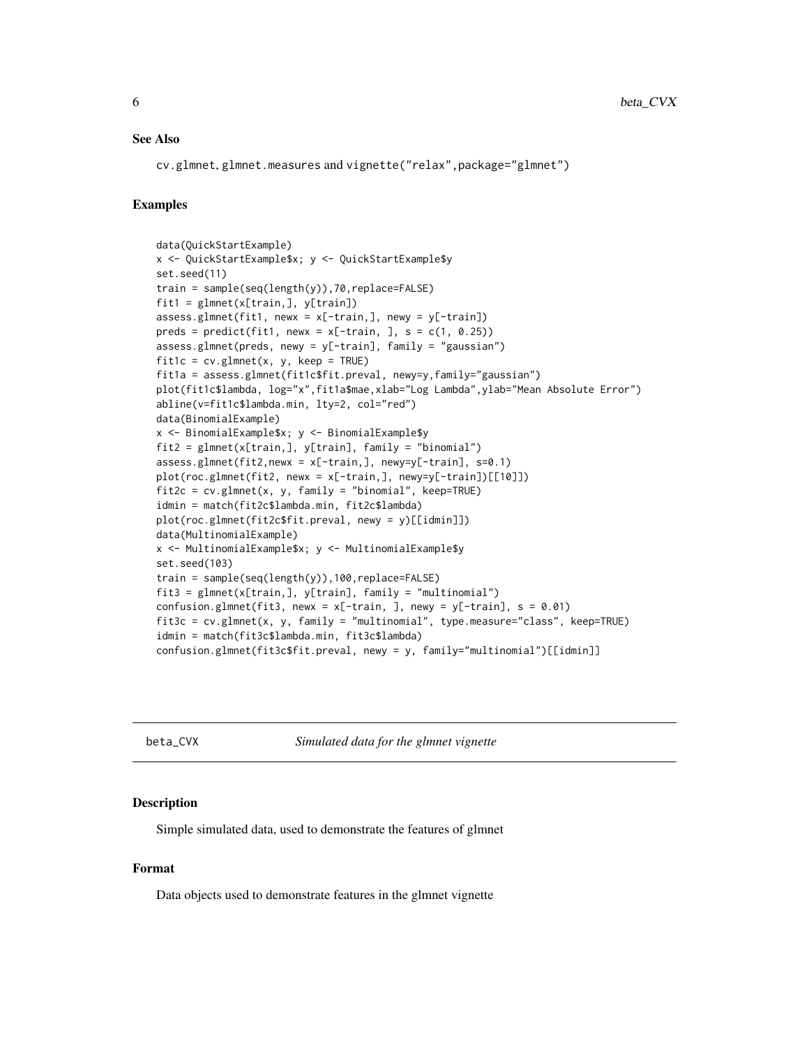### See Also

cv.glmnet, glmnet.measures and vignette("relax",package="glmnet")

### Examples

```
data(QuickStartExample)
x <- QuickStartExample$x; y <- QuickStartExample$y
set.seed(11)
train = sample(seq(length(y)),70,replace=FALSE)
fit1 = glmnet(x[train,], y[train])
assess.glmnet(fit1, newx = x[-train,], newy = y[-train])
preds = predict(fit1, newx = x[-train, ], s = c(1, 0.25))
assess.glmnet(preds, newy = y[-train], family = "gaussian")
fit1c = cv.glmnet(x, y, keep = TRUE)
fit1a = assess.glmnet(fit1c$fit.preval, newy=y,family="gaussian")
plot(fit1c$lambda, log="x",fit1a$mae,xlab="Log Lambda",ylab="Mean Absolute Error")
abline(v=fit1c$lambda.min, lty=2, col="red")
data(BinomialExample)
x <- BinomialExample$x; y <- BinomialExample$y
fit2 = glmnet(x[train,], y[train], family = "binomial")
assess.glmnet(fit2,newx = x[-train,], newy=y[-train], s=0.1)
plot(roc.glmnet(fit2, newx = x[-train,], newy=y[-train])[[10]])
fit2c = cv.glmnet(x, y, family = "binomial", keep=TRUE)
idmin = match(fit2c$lambda.min, fit2c$lambda)
plot(roc.glmnet(fit2c$fit.preval, newy = y)[[idmin]])
data(MultinomialExample)
x <- MultinomialExample$x; y <- MultinomialExample$y
set.seed(103)
train = sample(seq(length(y)),100,replace=FALSE)
fit3 = glmnet(x[train,], y[train], family = "multinomial")
confusion.glmnet(fit3, newx = x[-train, ], newy = y[-train], s = 0.01)
fit3c = cv.glmnet(x, y, family = "multinomial", type.measure="class", keep=TRUE)
idmin = match(fit3c$lambda.min, fit3c$lambda)
confusion.glmnet(fit3c$fit.preval, newy = y, family="multinomial")[[idmin]]
```

---

## beta_CVX *Simulated data for the glmnet vignette*

---

### Description

Simple simulated data, used to demonstrate the features of glmnet

### Format

Data objects used to demonstrate features in the glmnet vignette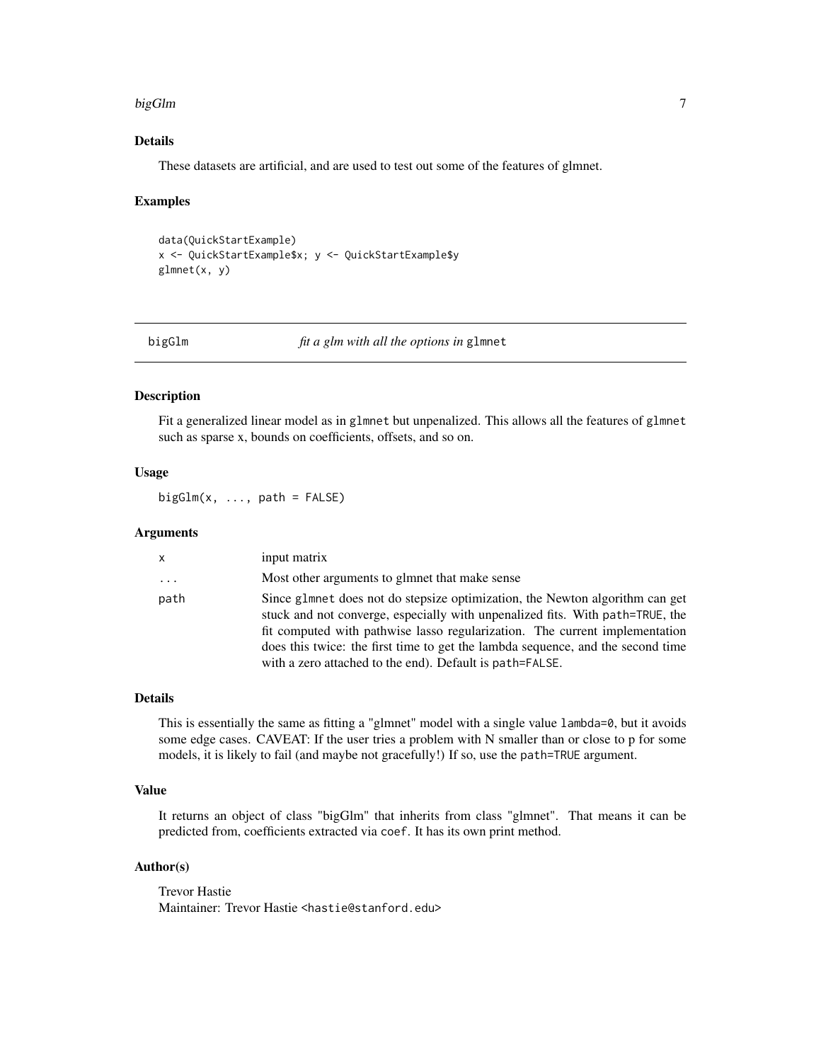### Details

These datasets are artificial, and are used to test out some of the features of glmnet.

### Examples

```
data(QuickStartExample)
x <- QuickStartExample$x; y <- QuickStartExample$y
glmnet(x, y)
```

---

## bigGlm — *fit a glm with all the options in* `glmnet`

### Description

Fit a generalized linear model as in `glmnet` but unpenalized. This allows all the features of `glmnet` such as sparse x, bounds on coefficients, offsets, and so on.

### Usage

```
bigGlm(x, ..., path = FALSE)
```

### Arguments

| | |
|---|---|
| `x` | input matrix |
| `...` | Most other arguments to glmnet that make sense |
| `path` | Since `glmnet` does not do stepsize optimization, the Newton algorithm can get stuck and not converge, especially with unpenalized fits. With `path=TRUE`, the fit computed with pathwise lasso regularization. The current implementation does this twice: the first time to get the lambda sequence, and the second time with a zero attached to the end). Default is `path=FALSE`. |

### Details

This is essentially the same as fitting a "glmnet" model with a single value `lambda=0`, but it avoids some edge cases. CAVEAT: If the user tries a problem with N smaller than or close to p for some models, it is likely to fail (and maybe not gracefully!) If so, use the `path=TRUE` argument.

### Value

It returns an object of class "bigGlm" that inherits from class "glmnet". That means it can be predicted from, coefficients extracted via `coef`. It has its own print method.

### Author(s)

Trevor Hastie
Maintainer: Trevor Hastie <hastie@stanford.edu>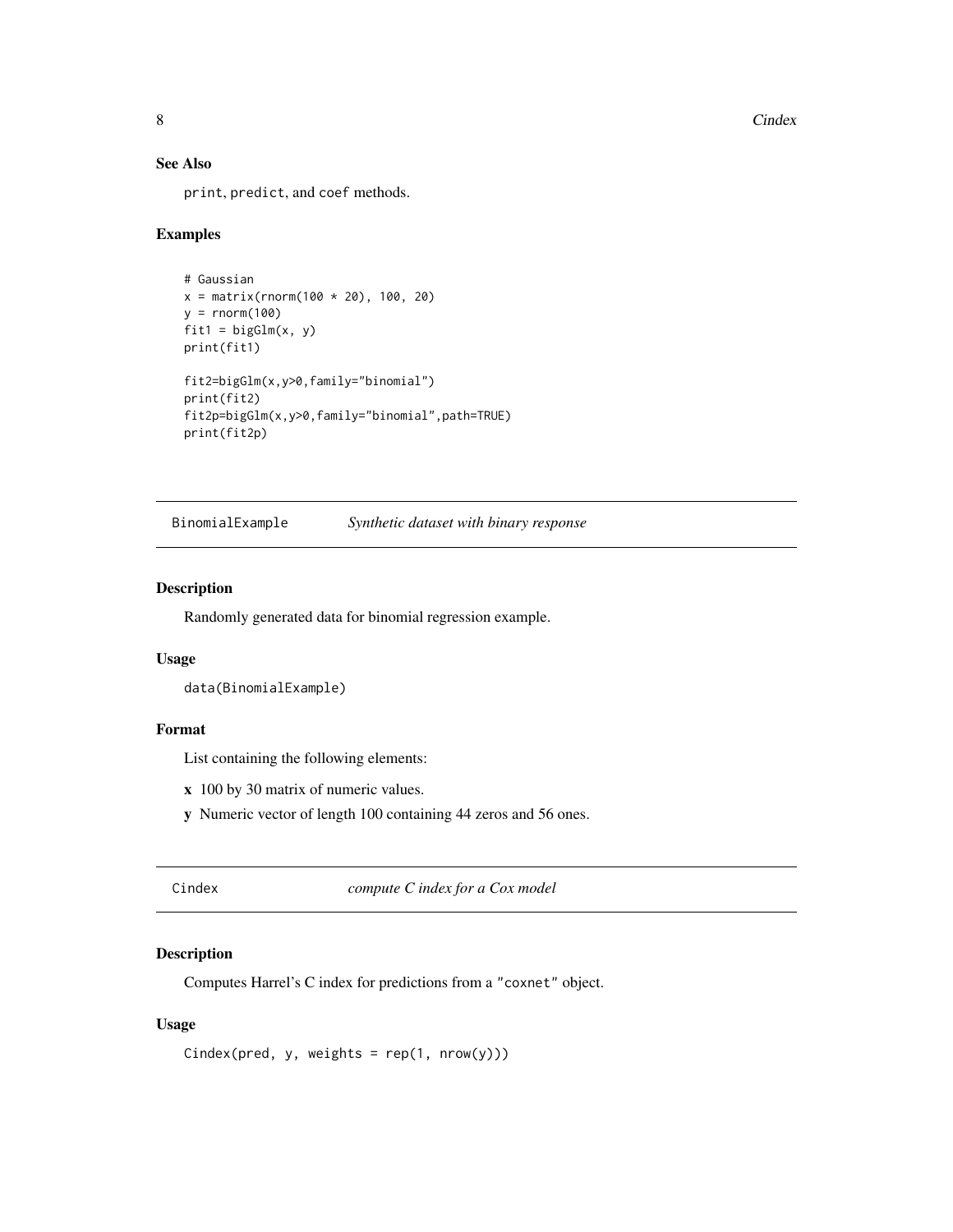### See Also

print, predict, and coef methods.

### Examples

```
# Gaussian
x = matrix(rnorm(100 * 20), 100, 20)
y = rnorm(100)
fit1 = bigGlm(x, y)
print(fit1)

fit2=bigGlm(x,y>0,family="binomial")
print(fit2)
fit2p=bigGlm(x,y>0,family="binomial",path=TRUE)
print(fit2p)
```

---

## BinomialExample *Synthetic dataset with binary response*

---

### Description

Randomly generated data for binomial regression example.

### Usage

```
data(BinomialExample)
```

### Format

List containing the following elements:

**x** 100 by 30 matrix of numeric values.

**y** Numeric vector of length 100 containing 44 zeros and 56 ones.

---

## Cindex *compute C index for a Cox model*

---

### Description

Computes Harrel's C index for predictions from a "coxnet" object.

### Usage

```
Cindex(pred, y, weights = rep(1, nrow(y)))
```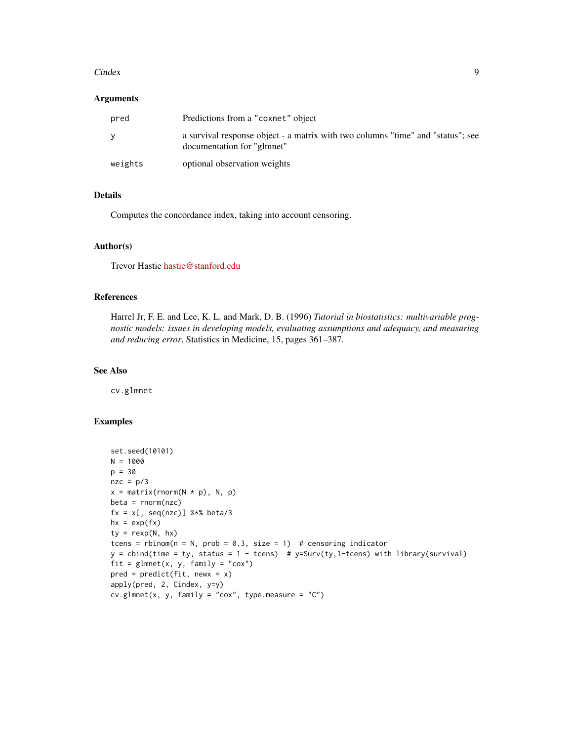### Arguments

| | |
|---|---|
| `pred` | Predictions from a `"coxnet"` object |
| `y` | a survival response object - a matrix with two columns "time" and "status"; see documentation for "glmnet" |
| `weights` | optional observation weights |

### Details

Computes the concordance index, taking into account censoring.

### Author(s)

Trevor Hastie hastie@stanford.edu

### References

Harrel Jr, F. E. and Lee, K. L. and Mark, D. B. (1996) *Tutorial in biostatistics: multivariable prognostic models: issues in developing models, evaluating assumptions and adequacy, and measuring and reducing error*, Statistics in Medicine, 15, pages 361–387.

### See Also

`cv.glmnet`

### Examples

```
set.seed(10101)
N = 1000
p = 30
nzc = p/3
x = matrix(rnorm(N * p), N, p)
beta = rnorm(nzc)
fx = x[, seq(nzc)] %*% beta/3
hx = exp(fx)
ty = rexp(N, hx)
tcens = rbinom(n = N, prob = 0.3, size = 1)  # censoring indicator
y = cbind(time = ty, status = 1 - tcens)  # y=Surv(ty,1-tcens) with library(survival)
fit = glmnet(x, y, family = "cox")
pred = predict(fit, newx = x)
apply(pred, 2, Cindex, y=y)
cv.glmnet(x, y, family = "cox", type.measure = "C")
```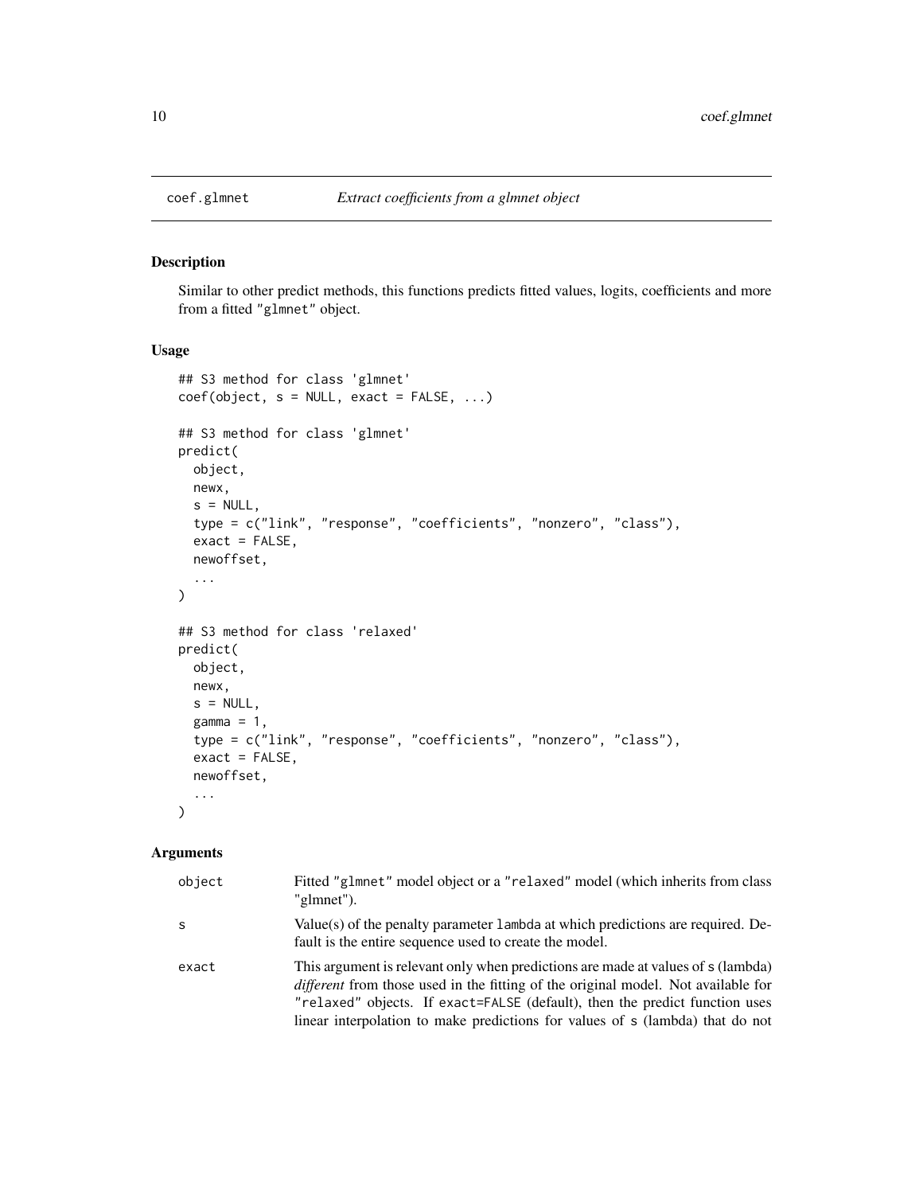# coef.glmnet — *Extract coefficients from a glmnet object*

## Description

Similar to other predict methods, this functions predicts fitted values, logits, coefficients and more from a fitted "glmnet" object.

## Usage

```
## S3 method for class 'glmnet'
coef(object, s = NULL, exact = FALSE, ...)

## S3 method for class 'glmnet'
predict(
  object,
  newx,
  s = NULL,
  type = c("link", "response", "coefficients", "nonzero", "class"),
  exact = FALSE,
  newoffset,
  ...
)

## S3 method for class 'relaxed'
predict(
  object,
  newx,
  s = NULL,
  gamma = 1,
  type = c("link", "response", "coefficients", "nonzero", "class"),
  exact = FALSE,
  newoffset,
  ...
)
```

## Arguments

| | |
|---|---|
| `object` | Fitted "glmnet" model object or a "relaxed" model (which inherits from class "glmnet"). |
| `s` | Value(s) of the penalty parameter `lambda` at which predictions are required. Default is the entire sequence used to create the model. |
| `exact` | This argument is relevant only when predictions are made at values of `s` (lambda) *different* from those used in the fitting of the original model. Not available for "relaxed" objects. If `exact=FALSE` (default), then the predict function uses linear interpolation to make predictions for values of `s` (lambda) that do not |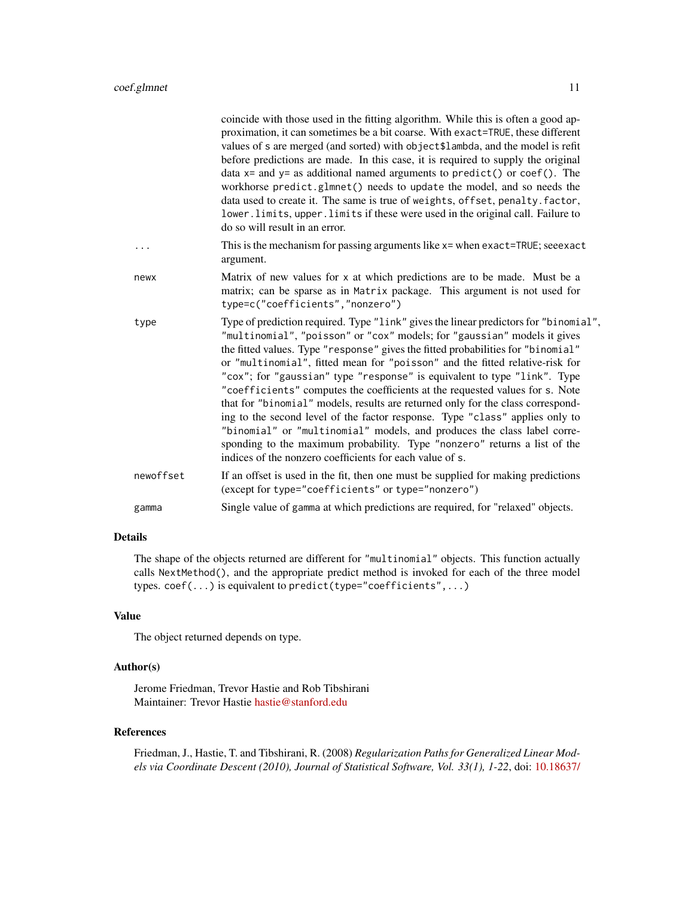coincide with those used in the fitting algorithm. While this is often a good approximation, it can sometimes be a bit coarse. With `exact=TRUE`, these different values of `s` are merged (and sorted) with `object$lambda`, and the model is refit before predictions are made. In this case, it is required to supply the original data `x=` and `y=` as additional named arguments to `predict()` or `coef()`. The workhorse `predict.glmnet()` needs to `update` the model, and so needs the data used to create it. The same is true of `weights`, `offset`, `penalty.factor`, `lower.limits`, `upper.limits` if these were used in the original call. Failure to do so will result in an error.

`...` This is the mechanism for passing arguments like `x=` when `exact=TRUE`; see`exact` argument.

`newx` Matrix of new values for `x` at which predictions are to be made. Must be a matrix; can be sparse as in `Matrix` package. This argument is not used for `type=c("coefficients","nonzero")`

`type` Type of prediction required. Type `"link"` gives the linear predictors for `"binomial"`, `"multinomial"`, `"poisson"` or `"cox"` models; for `"gaussian"` models it gives the fitted values. Type `"response"` gives the fitted probabilities for `"binomial"` or `"multinomial"`, fitted mean for `"poisson"` and the fitted relative-risk for `"cox"`; for `"gaussian"` type `"response"` is equivalent to type `"link"`. Type `"coefficients"` computes the coefficients at the requested values for `s`. Note that for `"binomial"` models, results are returned only for the class corresponding to the second level of the factor response. Type `"class"` applies only to `"binomial"` or `"multinomial"` models, and produces the class label corresponding to the maximum probability. Type `"nonzero"` returns a list of the indices of the nonzero coefficients for each value of `s`.

`newoffset` If an offset is used in the fit, then one must be supplied for making predictions (except for `type="coefficients"` or `type="nonzero"`)

`gamma` Single value of `gamma` at which predictions are required, for "relaxed" objects.

### Details

The shape of the objects returned are different for `"multinomial"` objects. This function actually calls `NextMethod()`, and the appropriate predict method is invoked for each of the three model types. `coef(...)` is equivalent to `predict(type="coefficients",...)`

### Value

The object returned depends on type.

### Author(s)

Jerome Friedman, Trevor Hastie and Rob Tibshirani
Maintainer: Trevor Hastie hastie@stanford.edu

### References

Friedman, J., Hastie, T. and Tibshirani, R. (2008) *Regularization Paths for Generalized Linear Models via Coordinate Descent (2010), Journal of Statistical Software, Vol. 33(1), 1-22*, doi: 10.18637/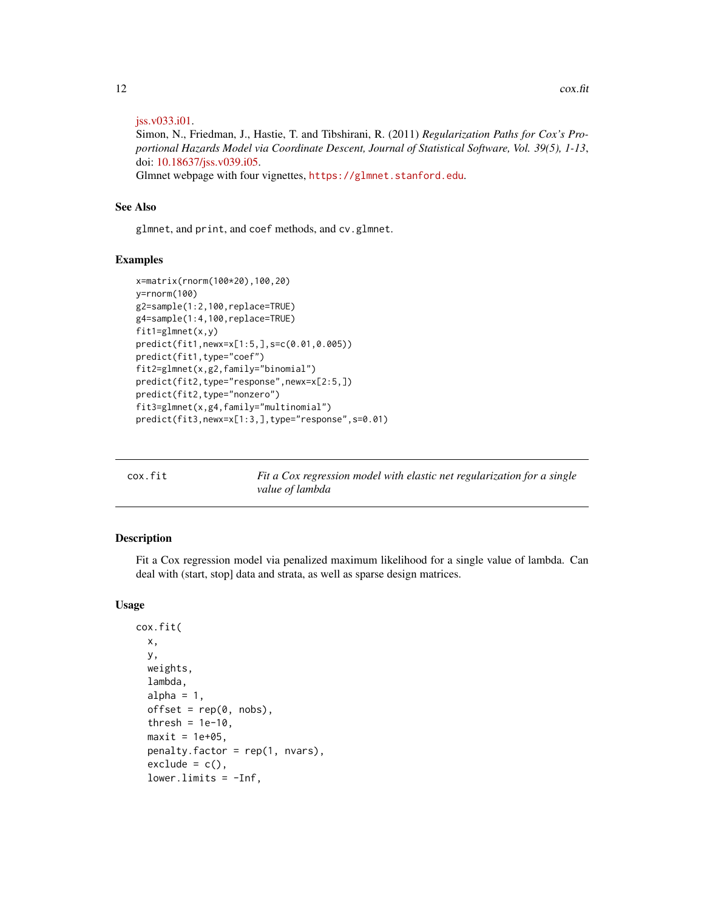jss.v033.i01.

Simon, N., Friedman, J., Hastie, T. and Tibshirani, R. (2011) *Regularization Paths for Cox's Proportional Hazards Model via Coordinate Descent, Journal of Statistical Software, Vol. 39(5), 1-13*, doi: 10.18637/jss.v039.i05.

Glmnet webpage with four vignettes, https://glmnet.stanford.edu.

### See Also

glmnet, and print, and coef methods, and cv.glmnet.

### Examples

```
x=matrix(rnorm(100*20),100,20)
y=rnorm(100)
g2=sample(1:2,100,replace=TRUE)
g4=sample(1:4,100,replace=TRUE)
fit1=glmnet(x,y)
predict(fit1,newx=x[1:5,],s=c(0.01,0.005))
predict(fit1,type="coef")
fit2=glmnet(x,g2,family="binomial")
predict(fit2,type="response",newx=x[2:5,])
predict(fit2,type="nonzero")
fit3=glmnet(x,g4,family="multinomial")
predict(fit3,newx=x[1:3,],type="response",s=0.01)
```

---

## cox.fit — *Fit a Cox regression model with elastic net regularization for a single value of lambda*

### Description

Fit a Cox regression model via penalized maximum likelihood for a single value of lambda. Can deal with (start, stop] data and strata, as well as sparse design matrices.

### Usage

```
cox.fit(
  x,
  y,
  weights,
  lambda,
  alpha = 1,
  offset = rep(0, nobs),
  thresh = 1e-10,
  maxit = 1e+05,
  penalty.factor = rep(1, nvars),
  exclude = c(),
  lower.limits = -Inf,
```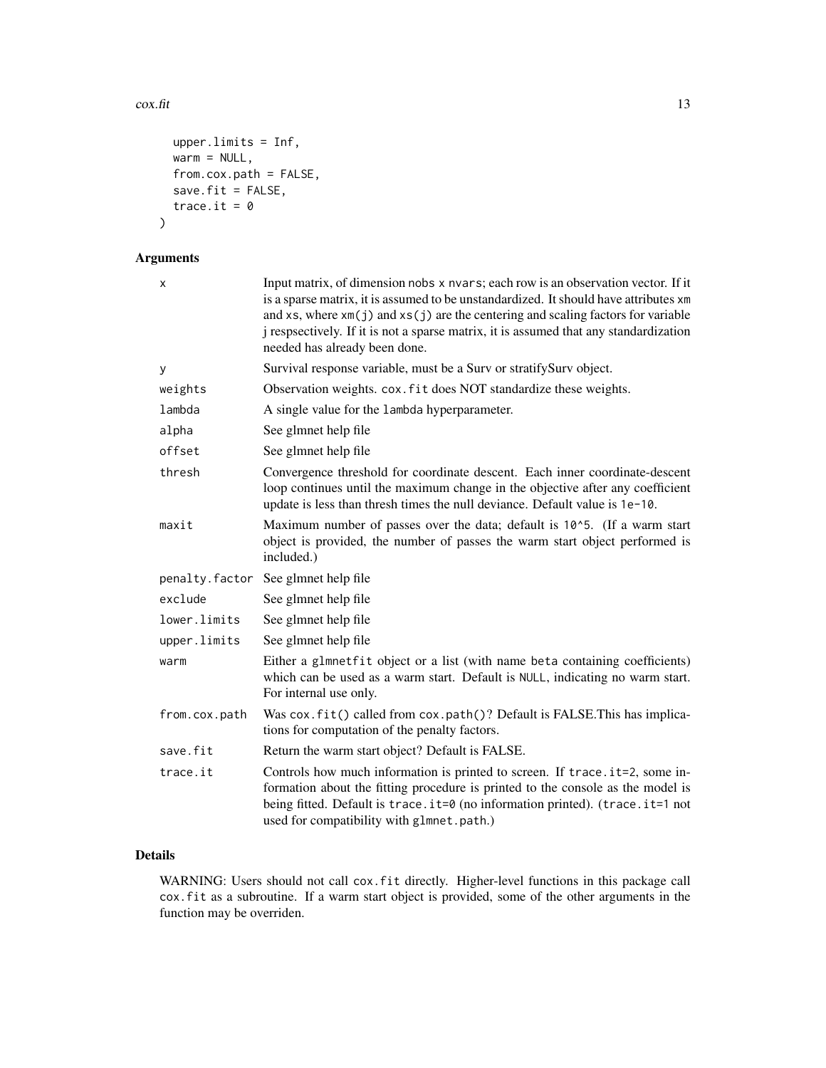```
  upper.limits = Inf,
  warm = NULL,
  from.cox.path = FALSE,
  save.fit = FALSE,
  trace.it = 0
)
```

## Arguments

| | |
|---|---|
| x | Input matrix, of dimension nobs x nvars; each row is an observation vector. If it is a sparse matrix, it is assumed to be unstandardized. It should have attributes xm and xs, where xm(j) and xs(j) are the centering and scaling factors for variable j respsectively. If it is not a sparse matrix, it is assumed that any standardization needed has already been done. |
| y | Survival response variable, must be a Surv or stratifySurv object. |
| weights | Observation weights. cox.fit does NOT standardize these weights. |
| lambda | A single value for the lambda hyperparameter. |
| alpha | See glmnet help file |
| offset | See glmnet help file |
| thresh | Convergence threshold for coordinate descent. Each inner coordinate-descent loop continues until the maximum change in the objective after any coefficient update is less than thresh times the null deviance. Default value is 1e-10. |
| maxit | Maximum number of passes over the data; default is 10^5. (If a warm start object is provided, the number of passes the warm start object performed is included.) |
| penalty.factor | See glmnet help file |
| exclude | See glmnet help file |
| lower.limits | See glmnet help file |
| upper.limits | See glmnet help file |
| warm | Either a glmnetfit object or a list (with name beta containing coefficients) which can be used as a warm start. Default is NULL, indicating no warm start. For internal use only. |
| from.cox.path | Was cox.fit() called from cox.path()? Default is FALSE.This has implications for computation of the penalty factors. |
| save.fit | Return the warm start object? Default is FALSE. |
| trace.it | Controls how much information is printed to screen. If trace.it=2, some information about the fitting procedure is printed to the console as the model is being fitted. Default is trace.it=0 (no information printed). (trace.it=1 not used for compatibility with glmnet.path.) |

## Details

WARNING: Users should not call cox.fit directly. Higher-level functions in this package call cox.fit as a subroutine. If a warm start object is provided, some of the other arguments in the function may be overriden.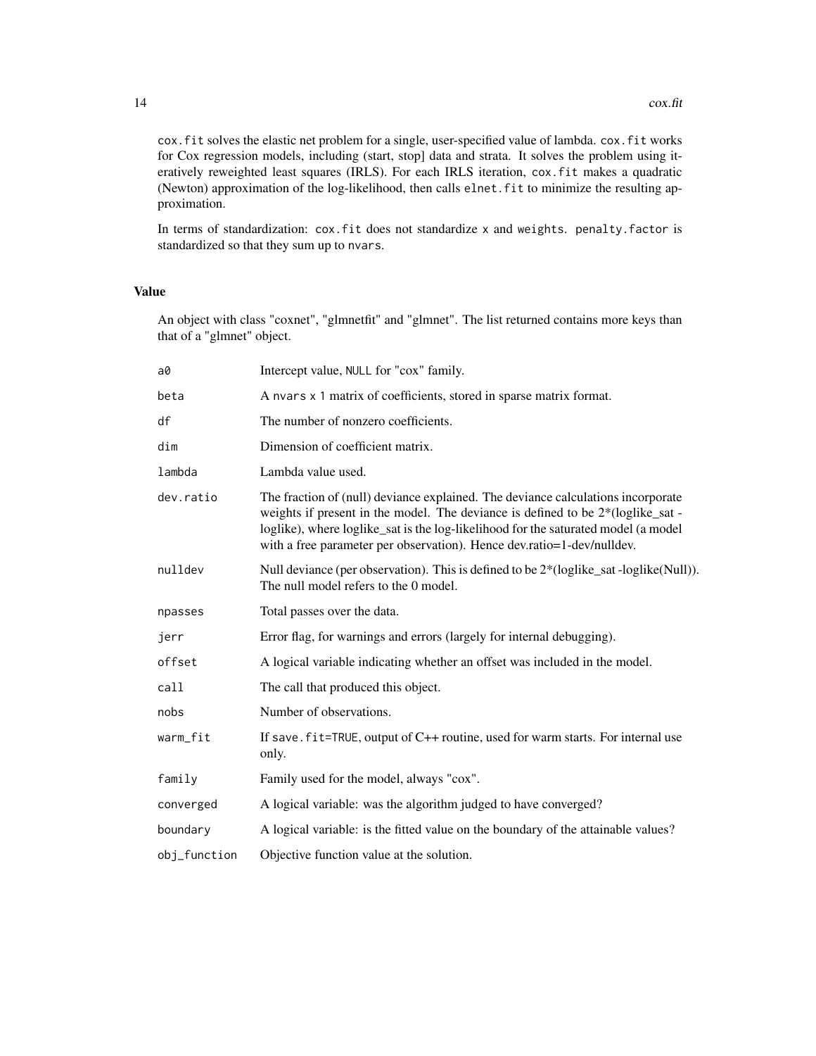`cox.fit` solves the elastic net problem for a single, user-specified value of lambda. `cox.fit` works for Cox regression models, including (start, stop] data and strata. It solves the problem using iteratively reweighted least squares (IRLS). For each IRLS iteration, `cox.fit` makes a quadratic (Newton) approximation of the log-likelihood, then calls `elnet.fit` to minimize the resulting approximation.

In terms of standardization: `cox.fit` does not standardize `x` and `weights`. `penalty.factor` is standardized so that they sum up to `nvars`.

### Value

An object with class "coxnet", "glmnetfit" and "glmnet". The list returned contains more keys than that of a "glmnet" object.

| | |
|---|---|
| `a0` | Intercept value, `NULL` for "cox" family. |
| `beta` | A `nvars x 1` matrix of coefficients, stored in sparse matrix format. |
| `df` | The number of nonzero coefficients. |
| `dim` | Dimension of coefficient matrix. |
| `lambda` | Lambda value used. |
| `dev.ratio` | The fraction of (null) deviance explained. The deviance calculations incorporate weights if present in the model. The deviance is defined to be 2*(loglike_sat - loglike), where loglike_sat is the log-likelihood for the saturated model (a model with a free parameter per observation). Hence dev.ratio=1-dev/nulldev. |
| `nulldev` | Null deviance (per observation). This is defined to be 2*(loglike_sat -loglike(Null)). The null model refers to the 0 model. |
| `npasses` | Total passes over the data. |
| `jerr` | Error flag, for warnings and errors (largely for internal debugging). |
| `offset` | A logical variable indicating whether an offset was included in the model. |
| `call` | The call that produced this object. |
| `nobs` | Number of observations. |
| `warm_fit` | If `save.fit=TRUE`, output of C++ routine, used for warm starts. For internal use only. |
| `family` | Family used for the model, always "cox". |
| `converged` | A logical variable: was the algorithm judged to have converged? |
| `boundary` | A logical variable: is the fitted value on the boundary of the attainable values? |
| `obj_function` | Objective function value at the solution. |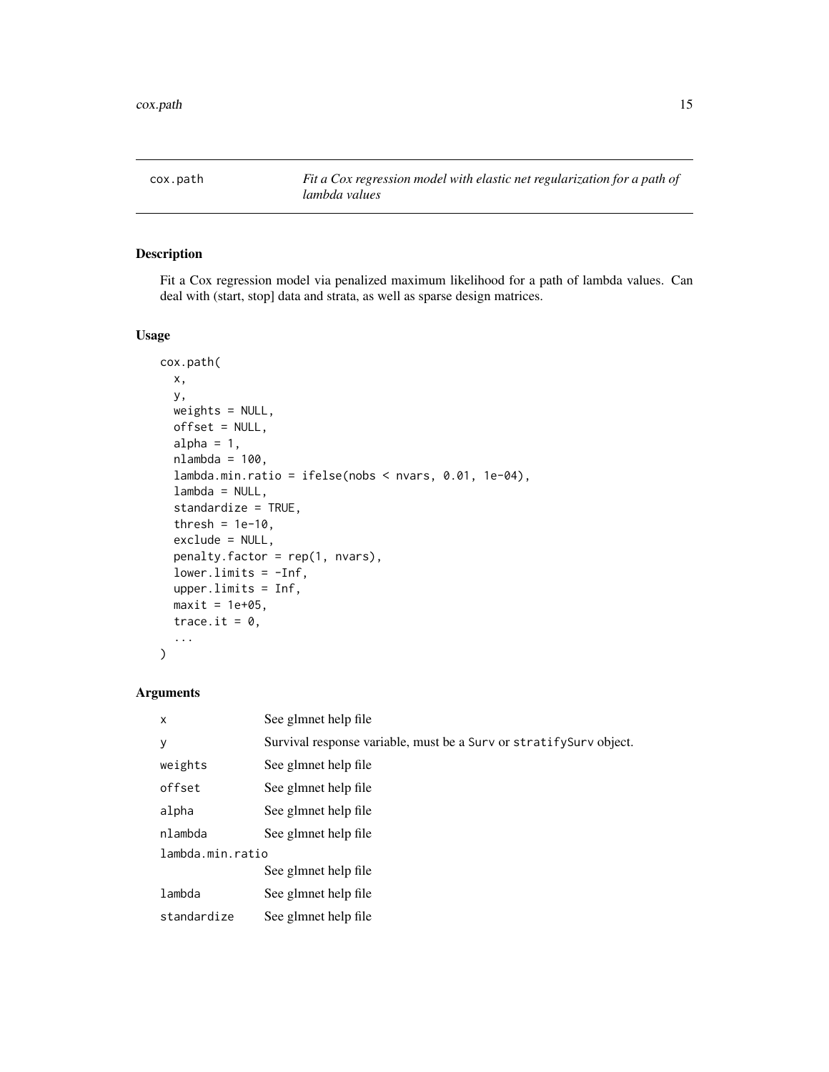cox.path — *Fit a Cox regression model with elastic net regularization for a path of lambda values*

## Description

Fit a Cox regression model via penalized maximum likelihood for a path of lambda values. Can deal with (start, stop] data and strata, as well as sparse design matrices.

## Usage

```
cox.path(
  x,
  y,
  weights = NULL,
  offset = NULL,
  alpha = 1,
  nlambda = 100,
  lambda.min.ratio = ifelse(nobs < nvars, 0.01, 1e-04),
  lambda = NULL,
  standardize = TRUE,
  thresh = 1e-10,
  exclude = NULL,
  penalty.factor = rep(1, nvars),
  lower.limits = -Inf,
  upper.limits = Inf,
  maxit = 1e+05,
  trace.it = 0,
  ...
)
```

## Arguments

| Argument | Description |
|---|---|
| `x` | See glmnet help file |
| `y` | Survival response variable, must be a `Surv` or `stratifySurv` object. |
| `weights` | See glmnet help file |
| `offset` | See glmnet help file |
| `alpha` | See glmnet help file |
| `nlambda` | See glmnet help file |
| `lambda.min.ratio` | See glmnet help file |
| `lambda` | See glmnet help file |
| `standardize` | See glmnet help file |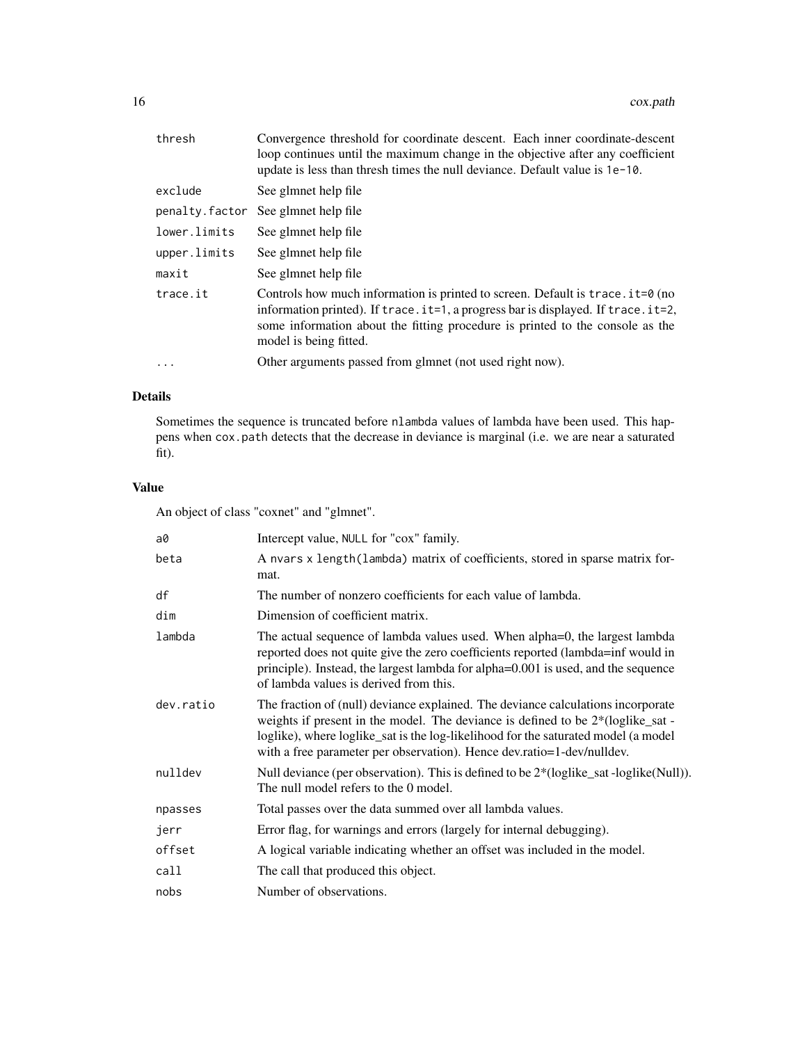| | |
|---|---|
| `thresh` | Convergence threshold for coordinate descent. Each inner coordinate-descent loop continues until the maximum change in the objective after any coefficient update is less than thresh times the null deviance. Default value is `1e-10`. |
| `exclude` | See glmnet help file |
| `penalty.factor` | See glmnet help file |
| `lower.limits` | See glmnet help file |
| `upper.limits` | See glmnet help file |
| `maxit` | See glmnet help file |
| `trace.it` | Controls how much information is printed to screen. Default is `trace.it=0` (no information printed). If `trace.it=1`, a progress bar is displayed. If `trace.it=2`, some information about the fitting procedure is printed to the console as the model is being fitted. |
| `...` | Other arguments passed from glmnet (not used right now). |

### Details

Sometimes the sequence is truncated before `nlambda` values of lambda have been used. This happens when `cox.path` detects that the decrease in deviance is marginal (i.e. we are near a saturated fit).

### Value

An object of class "coxnet" and "glmnet".

| | |
|---|---|
| `a0` | Intercept value, NULL for "cox" family. |
| `beta` | A nvars x `length(lambda)` matrix of coefficients, stored in sparse matrix format. |
| `df` | The number of nonzero coefficients for each value of lambda. |
| `dim` | Dimension of coefficient matrix. |
| `lambda` | The actual sequence of lambda values used. When alpha=0, the largest lambda reported does not quite give the zero coefficients reported (lambda=inf would in principle). Instead, the largest lambda for alpha=0.001 is used, and the sequence of lambda values is derived from this. |
| `dev.ratio` | The fraction of (null) deviance explained. The deviance calculations incorporate weights if present in the model. The deviance is defined to be 2*(loglike_sat - loglike), where loglike_sat is the log-likelihood for the saturated model (a model with a free parameter per observation). Hence dev.ratio=1-dev/nulldev. |
| `nulldev` | Null deviance (per observation). This is defined to be 2*(loglike_sat -loglike(Null)). The null model refers to the 0 model. |
| `npasses` | Total passes over the data summed over all lambda values. |
| `jerr` | Error flag, for warnings and errors (largely for internal debugging). |
| `offset` | A logical variable indicating whether an offset was included in the model. |
| `call` | The call that produced this object. |
| `nobs` | Number of observations. |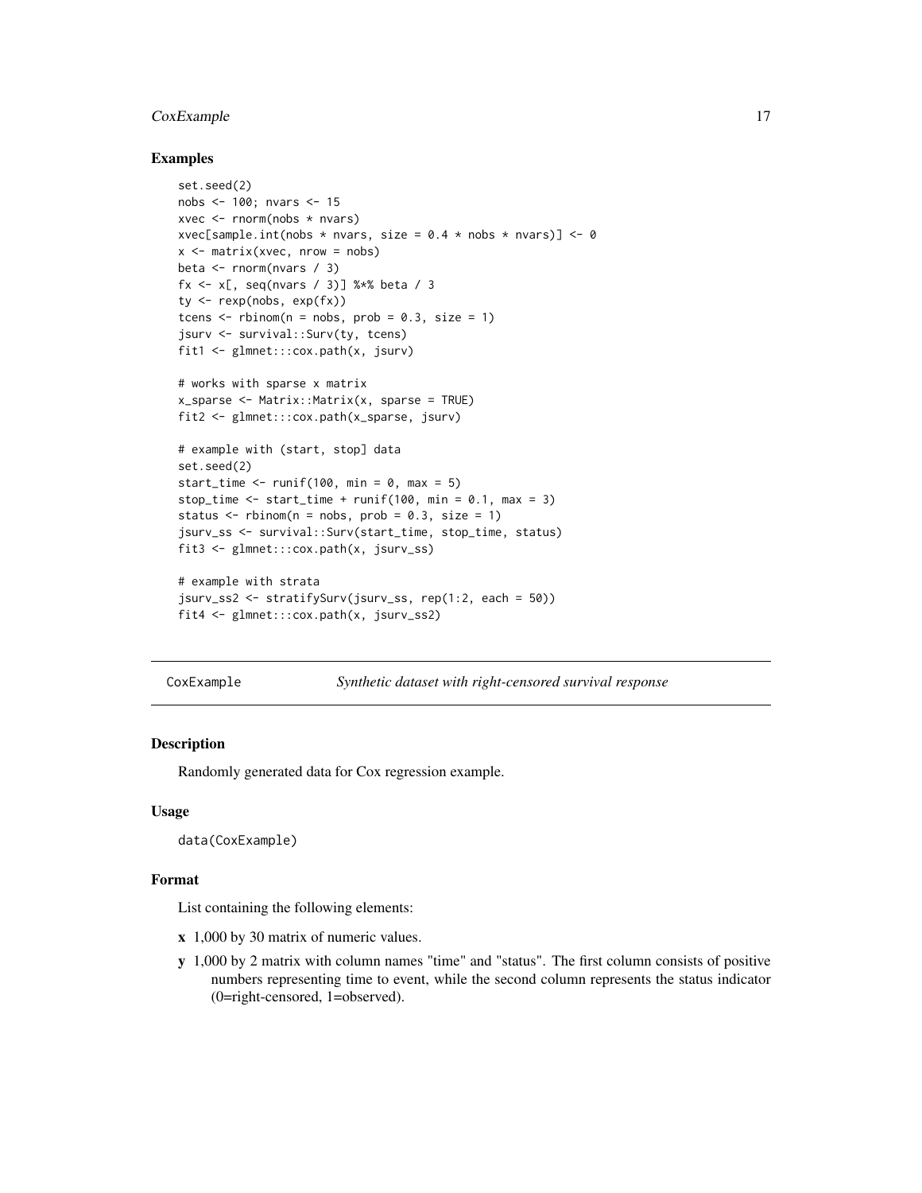### Examples

```
set.seed(2)
nobs <- 100; nvars <- 15
xvec <- rnorm(nobs * nvars)
xvec[sample.int(nobs * nvars, size = 0.4 * nobs * nvars)] <- 0
x <- matrix(xvec, nrow = nobs)
beta <- rnorm(nvars / 3)
fx <- x[, seq(nvars / 3)] %*% beta / 3
ty <- rexp(nobs, exp(fx))
tcens <- rbinom(n = nobs, prob = 0.3, size = 1)
jsurv <- survival::Surv(ty, tcens)
fit1 <- glmnet:::cox.path(x, jsurv)

# works with sparse x matrix
x_sparse <- Matrix::Matrix(x, sparse = TRUE)
fit2 <- glmnet:::cox.path(x_sparse, jsurv)

# example with (start, stop] data
set.seed(2)
start_time <- runif(100, min = 0, max = 5)
stop_time <- start_time + runif(100, min = 0.1, max = 3)
status <- rbinom(n = nobs, prob = 0.3, size = 1)
jsurv_ss <- survival::Surv(start_time, stop_time, status)
fit3 <- glmnet:::cox.path(x, jsurv_ss)

# example with strata
jsurv_ss2 <- stratifySurv(jsurv_ss, rep(1:2, each = 50))
fit4 <- glmnet:::cox.path(x, jsurv_ss2)
```

---

## CoxExample — *Synthetic dataset with right-censored survival response*

---

### Description

Randomly generated data for Cox regression example.

### Usage

```
data(CoxExample)
```

### Format

List containing the following elements:

- **x** 1,000 by 30 matrix of numeric values.
- **y** 1,000 by 2 matrix with column names "time" and "status". The first column consists of positive numbers representing time to event, while the second column represents the status indicator (0=right-censored, 1=observed).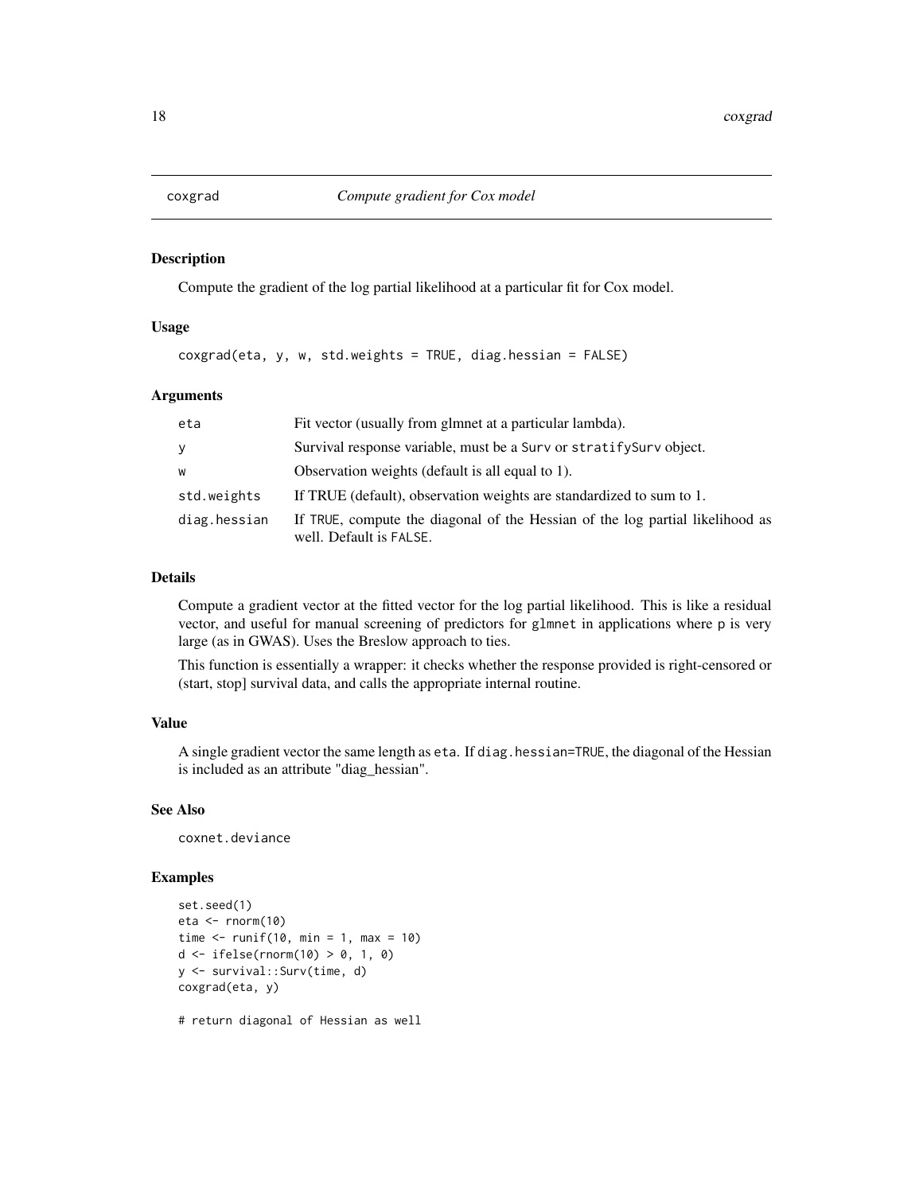# coxgrad *Compute gradient for Cox model*

## Description

Compute the gradient of the log partial likelihood at a particular fit for Cox model.

## Usage

```
coxgrad(eta, y, w, std.weights = TRUE, diag.hessian = FALSE)
```

## Arguments

| | |
|---|---|
| eta | Fit vector (usually from glmnet at a particular lambda). |
| y | Survival response variable, must be a `Surv` or `stratifySurv` object. |
| w | Observation weights (default is all equal to 1). |
| std.weights | If TRUE (default), observation weights are standardized to sum to 1. |
| diag.hessian | If `TRUE`, compute the diagonal of the Hessian of the log partial likelihood as well. Default is `FALSE`. |

## Details

Compute a gradient vector at the fitted vector for the log partial likelihood. This is like a residual vector, and useful for manual screening of predictors for `glmnet` in applications where `p` is very large (as in GWAS). Uses the Breslow approach to ties.

This function is essentially a wrapper: it checks whether the response provided is right-censored or (start, stop] survival data, and calls the appropriate internal routine.

## Value

A single gradient vector the same length as `eta`. If `diag.hessian=TRUE`, the diagonal of the Hessian is included as an attribute "diag_hessian".

## See Also

`coxnet.deviance`

## Examples

```
set.seed(1)
eta <- rnorm(10)
time <- runif(10, min = 1, max = 10)
d <- ifelse(rnorm(10) > 0, 1, 0)
y <- survival::Surv(time, d)
coxgrad(eta, y)

# return diagonal of Hessian as well
```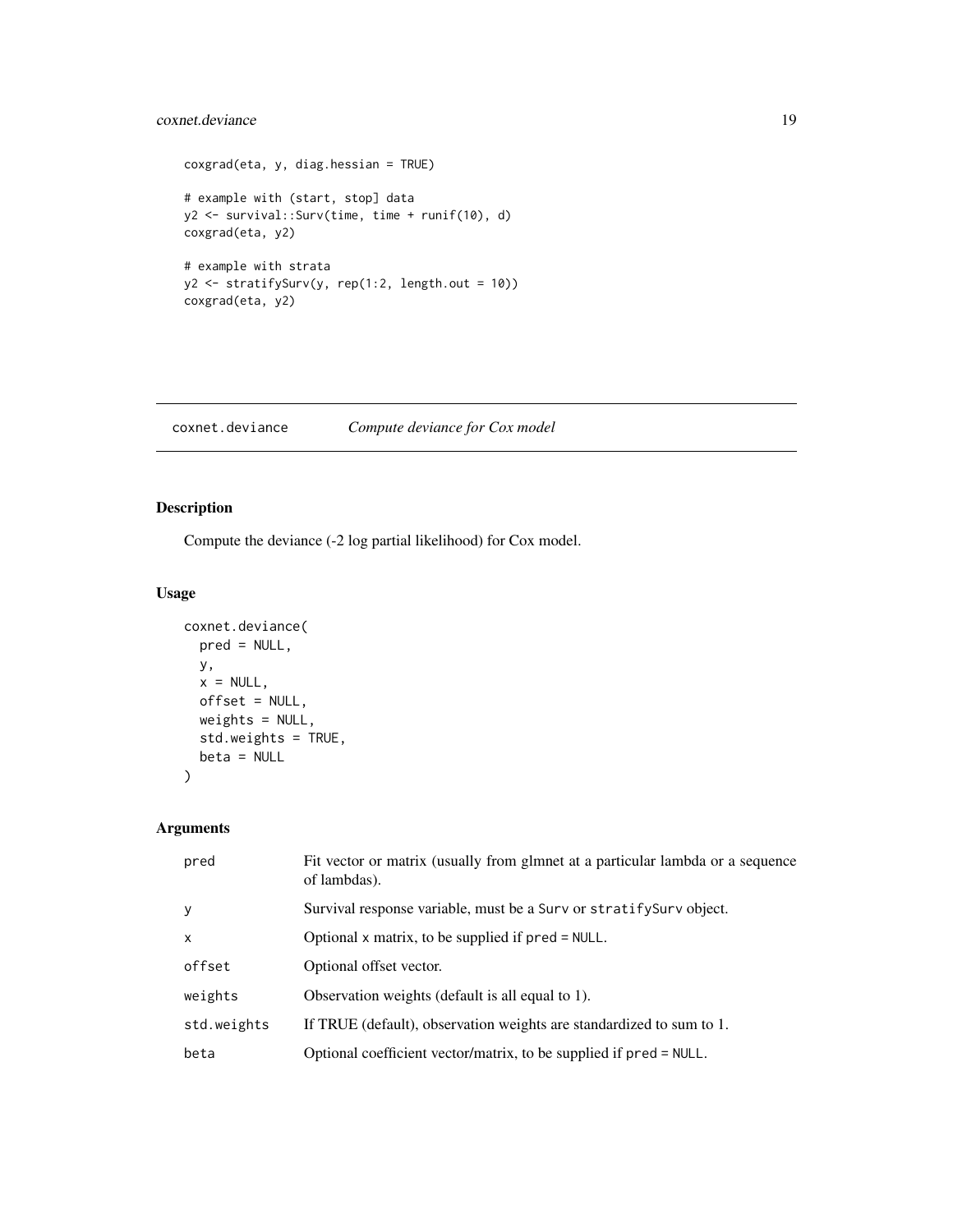```
coxgrad(eta, y, diag.hessian = TRUE)

# example with (start, stop] data
y2 <- survival::Surv(time, time + runif(10), d)
coxgrad(eta, y2)

# example with strata
y2 <- stratifySurv(y, rep(1:2, length.out = 10))
coxgrad(eta, y2)
```

---

## coxnet.deviance *Compute deviance for Cox model*

### Description

Compute the deviance (-2 log partial likelihood) for Cox model.

### Usage

```
coxnet.deviance(
  pred = NULL,
  y,
  x = NULL,
  offset = NULL,
  weights = NULL,
  std.weights = TRUE,
  beta = NULL
)
```

### Arguments

| | |
|---|---|
| `pred` | Fit vector or matrix (usually from glmnet at a particular lambda or a sequence of lambdas). |
| `y` | Survival response variable, must be a `Surv` or `stratifySurv` object. |
| `x` | Optional `x` matrix, to be supplied if `pred = NULL`. |
| `offset` | Optional offset vector. |
| `weights` | Observation weights (default is all equal to 1). |
| `std.weights` | If TRUE (default), observation weights are standardized to sum to 1. |
| `beta` | Optional coefficient vector/matrix, to be supplied if `pred = NULL`. |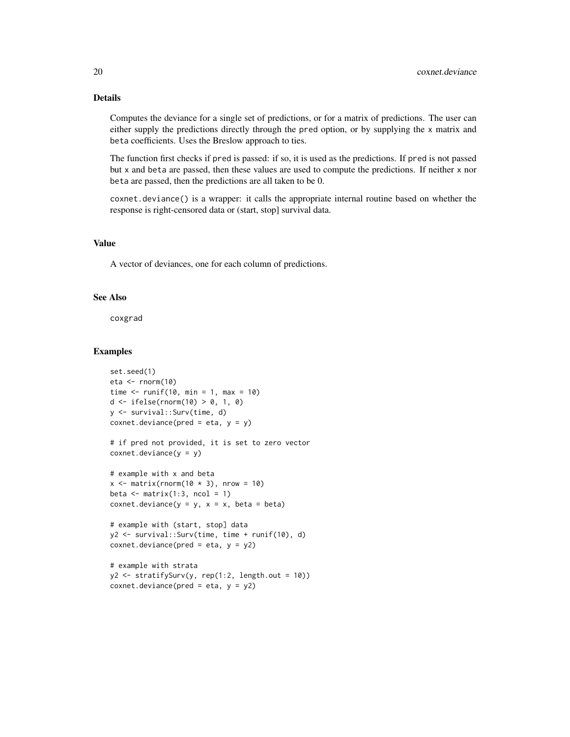## Details

Computes the deviance for a single set of predictions, or for a matrix of predictions. The user can either supply the predictions directly through the pred option, or by supplying the x matrix and beta coefficients. Uses the Breslow approach to ties.

The function first checks if pred is passed: if so, it is used as the predictions. If pred is not passed but x and beta are passed, then these values are used to compute the predictions. If neither x nor beta are passed, then the predictions are all taken to be 0.

coxnet.deviance() is a wrapper: it calls the appropriate internal routine based on whether the response is right-censored data or (start, stop] survival data.

## Value

A vector of deviances, one for each column of predictions.

## See Also

coxgrad

## Examples

```
set.seed(1)
eta <- rnorm(10)
time <- runif(10, min = 1, max = 10)
d <- ifelse(rnorm(10) > 0, 1, 0)
y <- survival::Surv(time, d)
coxnet.deviance(pred = eta, y = y)

# if pred not provided, it is set to zero vector
coxnet.deviance(y = y)

# example with x and beta
x <- matrix(rnorm(10 * 3), nrow = 10)
beta <- matrix(1:3, ncol = 1)
coxnet.deviance(y = y, x = x, beta = beta)

# example with (start, stop] data
y2 <- survival::Surv(time, time + runif(10), d)
coxnet.deviance(pred = eta, y = y2)

# example with strata
y2 <- stratifySurv(y, rep(1:2, length.out = 10))
coxnet.deviance(pred = eta, y = y2)
```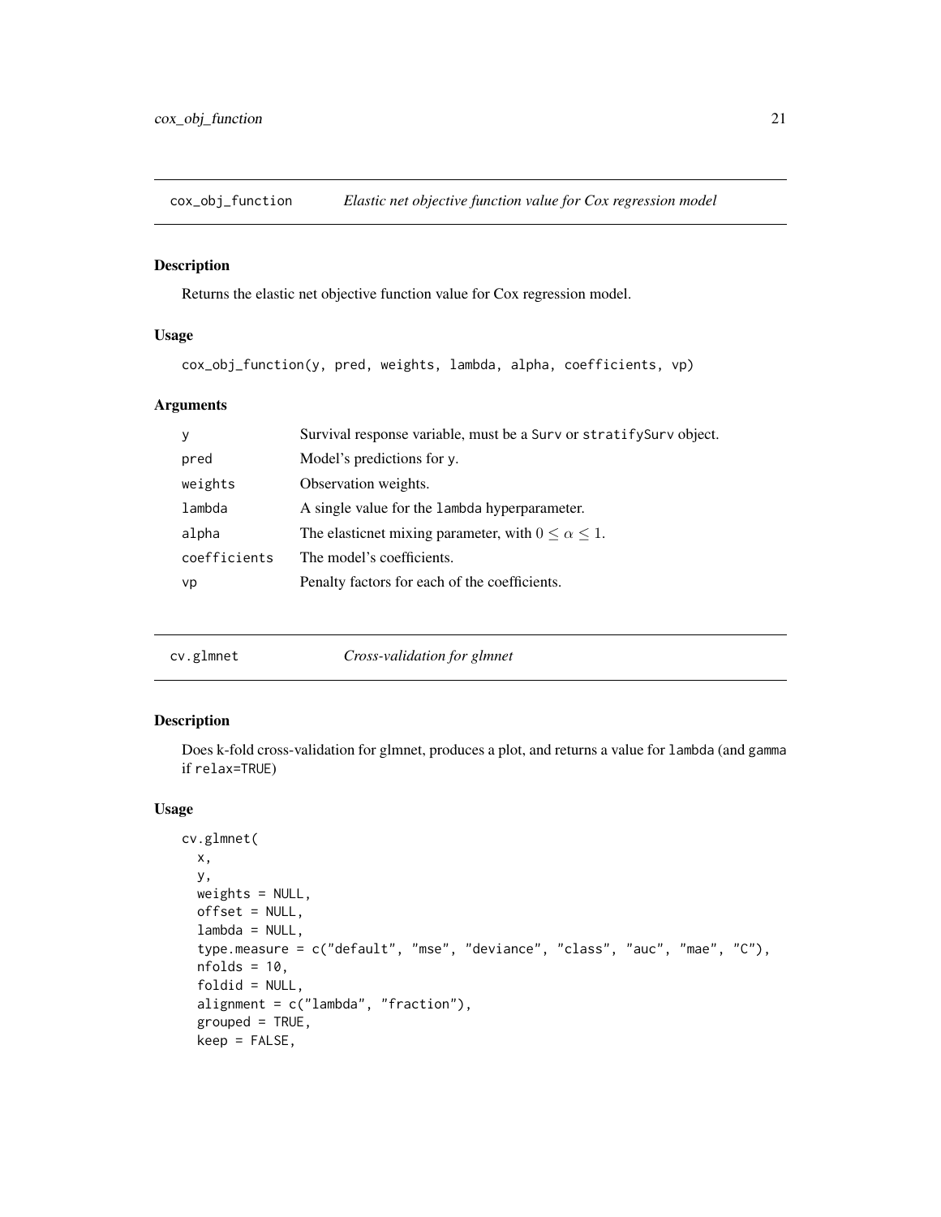## cox_obj_function — *Elastic net objective function value for Cox regression model*

### Description

Returns the elastic net objective function value for Cox regression model.

### Usage

```
cox_obj_function(y, pred, weights, lambda, alpha, coefficients, vp)
```

### Arguments

| | |
|---|---|
| y | Survival response variable, must be a Surv or stratifySurv object. |
| pred | Model's predictions for y. |
| weights | Observation weights. |
| lambda | A single value for the lambda hyperparameter. |
| alpha | The elasticnet mixing parameter, with $0 \leq \alpha \leq 1$. |
| coefficients | The model's coefficients. |
| vp | Penalty factors for each of the coefficients. |

## cv.glmnet — *Cross-validation for glmnet*

### Description

Does k-fold cross-validation for glmnet, produces a plot, and returns a value for lambda (and gamma if relax=TRUE)

### Usage

```
cv.glmnet(
  x,
  y,
  weights = NULL,
  offset = NULL,
  lambda = NULL,
  type.measure = c("default", "mse", "deviance", "class", "auc", "mae", "C"),
  nfolds = 10,
  foldid = NULL,
  alignment = c("lambda", "fraction"),
  grouped = TRUE,
  keep = FALSE,
```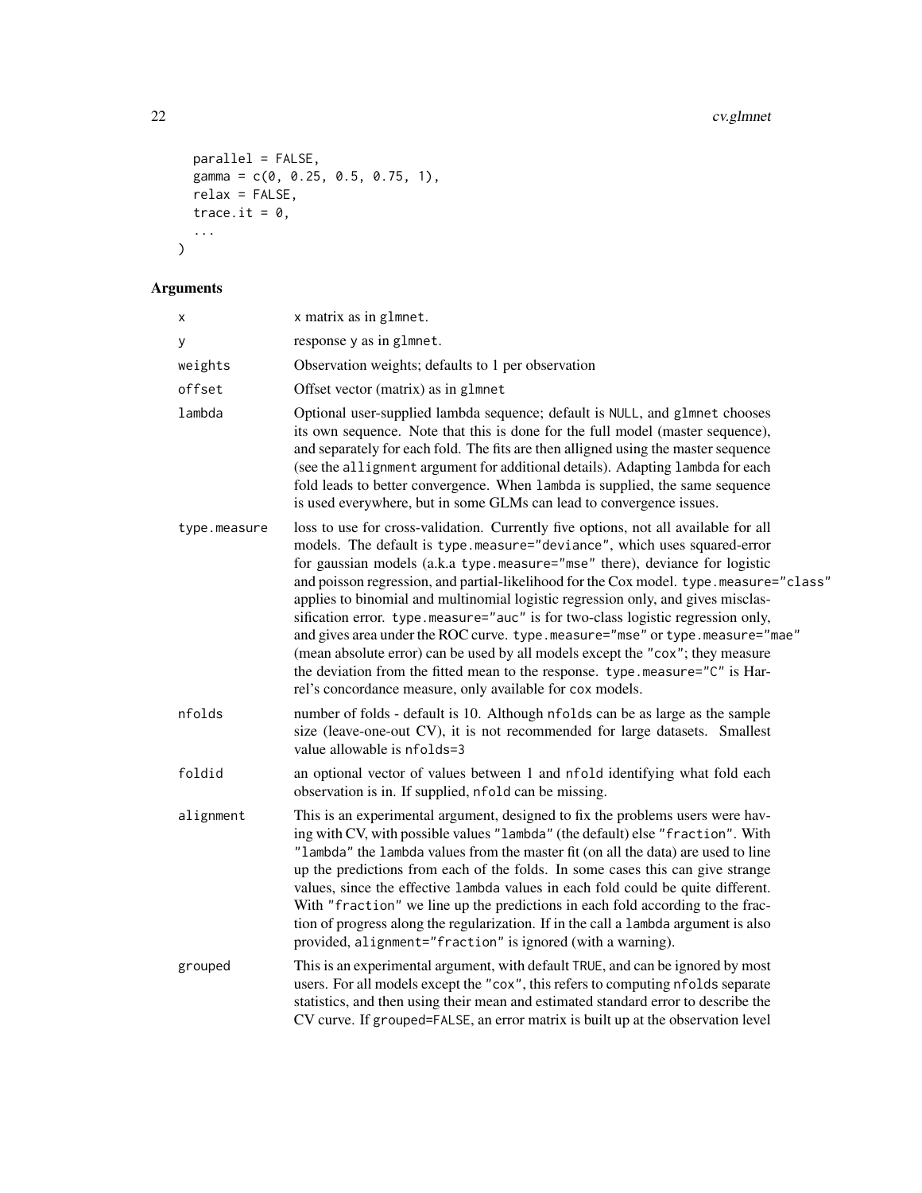```
  parallel = FALSE,
  gamma = c(0, 0.25, 0.5, 0.75, 1),
  relax = FALSE,
  trace.it = 0,
  ...
)
```

## Arguments

| | |
|---|---|
| x | x matrix as in glmnet. |
| y | response y as in glmnet. |
| weights | Observation weights; defaults to 1 per observation |
| offset | Offset vector (matrix) as in glmnet |
| lambda | Optional user-supplied lambda sequence; default is NULL, and glmnet chooses its own sequence. Note that this is done for the full model (master sequence), and separately for each fold. The fits are then alligned using the master sequence (see the allignment argument for additional details). Adapting lambda for each fold leads to better convergence. When lambda is supplied, the same sequence is used everywhere, but in some GLMs can lead to convergence issues. |
| type.measure | loss to use for cross-validation. Currently five options, not all available for all models. The default is type.measure="deviance", which uses squared-error for gaussian models (a.k.a type.measure="mse" there), deviance for logistic and poisson regression, and partial-likelihood for the Cox model. type.measure="class" applies to binomial and multinomial logistic regression only, and gives misclassification error. type.measure="auc" is for two-class logistic regression only, and gives area under the ROC curve. type.measure="mse" or type.measure="mae" (mean absolute error) can be used by all models except the "cox"; they measure the deviation from the fitted mean to the response. type.measure="C" is Harrel's concordance measure, only available for cox models. |
| nfolds | number of folds - default is 10. Although nfolds can be as large as the sample size (leave-one-out CV), it is not recommended for large datasets. Smallest value allowable is nfolds=3 |
| foldid | an optional vector of values between 1 and nfold identifying what fold each observation is in. If supplied, nfold can be missing. |
| alignment | This is an experimental argument, designed to fix the problems users were having with CV, with possible values "lambda" (the default) else "fraction". With "lambda" the lambda values from the master fit (on all the data) are used to line up the predictions from each of the folds. In some cases this can give strange values, since the effective lambda values in each fold could be quite different. With "fraction" we line up the predictions in each fold according to the fraction of progress along the regularization. If in the call a lambda argument is also provided, alignment="fraction" is ignored (with a warning). |
| grouped | This is an experimental argument, with default TRUE, and can be ignored by most users. For all models except the "cox", this refers to computing nfolds separate statistics, and then using their mean and estimated standard error to describe the CV curve. If grouped=FALSE, an error matrix is built up at the observation level |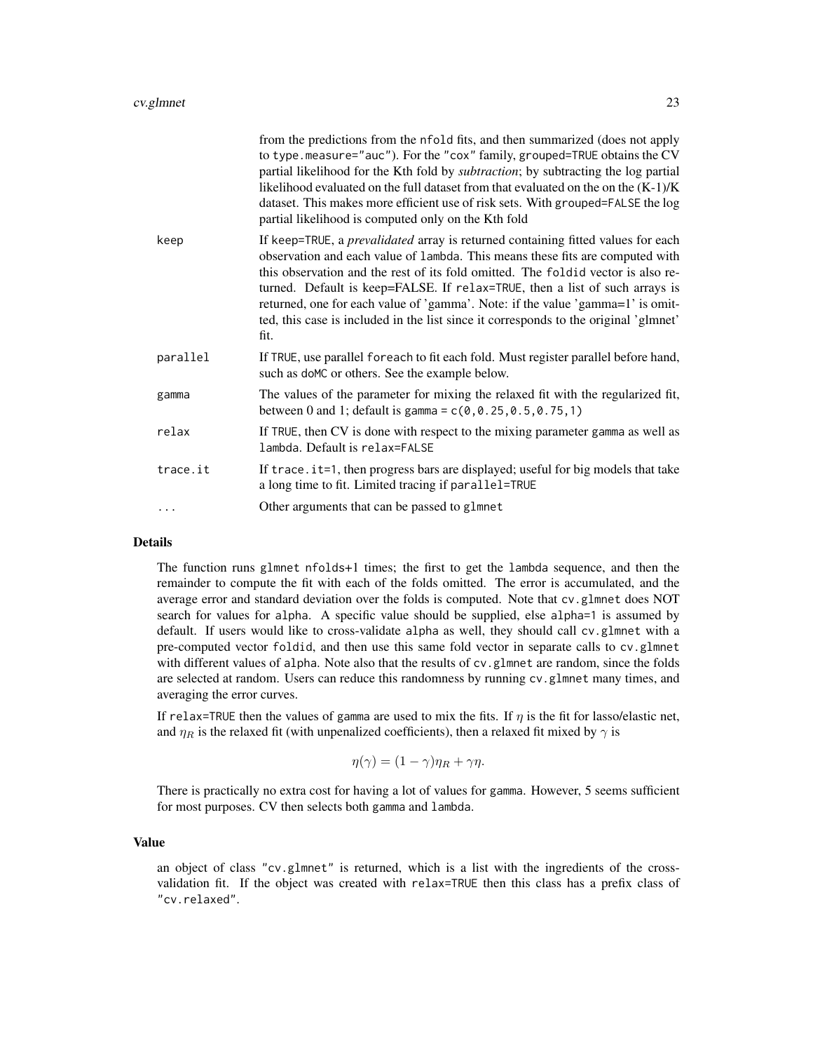|  |  |
|---|---|
|  | from the predictions from the nfold fits, and then summarized (does not apply to type.measure="auc"). For the "cox" family, grouped=TRUE obtains the CV partial likelihood for the Kth fold by *subtraction*; by subtracting the log partial likelihood evaluated on the full dataset from that evaluated on the on the (K-1)/K dataset. This makes more efficient use of risk sets. With grouped=FALSE the log partial likelihood is computed only on the Kth fold |
| keep | If keep=TRUE, a *prevalidated* array is returned containing fitted values for each observation and each value of lambda. This means these fits are computed with this observation and the rest of its fold omitted. The foldid vector is also returned. Default is keep=FALSE. If relax=TRUE, then a list of such arrays is returned, one for each value of 'gamma'. Note: if the value 'gamma=1' is omitted, this case is included in the list since it corresponds to the original 'glmnet' fit. |
| parallel | If TRUE, use parallel foreach to fit each fold. Must register parallel before hand, such as doMC or others. See the example below. |
| gamma | The values of the parameter for mixing the relaxed fit with the regularized fit, between 0 and 1; default is gamma = c(0,0.25,0.5,0.75,1) |
| relax | If TRUE, then CV is done with respect to the mixing parameter gamma as well as lambda. Default is relax=FALSE |
| trace.it | If trace.it=1, then progress bars are displayed; useful for big models that take a long time to fit. Limited tracing if parallel=TRUE |
| ... | Other arguments that can be passed to glmnet |

## Details

The function runs glmnet nfolds+1 times; the first to get the lambda sequence, and then the remainder to compute the fit with each of the folds omitted. The error is accumulated, and the average error and standard deviation over the folds is computed. Note that cv.glmnet does NOT search for values for alpha. A specific value should be supplied, else alpha=1 is assumed by default. If users would like to cross-validate alpha as well, they should call cv.glmnet with a pre-computed vector foldid, and then use this same fold vector in separate calls to cv.glmnet with different values of alpha. Note also that the results of cv.glmnet are random, since the folds are selected at random. Users can reduce this randomness by running cv.glmnet many times, and averaging the error curves.

If relax=TRUE then the values of gamma are used to mix the fits. If $\eta$ is the fit for lasso/elastic net, and $\eta_R$ is the relaxed fit (with unpenalized coefficients), then a relaxed fit mixed by $\gamma$ is

$$\eta(\gamma) = (1 - \gamma)\eta_R + \gamma\eta.$$

There is practically no extra cost for having a lot of values for gamma. However, 5 seems sufficient for most purposes. CV then selects both gamma and lambda.

## Value

an object of class "cv.glmnet" is returned, which is a list with the ingredients of the cross-validation fit. If the object was created with relax=TRUE then this class has a prefix class of "cv.relaxed".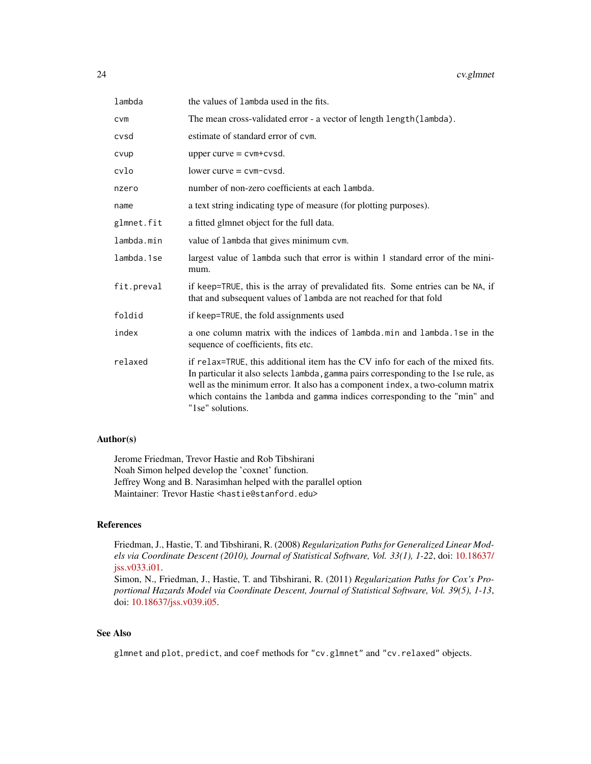| | |
|---|---|
| lambda | the values of lambda used in the fits. |
| cvm | The mean cross-validated error - a vector of length length(lambda). |
| cvsd | estimate of standard error of cvm. |
| cvup | upper curve = cvm+cvsd. |
| cvlo | lower curve = cvm-cvsd. |
| nzero | number of non-zero coefficients at each lambda. |
| name | a text string indicating type of measure (for plotting purposes). |
| glmnet.fit | a fitted glmnet object for the full data. |
| lambda.min | value of lambda that gives minimum cvm. |
| lambda.1se | largest value of lambda such that error is within 1 standard error of the minimum. |
| fit.preval | if keep=TRUE, this is the array of prevalidated fits. Some entries can be NA, if that and subsequent values of lambda are not reached for that fold |
| foldid | if keep=TRUE, the fold assignments used |
| index | a one column matrix with the indices of lambda.min and lambda.1se in the sequence of coefficients, fits etc. |
| relaxed | if relax=TRUE, this additional item has the CV info for each of the mixed fits. In particular it also selects lambda, gamma pairs corresponding to the 1se rule, as well as the minimum error. It also has a component index, a two-column matrix which contains the lambda and gamma indices corresponding to the "min" and "1se" solutions. |

## Author(s)

Jerome Friedman, Trevor Hastie and Rob Tibshirani
Noah Simon helped develop the 'coxnet' function.
Jeffrey Wong and B. Narasimhan helped with the parallel option
Maintainer: Trevor Hastie <hastie@stanford.edu>

## References

Friedman, J., Hastie, T. and Tibshirani, R. (2008) *Regularization Paths for Generalized Linear Models via Coordinate Descent (2010), Journal of Statistical Software, Vol. 33(1), 1-22*, doi: 10.18637/jss.v033.i01.
Simon, N., Friedman, J., Hastie, T. and Tibshirani, R. (2011) *Regularization Paths for Cox's Proportional Hazards Model via Coordinate Descent, Journal of Statistical Software, Vol. 39(5), 1-13*, doi: 10.18637/jss.v039.i05.

## See Also

glmnet and plot, predict, and coef methods for "cv.glmnet" and "cv.relaxed" objects.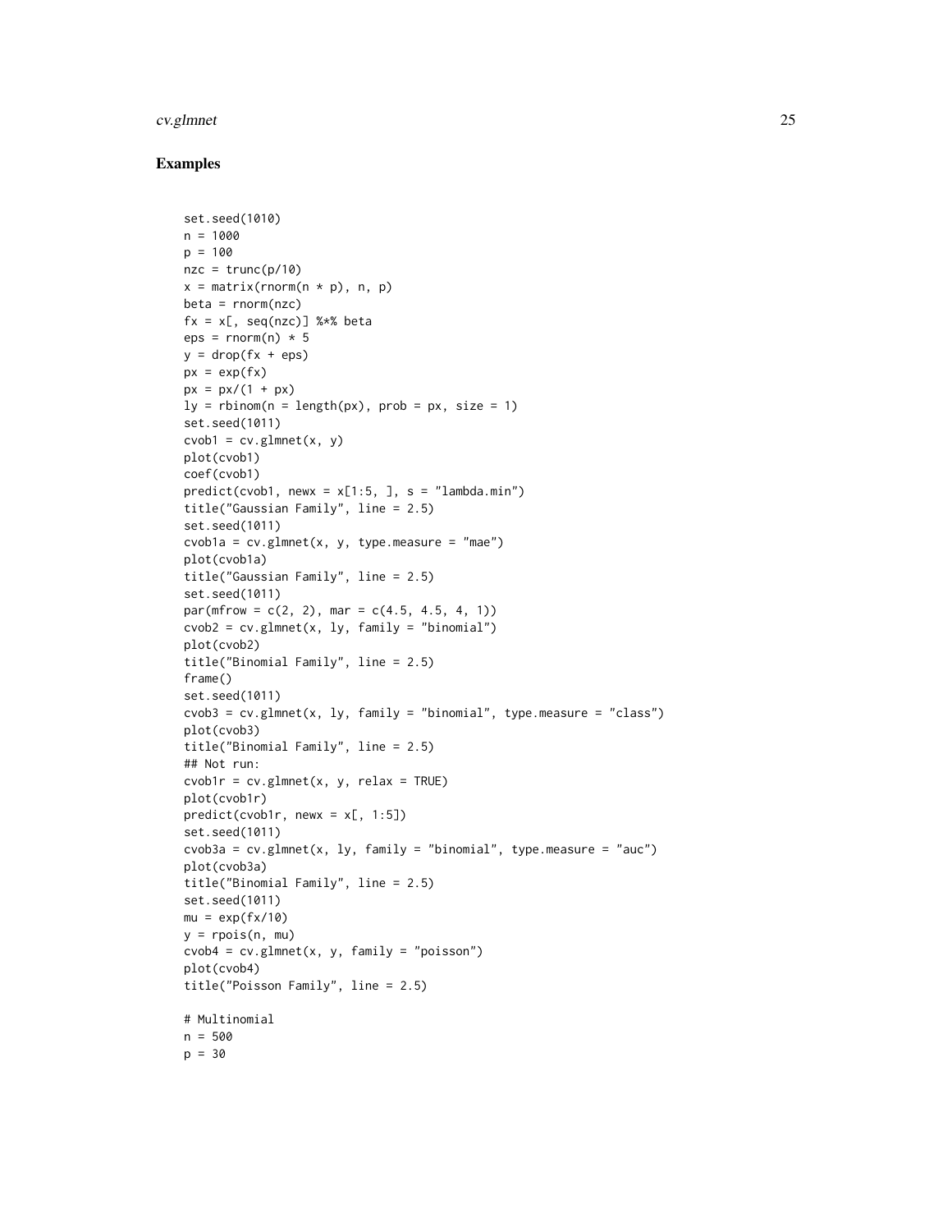## Examples

```
set.seed(1010)
n = 1000
p = 100
nzc = trunc(p/10)
x = matrix(rnorm(n * p), n, p)
beta = rnorm(nzc)
fx = x[, seq(nzc)] %*% beta
eps = rnorm(n) * 5
y = drop(fx + eps)
px = exp(fx)
px = px/(1 + px)
ly = rbinom(n = length(px), prob = px, size = 1)
set.seed(1011)
cvob1 = cv.glmnet(x, y)
plot(cvob1)
coef(cvob1)
predict(cvob1, newx = x[1:5, ], s = "lambda.min")
title("Gaussian Family", line = 2.5)
set.seed(1011)
cvob1a = cv.glmnet(x, y, type.measure = "mae")
plot(cvob1a)
title("Gaussian Family", line = 2.5)
set.seed(1011)
par(mfrow = c(2, 2), mar = c(4.5, 4.5, 4, 1))
cvob2 = cv.glmnet(x, ly, family = "binomial")
plot(cvob2)
title("Binomial Family", line = 2.5)
frame()
set.seed(1011)
cvob3 = cv.glmnet(x, ly, family = "binomial", type.measure = "class")
plot(cvob3)
title("Binomial Family", line = 2.5)
## Not run:
cvob1r = cv.glmnet(x, y, relax = TRUE)
plot(cvob1r)
predict(cvob1r, newx = x[, 1:5])
set.seed(1011)
cvob3a = cv.glmnet(x, ly, family = "binomial", type.measure = "auc")
plot(cvob3a)
title("Binomial Family", line = 2.5)
set.seed(1011)
mu = exp(fx/10)
y = rpois(n, mu)
cvob4 = cv.glmnet(x, y, family = "poisson")
plot(cvob4)
title("Poisson Family", line = 2.5)

# Multinomial
n = 500
p = 30
```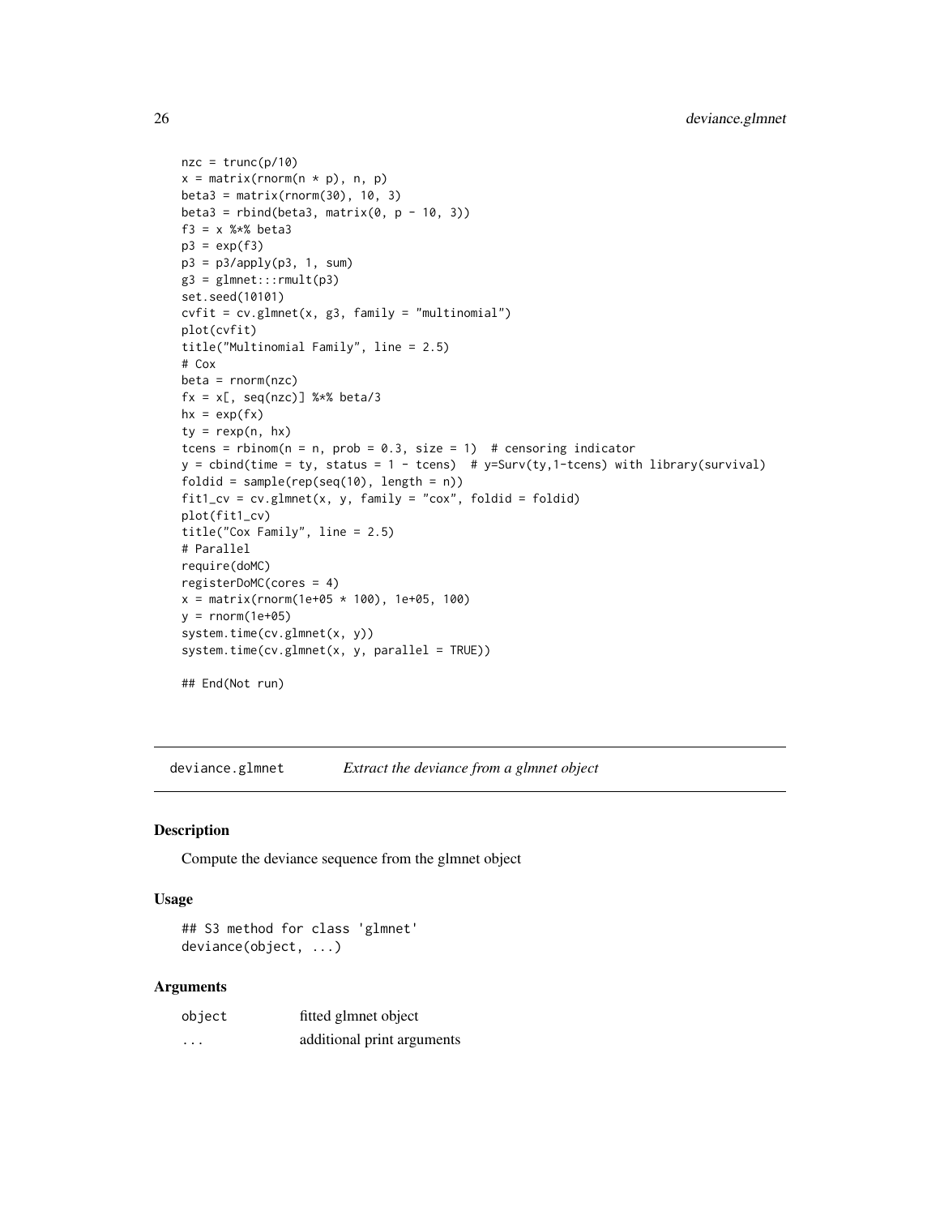```
nzc = trunc(p/10)
x = matrix(rnorm(n * p), n, p)
beta3 = matrix(rnorm(30), 10, 3)
beta3 = rbind(beta3, matrix(0, p - 10, 3))
f3 = x %*% beta3
p3 = exp(f3)
p3 = p3/apply(p3, 1, sum)
g3 = glmnet:::rmult(p3)
set.seed(10101)
cvfit = cv.glmnet(x, g3, family = "multinomial")
plot(cvfit)
title("Multinomial Family", line = 2.5)
# Cox
beta = rnorm(nzc)
fx = x[, seq(nzc)] %*% beta/3
hx = exp(fx)
ty = rexp(n, hx)
tcens = rbinom(n = n, prob = 0.3, size = 1)  # censoring indicator
y = cbind(time = ty, status = 1 - tcens)  # y=Surv(ty,1-tcens) with library(survival)
foldid = sample(rep(seq(10), length = n))
fit1_cv = cv.glmnet(x, y, family = "cox", foldid = foldid)
plot(fit1_cv)
title("Cox Family", line = 2.5)
# Parallel
require(doMC)
registerDoMC(cores = 4)
x = matrix(rnorm(1e+05 * 100), 1e+05, 100)
y = rnorm(1e+05)
system.time(cv.glmnet(x, y))
system.time(cv.glmnet(x, y, parallel = TRUE))

## End(Not run)
```

## deviance.glmnet — *Extract the deviance from a glmnet object*

### Description

Compute the deviance sequence from the glmnet object

### Usage

```
## S3 method for class 'glmnet'
deviance(object, ...)
```

### Arguments

| | |
|---|---|
| object | fitted glmnet object |
| ... | additional print arguments |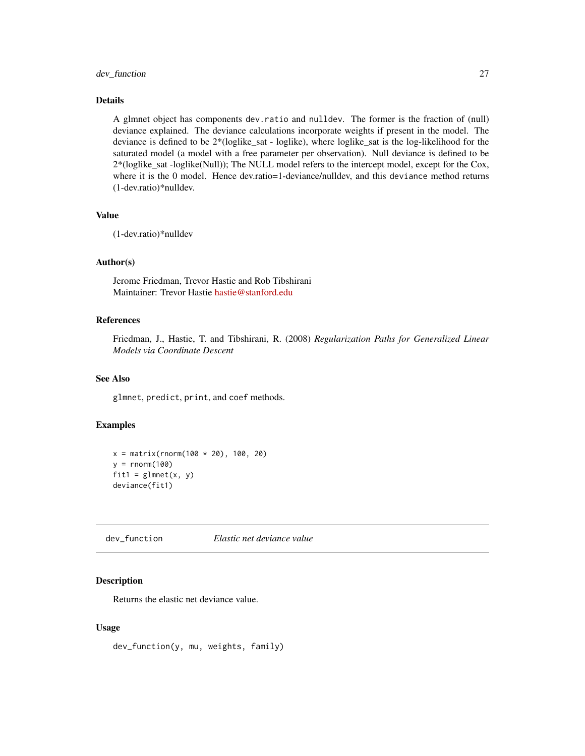### Details

A glmnet object has components `dev.ratio` and `nulldev`. The former is the fraction of (null) deviance explained. The deviance calculations incorporate weights if present in the model. The deviance is defined to be 2*(loglike_sat - loglike), where loglike_sat is the log-likelihood for the saturated model (a model with a free parameter per observation). Null deviance is defined to be 2*(loglike_sat -loglike(Null)); The NULL model refers to the intercept model, except for the Cox, where it is the 0 model. Hence dev.ratio=1-deviance/nulldev, and this `deviance` method returns (1-dev.ratio)*nulldev.

### Value

(1-dev.ratio)*nulldev

### Author(s)

Jerome Friedman, Trevor Hastie and Rob Tibshirani
Maintainer: Trevor Hastie hastie@stanford.edu

### References

Friedman, J., Hastie, T. and Tibshirani, R. (2008) *Regularization Paths for Generalized Linear Models via Coordinate Descent*

### See Also

`glmnet`, `predict`, `print`, and `coef` methods.

### Examples

```
x = matrix(rnorm(100 * 20), 100, 20)
y = rnorm(100)
fit1 = glmnet(x, y)
deviance(fit1)
```

---

## dev_function — *Elastic net deviance value*

---

### Description

Returns the elastic net deviance value.

### Usage

```
dev_function(y, mu, weights, family)
```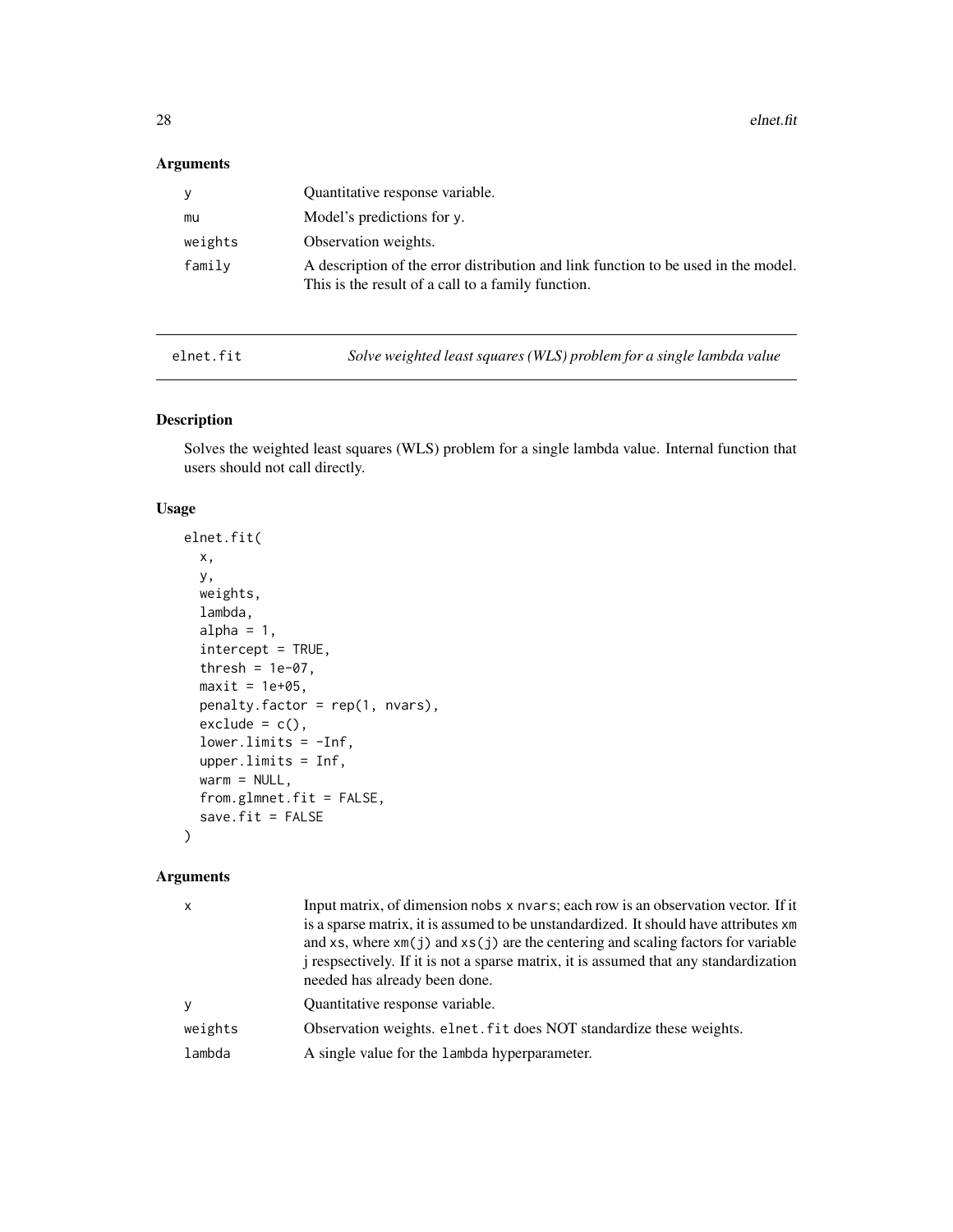### Arguments

| | |
|---|---|
| y | Quantitative response variable. |
| mu | Model's predictions for y. |
| weights | Observation weights. |
| family | A description of the error distribution and link function to be used in the model. This is the result of a call to a family function. |

## elnet.fit — *Solve weighted least squares (WLS) problem for a single lambda value*

### Description

Solves the weighted least squares (WLS) problem for a single lambda value. Internal function that users should not call directly.

### Usage

```
elnet.fit(
  x,
  y,
  weights,
  lambda,
  alpha = 1,
  intercept = TRUE,
  thresh = 1e-07,
  maxit = 1e+05,
  penalty.factor = rep(1, nvars),
  exclude = c(),
  lower.limits = -Inf,
  upper.limits = Inf,
  warm = NULL,
  from.glmnet.fit = FALSE,
  save.fit = FALSE
)
```

### Arguments

| | |
|---|---|
| x | Input matrix, of dimension nobs x nvars; each row is an observation vector. If it is a sparse matrix, it is assumed to be unstandardized. It should have attributes xm and xs, where xm(j) and xs(j) are the centering and scaling factors for variable j respsectively. If it is not a sparse matrix, it is assumed that any standardization needed has already been done. |
| y | Quantitative response variable. |
| weights | Observation weights. elnet.fit does NOT standardize these weights. |
| lambda | A single value for the lambda hyperparameter. |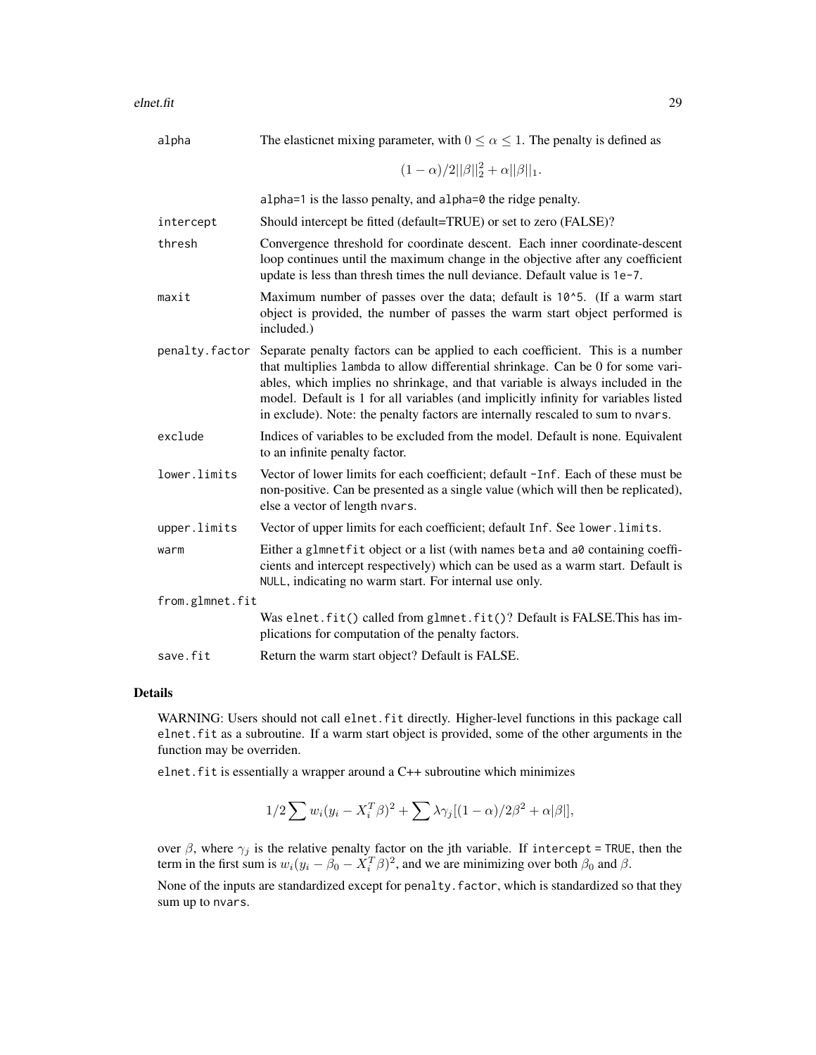| | |
|---|---|
| alpha | The elasticnet mixing parameter, with $0 \leq \alpha \leq 1$. The penalty is defined as $$(1-\alpha)/2\|\beta\|_2^2 + \alpha\|\beta\|_1.$$ alpha=1 is the lasso penalty, and alpha=0 the ridge penalty. |
| intercept | Should intercept be fitted (default=TRUE) or set to zero (FALSE)? |
| thresh | Convergence threshold for coordinate descent. Each inner coordinate-descent loop continues until the maximum change in the objective after any coefficient update is less than thresh times the null deviance. Default value is 1e-7. |
| maxit | Maximum number of passes over the data; default is 10^5. (If a warm start object is provided, the number of passes the warm start object performed is included.) |
| penalty.factor | Separate penalty factors can be applied to each coefficient. This is a number that multiplies lambda to allow differential shrinkage. Can be 0 for some variables, which implies no shrinkage, and that variable is always included in the model. Default is 1 for all variables (and implicitly infinity for variables listed in exclude). Note: the penalty factors are internally rescaled to sum to nvars. |
| exclude | Indices of variables to be excluded from the model. Default is none. Equivalent to an infinite penalty factor. |
| lower.limits | Vector of lower limits for each coefficient; default -Inf. Each of these must be non-positive. Can be presented as a single value (which will then be replicated), else a vector of length nvars. |
| upper.limits | Vector of upper limits for each coefficient; default Inf. See lower.limits. |
| warm | Either a glmnetfit object or a list (with names beta and a0 containing coefficients and intercept respectively) which can be used as a warm start. Default is NULL, indicating no warm start. For internal use only. |
| from.glmnet.fit | Was elnet.fit() called from glmnet.fit()? Default is FALSE.This has implications for computation of the penalty factors. |
| save.fit | Return the warm start object? Default is FALSE. |

## Details

WARNING: Users should not call elnet.fit directly. Higher-level functions in this package call elnet.fit as a subroutine. If a warm start object is provided, some of the other arguments in the function may be overriden.

elnet.fit is essentially a wrapper around a C++ subroutine which minimizes

$$1/2 \sum w_i (y_i - X_i^T \beta)^2 + \sum \lambda \gamma_j [(1-\alpha)/2\beta^2 + \alpha|\beta|],$$

over $\beta$, where $\gamma_j$ is the relative penalty factor on the jth variable. If intercept = TRUE, then the term in the first sum is $w_i(y_i - \beta_0 - X_i^T\beta)^2$, and we are minimizing over both $\beta_0$ and $\beta$.

None of the inputs are standardized except for penalty.factor, which is standardized so that they sum up to nvars.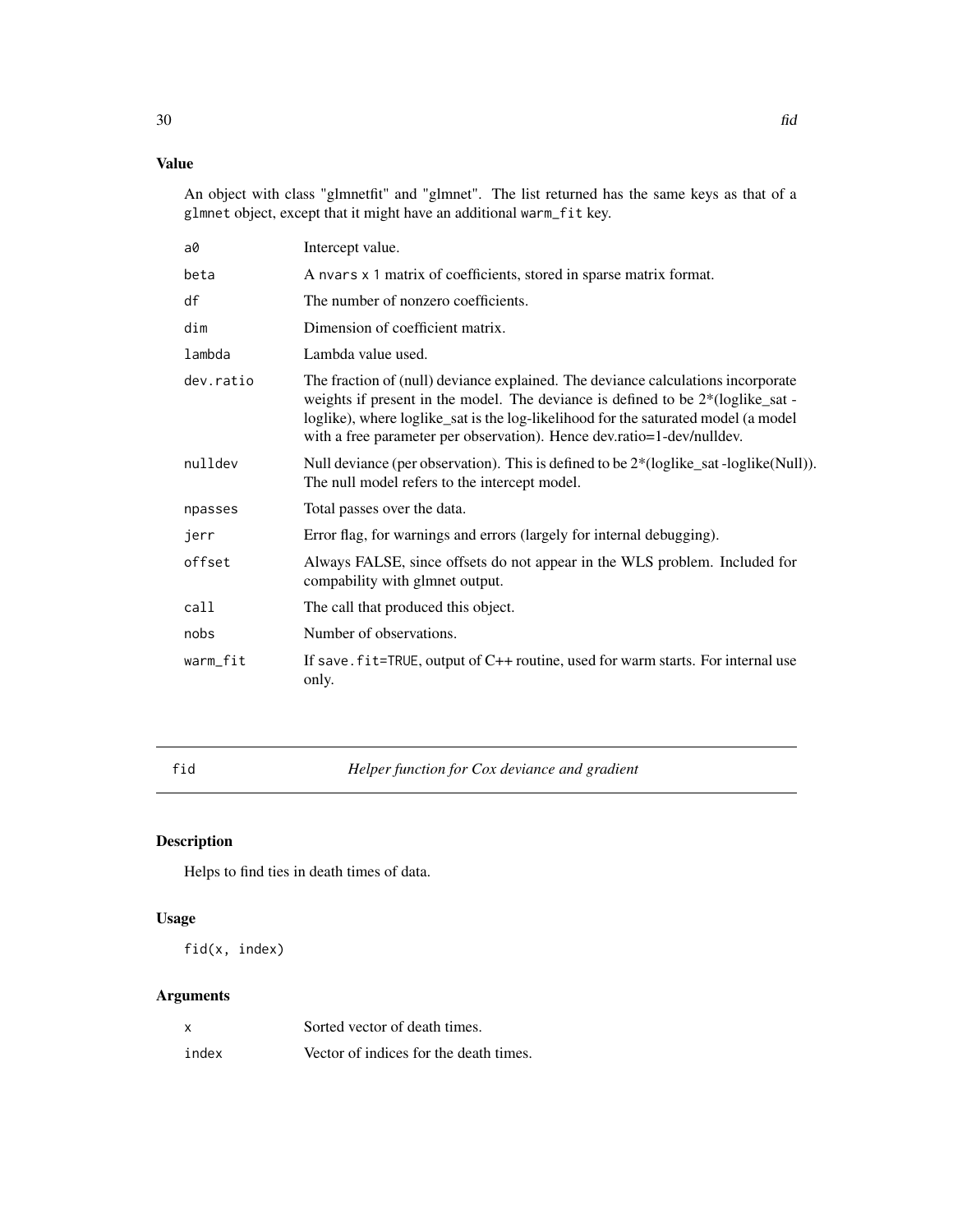## Value

An object with class "glmnetfit" and "glmnet". The list returned has the same keys as that of a `glmnet` object, except that it might have an additional `warm_fit` key.

| | |
|---|---|
| `a0` | Intercept value. |
| `beta` | A `nvars x 1` matrix of coefficients, stored in sparse matrix format. |
| `df` | The number of nonzero coefficients. |
| `dim` | Dimension of coefficient matrix. |
| `lambda` | Lambda value used. |
| `dev.ratio` | The fraction of (null) deviance explained. The deviance calculations incorporate weights if present in the model. The deviance is defined to be 2*(loglike_sat - loglike), where loglike_sat is the log-likelihood for the saturated model (a model with a free parameter per observation). Hence dev.ratio=1-dev/nulldev. |
| `nulldev` | Null deviance (per observation). This is defined to be 2*(loglike_sat -loglike(Null)). The null model refers to the intercept model. |
| `npasses` | Total passes over the data. |
| `jerr` | Error flag, for warnings and errors (largely for internal debugging). |
| `offset` | Always FALSE, since offsets do not appear in the WLS problem. Included for compability with glmnet output. |
| `call` | The call that produced this object. |
| `nobs` | Number of observations. |
| `warm_fit` | If `save.fit=TRUE`, output of C++ routine, used for warm starts. For internal use only. |

---

# fid — *Helper function for Cox deviance and gradient*

## Description

Helps to find ties in death times of data.

## Usage

```
fid(x, index)
```

## Arguments

| | |
|---|---|
| `x` | Sorted vector of death times. |
| `index` | Vector of indices for the death times. |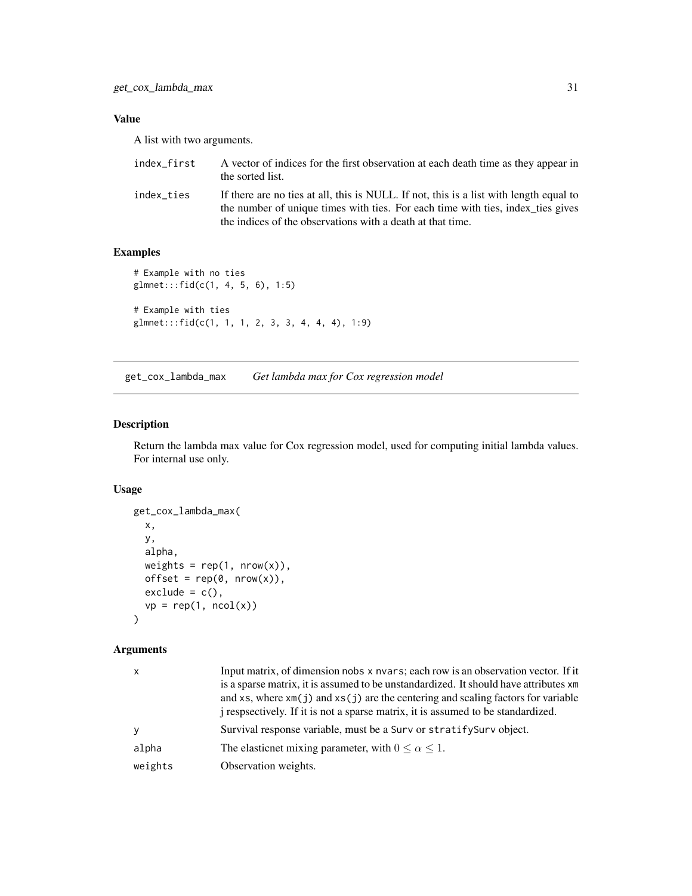### Value

A list with two arguments.

| | |
|---|---|
| index_first | A vector of indices for the first observation at each death time as they appear in the sorted list. |
| index_ties | If there are no ties at all, this is NULL. If not, this is a list with length equal to the number of unique times with ties. For each time with ties, index_ties gives the indices of the observations with a death at that time. |

### Examples

```
# Example with no ties
glmnet:::fid(c(1, 4, 5, 6), 1:5)

# Example with ties
glmnet:::fid(c(1, 1, 1, 2, 3, 3, 4, 4, 4), 1:9)
```

---

## get_cox_lambda_max    *Get lambda max for Cox regression model*

---

### Description

Return the lambda max value for Cox regression model, used for computing initial lambda values. For internal use only.

### Usage

```
get_cox_lambda_max(
  x,
  y,
  alpha,
  weights = rep(1, nrow(x)),
  offset = rep(0, nrow(x)),
  exclude = c(),
  vp = rep(1, ncol(x))
)
```

### Arguments

| | |
|---|---|
| x | Input matrix, of dimension nobs x nvars; each row is an observation vector. If it is a sparse matrix, it is assumed to be unstandardized. It should have attributes xm and xs, where xm(j) and xs(j) are the centering and scaling factors for variable j respsectively. If it is not a sparse matrix, it is assumed to be standardized. |
| y | Survival response variable, must be a Surv or stratifySurv object. |
| alpha | The elasticnet mixing parameter, with $0 \leq \alpha \leq 1$. |
| weights | Observation weights. |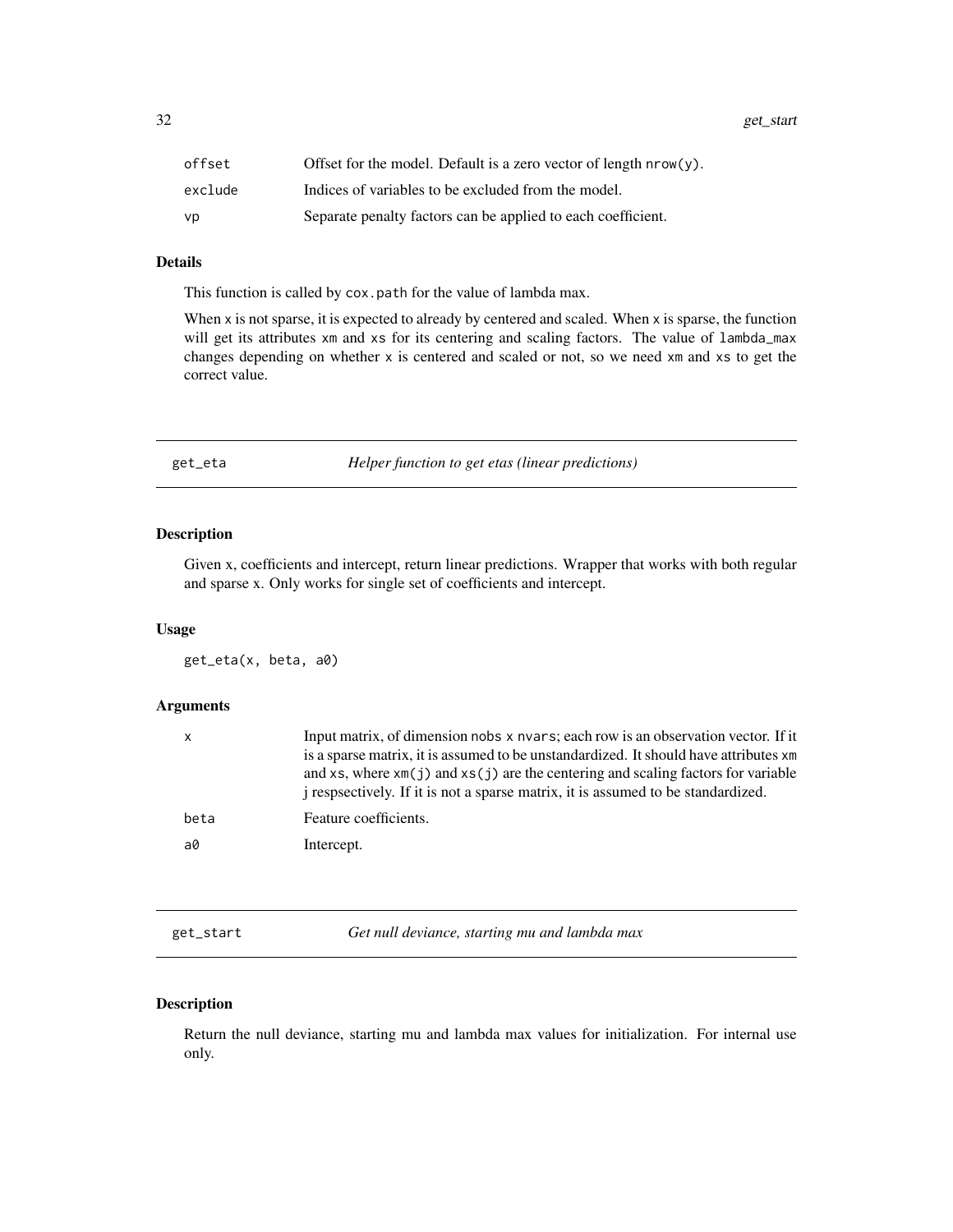| | |
|---|---|
| `offset` | Offset for the model. Default is a zero vector of length `nrow(y)`. |
| `exclude` | Indices of variables to be excluded from the model. |
| `vp` | Separate penalty factors can be applied to each coefficient. |

### Details

This function is called by `cox.path` for the value of lambda max.

When `x` is not sparse, it is expected to already by centered and scaled. When `x` is sparse, the function will get its attributes `xm` and `xs` for its centering and scaling factors. The value of `lambda_max` changes depending on whether `x` is centered and scaled or not, so we need `xm` and `xs` to get the correct value.

---

## get_eta — *Helper function to get etas (linear predictions)*

### Description

Given x, coefficients and intercept, return linear predictions. Wrapper that works with both regular and sparse x. Only works for single set of coefficients and intercept.

### Usage

```
get_eta(x, beta, a0)
```

### Arguments

| | |
|---|---|
| `x` | Input matrix, of dimension `nobs` x `nvars`; each row is an observation vector. If it is a sparse matrix, it is assumed to be unstandardized. It should have attributes `xm` and `xs`, where `xm(j)` and `xs(j)` are the centering and scaling factors for variable j respsectively. If it is not a sparse matrix, it is assumed to be standardized. |
| `beta` | Feature coefficients. |
| `a0` | Intercept. |

---

## get_start — *Get null deviance, starting mu and lambda max*

### Description

Return the null deviance, starting mu and lambda max values for initialization. For internal use only.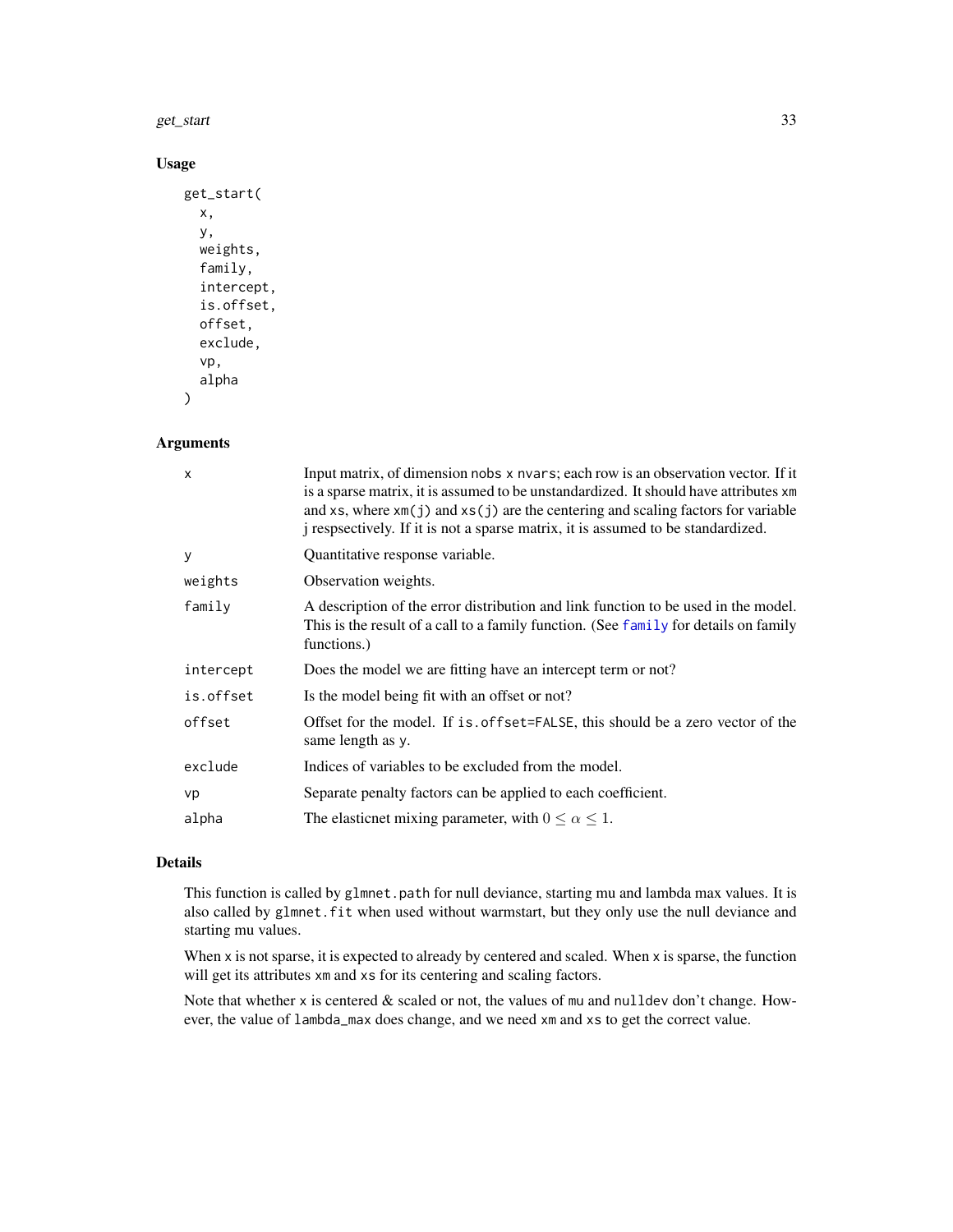## Usage

```
get_start(
  x,
  y,
  weights,
  family,
  intercept,
  is.offset,
  offset,
  exclude,
  vp,
  alpha
)
```

## Arguments

| | |
|---|---|
| `x` | Input matrix, of dimension `nobs` x `nvars`; each row is an observation vector. If it is a sparse matrix, it is assumed to be unstandardized. It should have attributes `xm` and `xs`, where `xm(j)` and `xs(j)` are the centering and scaling factors for variable j respsectively. If it is not a sparse matrix, it is assumed to be standardized. |
| `y` | Quantitative response variable. |
| `weights` | Observation weights. |
| `family` | A description of the error distribution and link function to be used in the model. This is the result of a call to a family function. (See `family` for details on family functions.) |
| `intercept` | Does the model we are fitting have an intercept term or not? |
| `is.offset` | Is the model being fit with an offset or not? |
| `offset` | Offset for the model. If `is.offset=FALSE`, this should be a zero vector of the same length as `y`. |
| `exclude` | Indices of variables to be excluded from the model. |
| `vp` | Separate penalty factors can be applied to each coefficient. |
| `alpha` | The elasticnet mixing parameter, with $0 \le \alpha \le 1$. |

## Details

This function is called by `glmnet.path` for null deviance, starting mu and lambda max values. It is also called by `glmnet.fit` when used without warmstart, but they only use the null deviance and starting mu values.

When `x` is not sparse, it is expected to already by centered and scaled. When `x` is sparse, the function will get its attributes `xm` and `xs` for its centering and scaling factors.

Note that whether `x` is centered & scaled or not, the values of `mu` and `nulldev` don't change. However, the value of `lambda_max` does change, and we need `xm` and `xs` to get the correct value.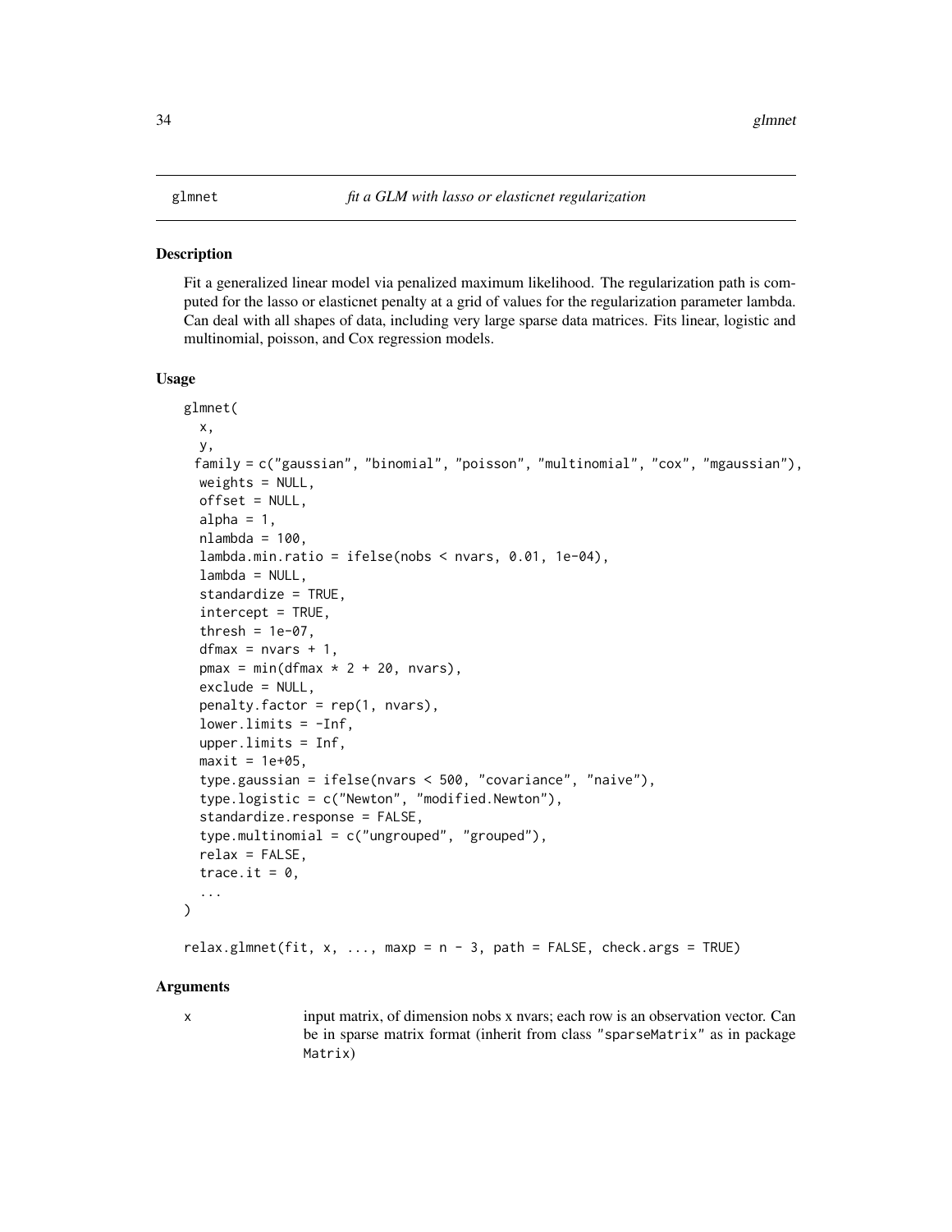glmnet — *fit a GLM with lasso or elasticnet regularization*

## Description

Fit a generalized linear model via penalized maximum likelihood. The regularization path is computed for the lasso or elasticnet penalty at a grid of values for the regularization parameter lambda. Can deal with all shapes of data, including very large sparse data matrices. Fits linear, logistic and multinomial, poisson, and Cox regression models.

## Usage

```
glmnet(
  x,
  y,
  family = c("gaussian", "binomial", "poisson", "multinomial", "cox", "mgaussian"),
  weights = NULL,
  offset = NULL,
  alpha = 1,
  nlambda = 100,
  lambda.min.ratio = ifelse(nobs < nvars, 0.01, 1e-04),
  lambda = NULL,
  standardize = TRUE,
  intercept = TRUE,
  thresh = 1e-07,
  dfmax = nvars + 1,
  pmax = min(dfmax * 2 + 20, nvars),
  exclude = NULL,
  penalty.factor = rep(1, nvars),
  lower.limits = -Inf,
  upper.limits = Inf,
  maxit = 1e+05,
  type.gaussian = ifelse(nvars < 500, "covariance", "naive"),
  type.logistic = c("Newton", "modified.Newton"),
  standardize.response = FALSE,
  type.multinomial = c("ungrouped", "grouped"),
  relax = FALSE,
  trace.it = 0,
  ...
)

relax.glmnet(fit, x, ..., maxp = n - 3, path = FALSE, check.args = TRUE)
```

## Arguments

| | |
|---|---|
| x | input matrix, of dimension nobs x nvars; each row is an observation vector. Can be in sparse matrix format (inherit from class "sparseMatrix" as in package Matrix) |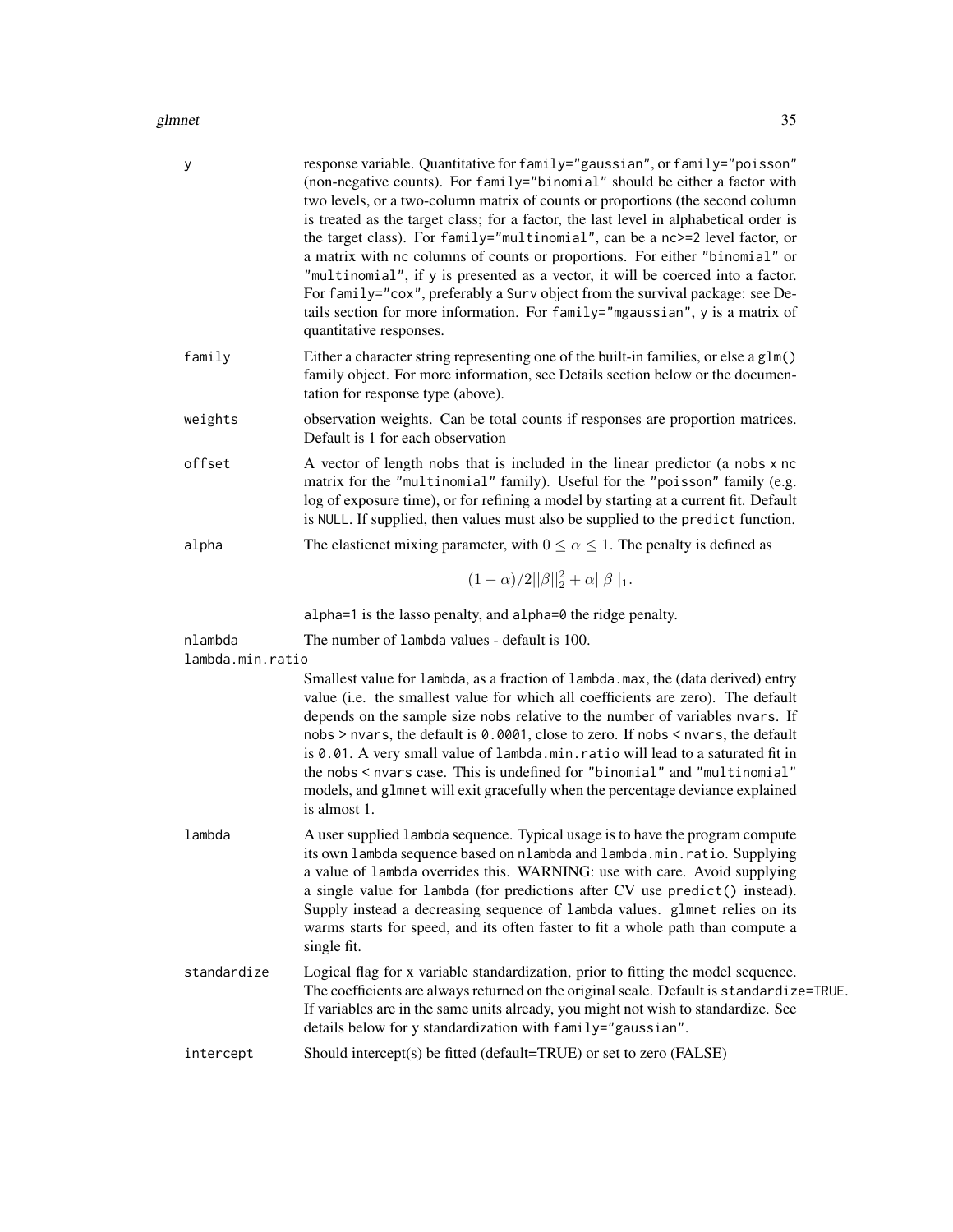| | |
|---|---|
| y | response variable. Quantitative for family="gaussian", or family="poisson" (non-negative counts). For family="binomial" should be either a factor with two levels, or a two-column matrix of counts or proportions (the second column is treated as the target class; for a factor, the last level in alphabetical order is the target class). For family="multinomial", can be a nc>=2 level factor, or a matrix with nc columns of counts or proportions. For either "binomial" or "multinomial", if y is presented as a vector, it will be coerced into a factor. For family="cox", preferably a Surv object from the survival package: see Details section for more information. For family="mgaussian", y is a matrix of quantitative responses. |
| family | Either a character string representing one of the built-in families, or else a glm() family object. For more information, see Details section below or the documentation for response type (above). |
| weights | observation weights. Can be total counts if responses are proportion matrices. Default is 1 for each observation |
| offset | A vector of length nobs that is included in the linear predictor (a nobs x nc matrix for the "multinomial" family). Useful for the "poisson" family (e.g. log of exposure time), or for refining a model by starting at a current fit. Default is NULL. If supplied, then values must also be supplied to the predict function. |
| alpha | The elasticnet mixing parameter, with $0 \leq \alpha \leq 1$. The penalty is defined as $$(1-\alpha)/2\|\beta\|_2^2+\alpha\|\beta\|_1.$$ alpha=1 is the lasso penalty, and alpha=0 the ridge penalty. |
| nlambda | The number of lambda values - default is 100. |
| lambda.min.ratio | Smallest value for lambda, as a fraction of lambda.max, the (data derived) entry value (i.e. the smallest value for which all coefficients are zero). The default depends on the sample size nobs relative to the number of variables nvars. If nobs > nvars, the default is 0.0001, close to zero. If nobs < nvars, the default is 0.01. A very small value of lambda.min.ratio will lead to a saturated fit in the nobs < nvars case. This is undefined for "binomial" and "multinomial" models, and glmnet will exit gracefully when the percentage deviance explained is almost 1. |
| lambda | A user supplied lambda sequence. Typical usage is to have the program compute its own lambda sequence based on nlambda and lambda.min.ratio. Supplying a value of lambda overrides this. WARNING: use with care. Avoid supplying a single value for lambda (for predictions after CV use predict() instead). Supply instead a decreasing sequence of lambda values. glmnet relies on its warms starts for speed, and its often faster to fit a whole path than compute a single fit. |
| standardize | Logical flag for x variable standardization, prior to fitting the model sequence. The coefficients are always returned on the original scale. Default is standardize=TRUE. If variables are in the same units already, you might not wish to standardize. See details below for y standardization with family="gaussian". |
| intercept | Should intercept(s) be fitted (default=TRUE) or set to zero (FALSE) |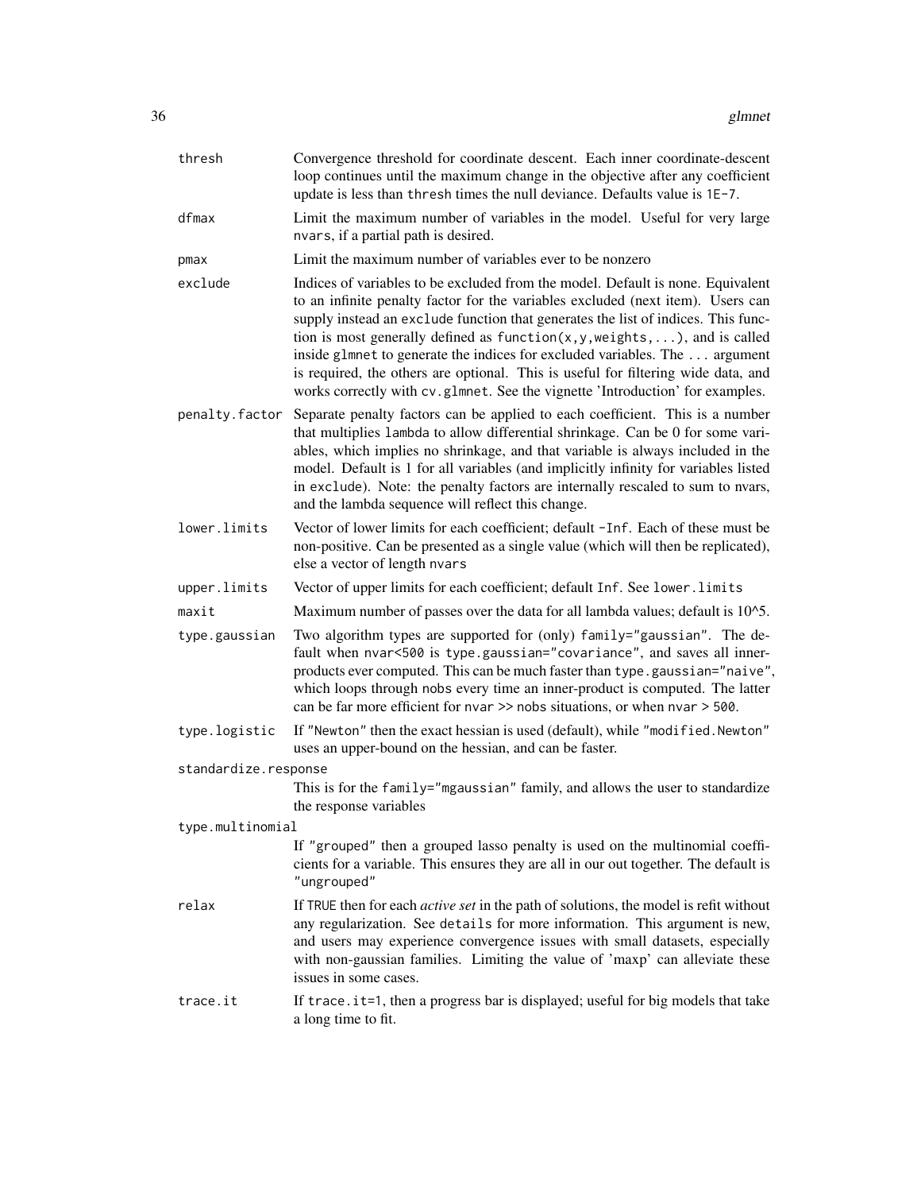| | |
|---|---|
| `thresh` | Convergence threshold for coordinate descent. Each inner coordinate-descent loop continues until the maximum change in the objective after any coefficient update is less than `thresh` times the null deviance. Defaults value is `1E-7`. |
| `dfmax` | Limit the maximum number of variables in the model. Useful for very large `nvars`, if a partial path is desired. |
| `pmax` | Limit the maximum number of variables ever to be nonzero |
| `exclude` | Indices of variables to be excluded from the model. Default is none. Equivalent to an infinite penalty factor for the variables excluded (next item). Users can supply instead an `exclude` function that generates the list of indices. This function is most generally defined as `function(x,y,weights,...)`, and is called inside `glmnet` to generate the indices for excluded variables. The `...` argument is required, the others are optional. This is useful for filtering wide data, and works correctly with `cv.glmnet`. See the vignette 'Introduction' for examples. |
| `penalty.factor` | Separate penalty factors can be applied to each coefficient. This is a number that multiplies `lambda` to allow differential shrinkage. Can be 0 for some variables, which implies no shrinkage, and that variable is always included in the model. Default is 1 for all variables (and implicitly infinity for variables listed in `exclude`). Note: the penalty factors are internally rescaled to sum to nvars, and the lambda sequence will reflect this change. |
| `lower.limits` | Vector of lower limits for each coefficient; default `-Inf`. Each of these must be non-positive. Can be presented as a single value (which will then be replicated), else a vector of length `nvars` |
| `upper.limits` | Vector of upper limits for each coefficient; default `Inf`. See `lower.limits` |
| `maxit` | Maximum number of passes over the data for all lambda values; default is 10^5. |
| `type.gaussian` | Two algorithm types are supported for (only) `family="gaussian"`. The default when `nvar<500` is `type.gaussian="covariance"`, and saves all inner-products ever computed. This can be much faster than `type.gaussian="naive"`, which loops through `nobs` every time an inner-product is computed. The latter can be far more efficient for `nvar >> nobs` situations, or when `nvar > 500`. |
| `type.logistic` | If `"Newton"` then the exact hessian is used (default), while `"modified.Newton"` uses an upper-bound on the hessian, and can be faster. |
| `standardize.response` | This is for the `family="mgaussian"` family, and allows the user to standardize the response variables |
| `type.multinomial` | If `"grouped"` then a grouped lasso penalty is used on the multinomial coefficients for a variable. This ensures they are all in our out together. The default is `"ungrouped"` |
| `relax` | If `TRUE` then for each *active set* in the path of solutions, the model is refit without any regularization. See `details` for more information. This argument is new, and users may experience convergence issues with small datasets, especially with non-gaussian families. Limiting the value of 'maxp' can alleviate these issues in some cases. |
| `trace.it` | If `trace.it=1`, then a progress bar is displayed; useful for big models that take a long time to fit. |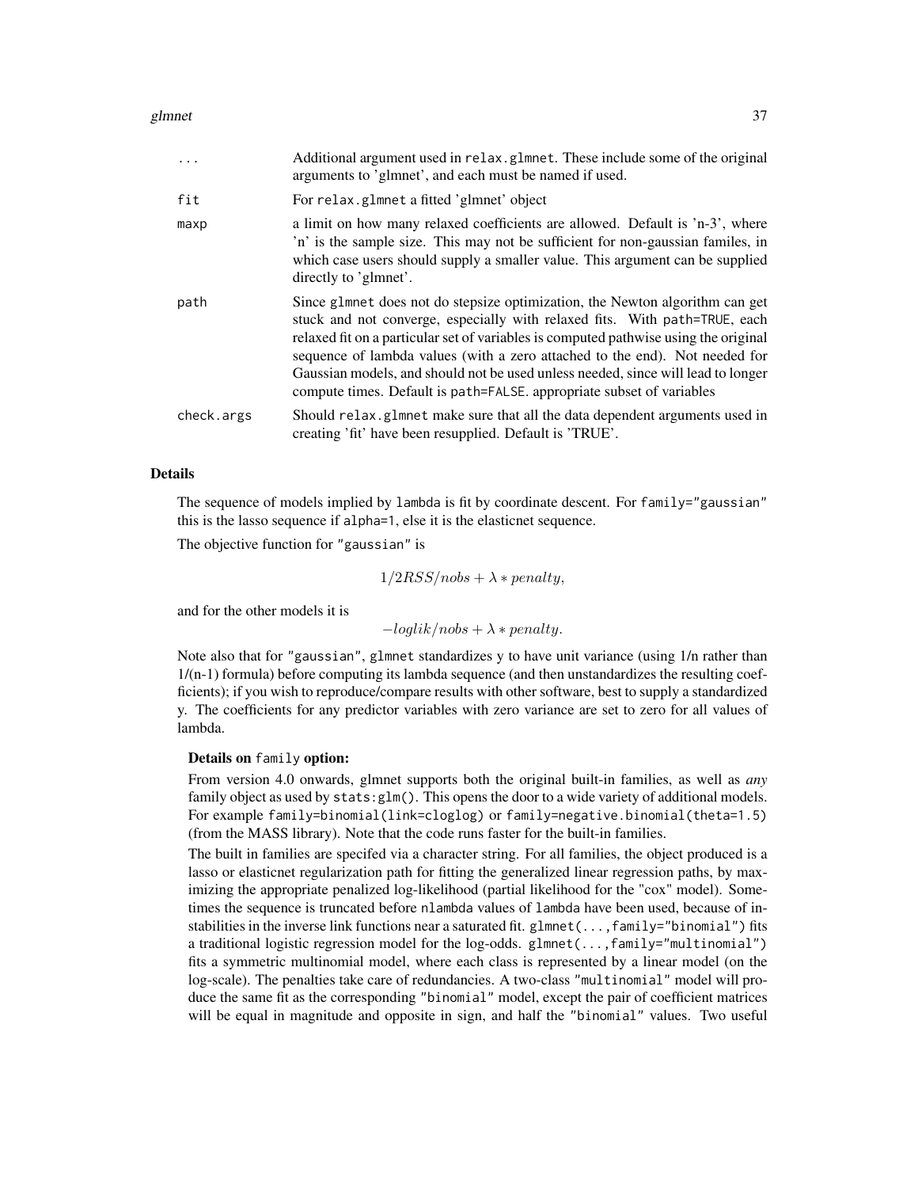| | |
|---|---|
| ... | Additional argument used in `relax.glmnet`. These include some of the original arguments to 'glmnet', and each must be named if used. |
| fit | For `relax.glmnet` a fitted 'glmnet' object |
| maxp | a limit on how many relaxed coefficients are allowed. Default is 'n-3', where 'n' is the sample size. This may not be sufficient for non-gaussian familes, in which case users should supply a smaller value. This argument can be supplied directly to 'glmnet'. |
| path | Since `glmnet` does not do stepsize optimization, the Newton algorithm can get stuck and not converge, especially with relaxed fits. With `path=TRUE`, each relaxed fit on a particular set of variables is computed pathwise using the original sequence of lambda values (with a zero attached to the end). Not needed for Gaussian models, and should not be used unless needed, since will lead to longer compute times. Default is `path=FALSE`. appropriate subset of variables |
| check.args | Should `relax.glmnet` make sure that all the data dependent arguments used in creating 'fit' have been resupplied. Default is 'TRUE'. |

## Details

The sequence of models implied by `lambda` is fit by coordinate descent. For `family="gaussian"` this is the lasso sequence if `alpha=1`, else it is the elasticnet sequence.

The objective function for `"gaussian"` is

$$1/2RSS/nobs + \lambda * penalty,$$

and for the other models it is

$$-loglik/nobs + \lambda * penalty.$$

Note also that for `"gaussian"`, `glmnet` standardizes y to have unit variance (using 1/n rather than 1/(n-1) formula) before computing its lambda sequence (and then unstandardizes the resulting coefficients); if you wish to reproduce/compare results with other software, best to supply a standardized y. The coefficients for any predictor variables with zero variance are set to zero for all values of lambda.

### Details on `family` option:

From version 4.0 onwards, glmnet supports both the original built-in families, as well as *any* family object as used by `stats:glm()`. This opens the door to a wide variety of additional models. For example `family=binomial(link=cloglog)` or `family=negative.binomial(theta=1.5)` (from the MASS library). Note that the code runs faster for the built-in families.

The built in families are specifed via a character string. For all families, the object produced is a lasso or elasticnet regularization path for fitting the generalized linear regression paths, by maximizing the appropriate penalized log-likelihood (partial likelihood for the "cox" model). Sometimes the sequence is truncated before `nlambda` values of `lambda` have been used, because of instabilities in the inverse link functions near a saturated fit. `glmnet(...,family="binomial")` fits a traditional logistic regression model for the log-odds. `glmnet(...,family="multinomial")` fits a symmetric multinomial model, where each class is represented by a linear model (on the log-scale). The penalties take care of redundancies. A two-class `"multinomial"` model will produce the same fit as the corresponding `"binomial"` model, except the pair of coefficient matrices will be equal in magnitude and opposite in sign, and half the `"binomial"` values. Two useful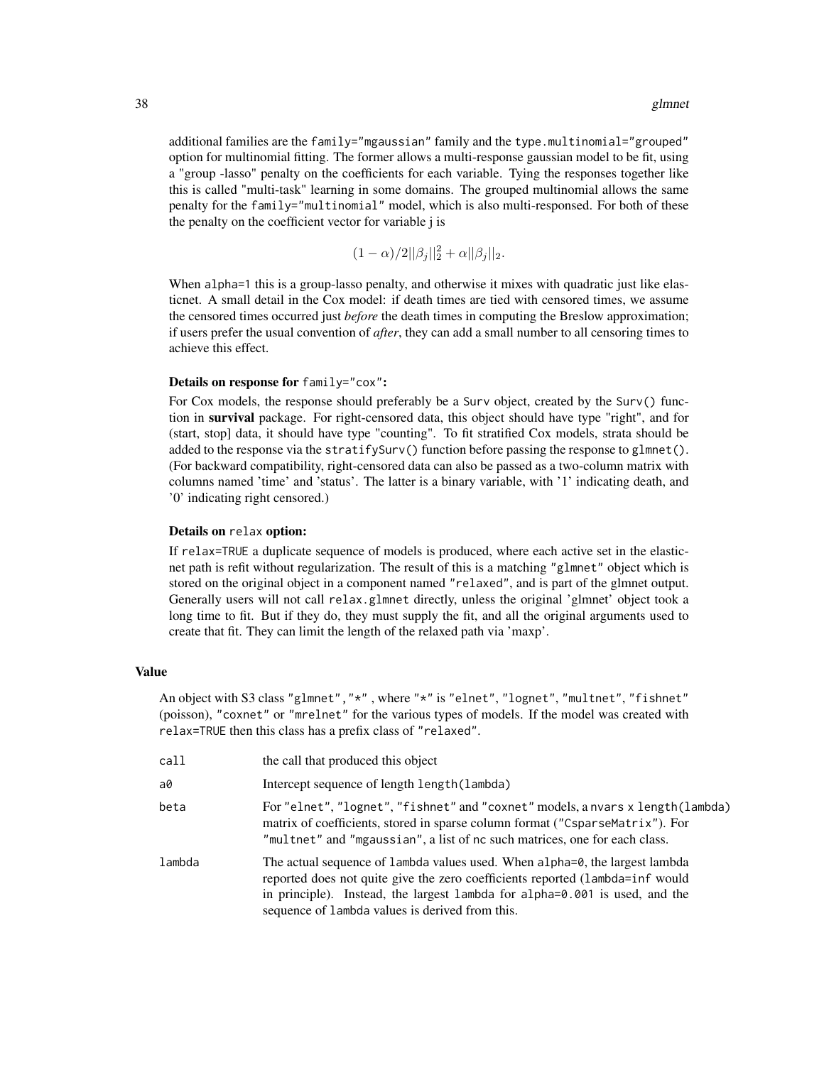additional families are the `family="mgaussian"` family and the `type.multinomial="grouped"` option for multinomial fitting. The former allows a multi-response gaussian model to be fit, using a "group -lasso" penalty on the coefficients for each variable. Tying the responses together like this is called "multi-task" learning in some domains. The grouped multinomial allows the same penalty for the `family="multinomial"` model, which is also multi-responsed. For both of these the penalty on the coefficient vector for variable j is

$$(1 - \alpha)/2||\beta_j||_2^2 + \alpha||\beta_j||_2.$$

When `alpha=1` this is a group-lasso penalty, and otherwise it mixes with quadratic just like elasticnet. A small detail in the Cox model: if death times are tied with censored times, we assume the censored times occurred just *before* the death times in computing the Breslow approximation; if users prefer the usual convention of *after*, they can add a small number to all censoring times to achieve this effect.

**Details on response for `family="cox"`:**

For Cox models, the response should preferably be a `Surv` object, created by the `Surv()` function in **survival** package. For right-censored data, this object should have type "right", and for (start, stop] data, it should have type "counting". To fit stratified Cox models, strata should be added to the response via the `stratifySurv()` function before passing the response to `glmnet()`. (For backward compatibility, right-censored data can also be passed as a two-column matrix with columns named 'time' and 'status'. The latter is a binary variable, with '1' indicating death, and '0' indicating right censored.)

**Details on `relax` option:**

If `relax=TRUE` a duplicate sequence of models is produced, where each active set in the elastic-net path is refit without regularization. The result of this is a matching `"glmnet"` object which is stored on the original object in a component named `"relaxed"`, and is part of the glmnet output. Generally users will not call `relax.glmnet` directly, unless the original 'glmnet' object took a long time to fit. But if they do, they must supply the fit, and all the original arguments used to create that fit. They can limit the length of the relaxed path via 'maxp'.

### Value

An object with S3 class `"glmnet","*"` , where `"*"` is `"elnet"`, `"lognet"`, `"multnet"`, `"fishnet"` (poisson), `"coxnet"` or `"mrelnet"` for the various types of models. If the model was created with `relax=TRUE` then this class has a prefix class of `"relaxed"`.

| | |
|---|---|
| `call` | the call that produced this object |
| `a0` | Intercept sequence of length `length(lambda)` |
| `beta` | For `"elnet"`, `"lognet"`, `"fishnet"` and `"coxnet"` models, a `nvars x length(lambda)` matrix of coefficients, stored in sparse column format (`"CsparseMatrix"`). For `"multnet"` and `"mgaussian"`, a list of `nc` such matrices, one for each class. |
| `lambda` | The actual sequence of `lambda` values used. When `alpha=0`, the largest lambda reported does not quite give the zero coefficients reported (`lambda=inf` would in principle). Instead, the largest `lambda` for `alpha=0.001` is used, and the sequence of `lambda` values is derived from this. |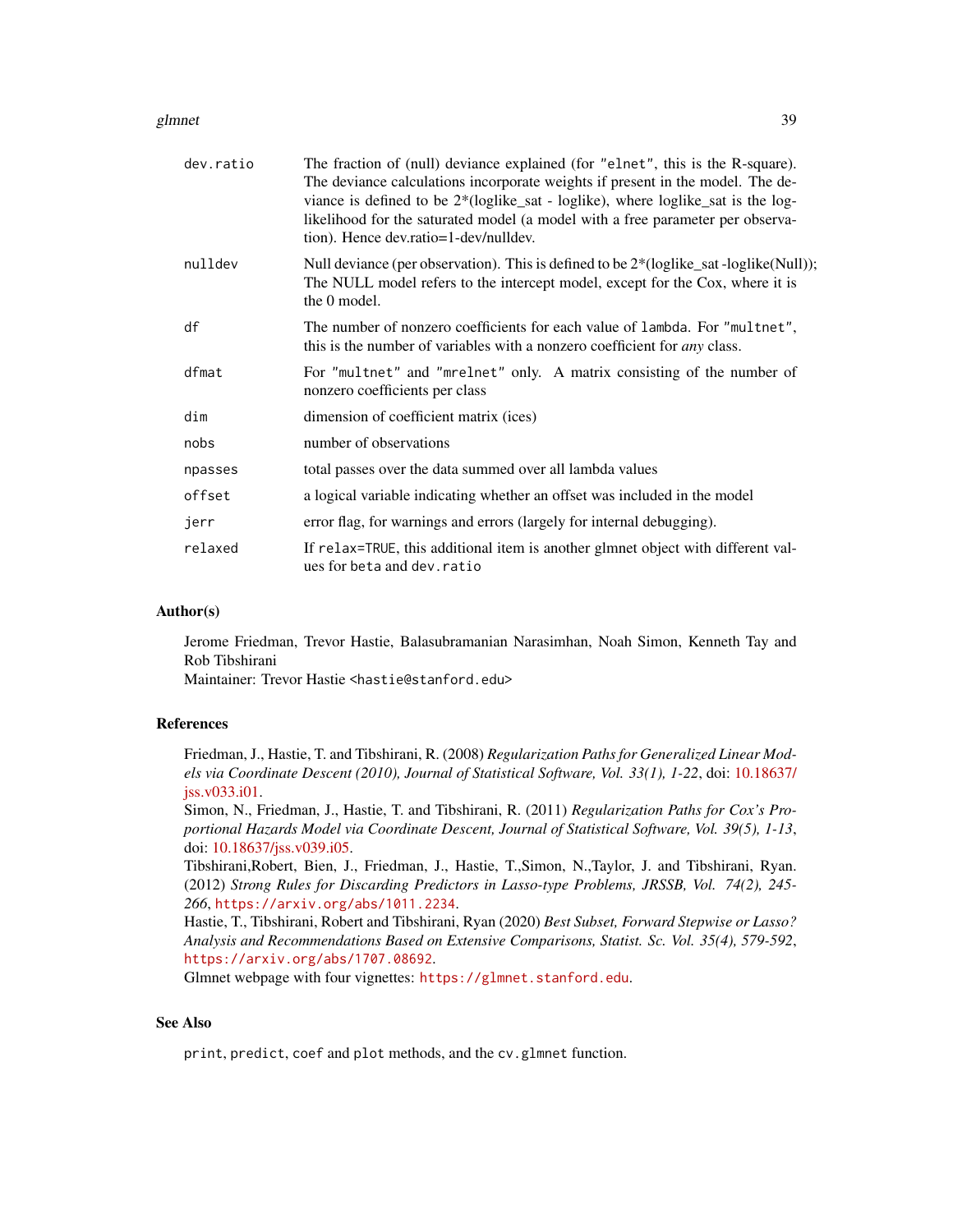| | |
|---|---|
| `dev.ratio` | The fraction of (null) deviance explained (for `"elnet"`, this is the R-square). The deviance calculations incorporate weights if present in the model. The deviance is defined to be 2*(loglike_sat - loglike), where loglike_sat is the log-likelihood for the saturated model (a model with a free parameter per observation). Hence dev.ratio=1-dev/nulldev. |
| `nulldev` | Null deviance (per observation). This is defined to be 2*(loglike_sat -loglike(Null)); The NULL model refers to the intercept model, except for the Cox, where it is the 0 model. |
| `df` | The number of nonzero coefficients for each value of `lambda`. For `"multnet"`, this is the number of variables with a nonzero coefficient for *any* class. |
| `dfmat` | For `"multnet"` and `"mrelnet"` only. A matrix consisting of the number of nonzero coefficients per class |
| `dim` | dimension of coefficient matrix (ices) |
| `nobs` | number of observations |
| `npasses` | total passes over the data summed over all lambda values |
| `offset` | a logical variable indicating whether an offset was included in the model |
| `jerr` | error flag, for warnings and errors (largely for internal debugging). |
| `relaxed` | If `relax=TRUE`, this additional item is another glmnet object with different values for `beta` and `dev.ratio` |

## Author(s)

Jerome Friedman, Trevor Hastie, Balasubramanian Narasimhan, Noah Simon, Kenneth Tay and Rob Tibshirani
Maintainer: Trevor Hastie `<hastie@stanford.edu>`

## References

Friedman, J., Hastie, T. and Tibshirani, R. (2008) *Regularization Paths for Generalized Linear Models via Coordinate Descent (2010), Journal of Statistical Software, Vol. 33(1), 1-22*, doi: 10.18637/jss.v033.i01.
Simon, N., Friedman, J., Hastie, T. and Tibshirani, R. (2011) *Regularization Paths for Cox's Proportional Hazards Model via Coordinate Descent, Journal of Statistical Software, Vol. 39(5), 1-13*, doi: 10.18637/jss.v039.i05.
Tibshirani,Robert, Bien, J., Friedman, J., Hastie, T.,Simon, N.,Taylor, J. and Tibshirani, Ryan. (2012) *Strong Rules for Discarding Predictors in Lasso-type Problems, JRSSB, Vol. 74(2), 245-266*, `https://arxiv.org/abs/1011.2234`.
Hastie, T., Tibshirani, Robert and Tibshirani, Ryan (2020) *Best Subset, Forward Stepwise or Lasso? Analysis and Recommendations Based on Extensive Comparisons, Statist. Sc. Vol. 35(4), 579-592*, `https://arxiv.org/abs/1707.08692`.
Glmnet webpage with four vignettes: `https://glmnet.stanford.edu`.

## See Also

`print`, `predict`, `coef` and `plot` methods, and the `cv.glmnet` function.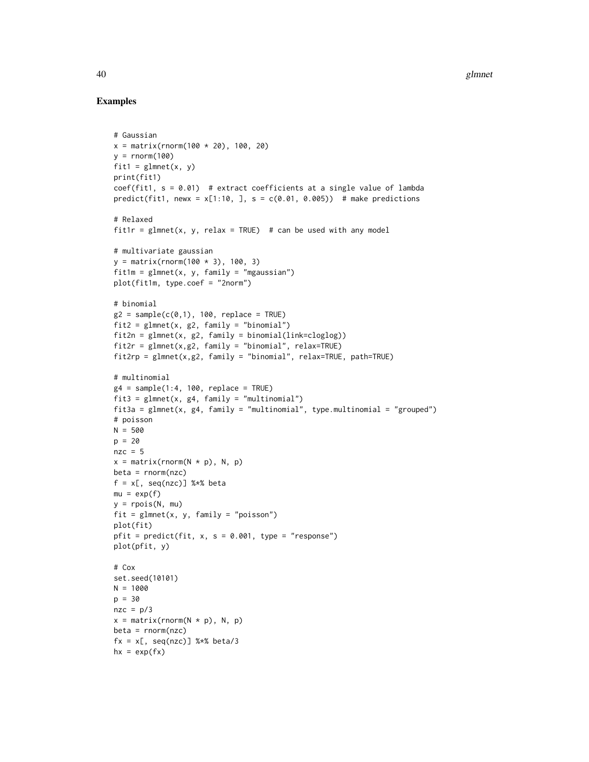## Examples

```
# Gaussian
x = matrix(rnorm(100 * 20), 100, 20)
y = rnorm(100)
fit1 = glmnet(x, y)
print(fit1)
coef(fit1, s = 0.01)  # extract coefficients at a single value of lambda
predict(fit1, newx = x[1:10, ], s = c(0.01, 0.005))  # make predictions

# Relaxed
fit1r = glmnet(x, y, relax = TRUE)  # can be used with any model

# multivariate gaussian
y = matrix(rnorm(100 * 3), 100, 3)
fit1m = glmnet(x, y, family = "mgaussian")
plot(fit1m, type.coef = "2norm")

# binomial
g2 = sample(c(0,1), 100, replace = TRUE)
fit2 = glmnet(x, g2, family = "binomial")
fit2n = glmnet(x, g2, family = binomial(link=cloglog))
fit2r = glmnet(x,g2, family = "binomial", relax=TRUE)
fit2rp = glmnet(x,g2, family = "binomial", relax=TRUE, path=TRUE)

# multinomial
g4 = sample(1:4, 100, replace = TRUE)
fit3 = glmnet(x, g4, family = "multinomial")
fit3a = glmnet(x, g4, family = "multinomial", type.multinomial = "grouped")
# poisson
N = 500
p = 20
nzc = 5
x = matrix(rnorm(N * p), N, p)
beta = rnorm(nzc)
f = x[, seq(nzc)] %*% beta
mu = exp(f)
y = rpois(N, mu)
fit = glmnet(x, y, family = "poisson")
plot(fit)
pfit = predict(fit, x, s = 0.001, type = "response")
plot(pfit, y)

# Cox
set.seed(10101)
N = 1000
p = 30
nzc = p/3
x = matrix(rnorm(N * p), N, p)
beta = rnorm(nzc)
fx = x[, seq(nzc)] %*% beta/3
hx = exp(fx)
```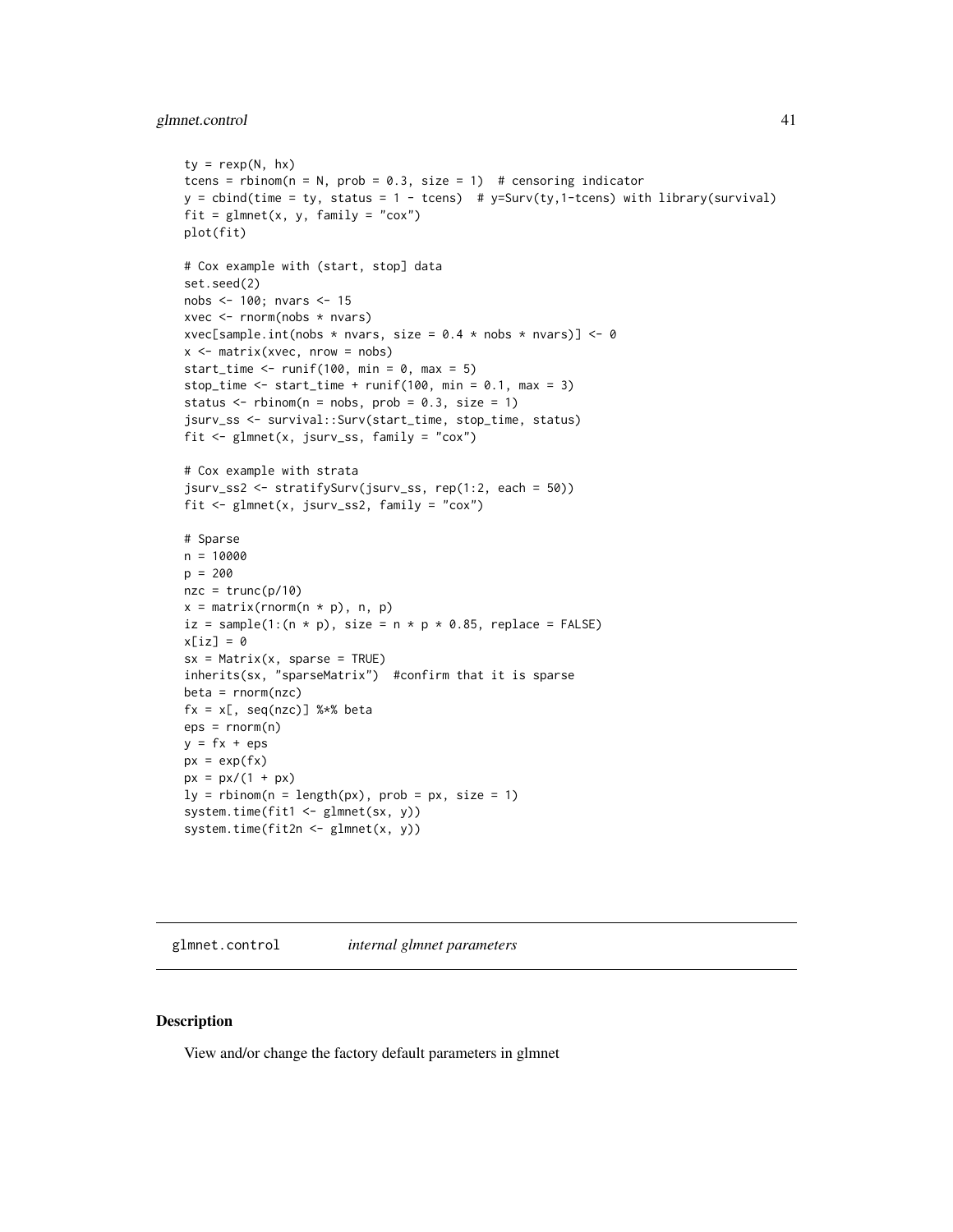```
ty = rexp(N, hx)
tcens = rbinom(n = N, prob = 0.3, size = 1)  # censoring indicator
y = cbind(time = ty, status = 1 - tcens)  # y=Surv(ty,1-tcens) with library(survival)
fit = glmnet(x, y, family = "cox")
plot(fit)

# Cox example with (start, stop] data
set.seed(2)
nobs <- 100; nvars <- 15
xvec <- rnorm(nobs * nvars)
xvec[sample.int(nobs * nvars, size = 0.4 * nobs * nvars)] <- 0
x <- matrix(xvec, nrow = nobs)
start_time <- runif(100, min = 0, max = 5)
stop_time <- start_time + runif(100, min = 0.1, max = 3)
status <- rbinom(n = nobs, prob = 0.3, size = 1)
jsurv_ss <- survival::Surv(start_time, stop_time, status)
fit <- glmnet(x, jsurv_ss, family = "cox")

# Cox example with strata
jsurv_ss2 <- stratifySurv(jsurv_ss, rep(1:2, each = 50))
fit <- glmnet(x, jsurv_ss2, family = "cox")

# Sparse
n = 10000
p = 200
nzc = trunc(p/10)
x = matrix(rnorm(n * p), n, p)
iz = sample(1:(n * p), size = n * p * 0.85, replace = FALSE)
x[iz] = 0
sx = Matrix(x, sparse = TRUE)
inherits(sx, "sparseMatrix")  #confirm that it is sparse
beta = rnorm(nzc)
fx = x[, seq(nzc)] %*% beta
eps = rnorm(n)
y = fx + eps
px = exp(fx)
px = px/(1 + px)
ly = rbinom(n = length(px), prob = px, size = 1)
system.time(fit1 <- glmnet(sx, y))
system.time(fit2n <- glmnet(x, y))
```

## glmnet.control *internal glmnet parameters*

### Description

View and/or change the factory default parameters in glmnet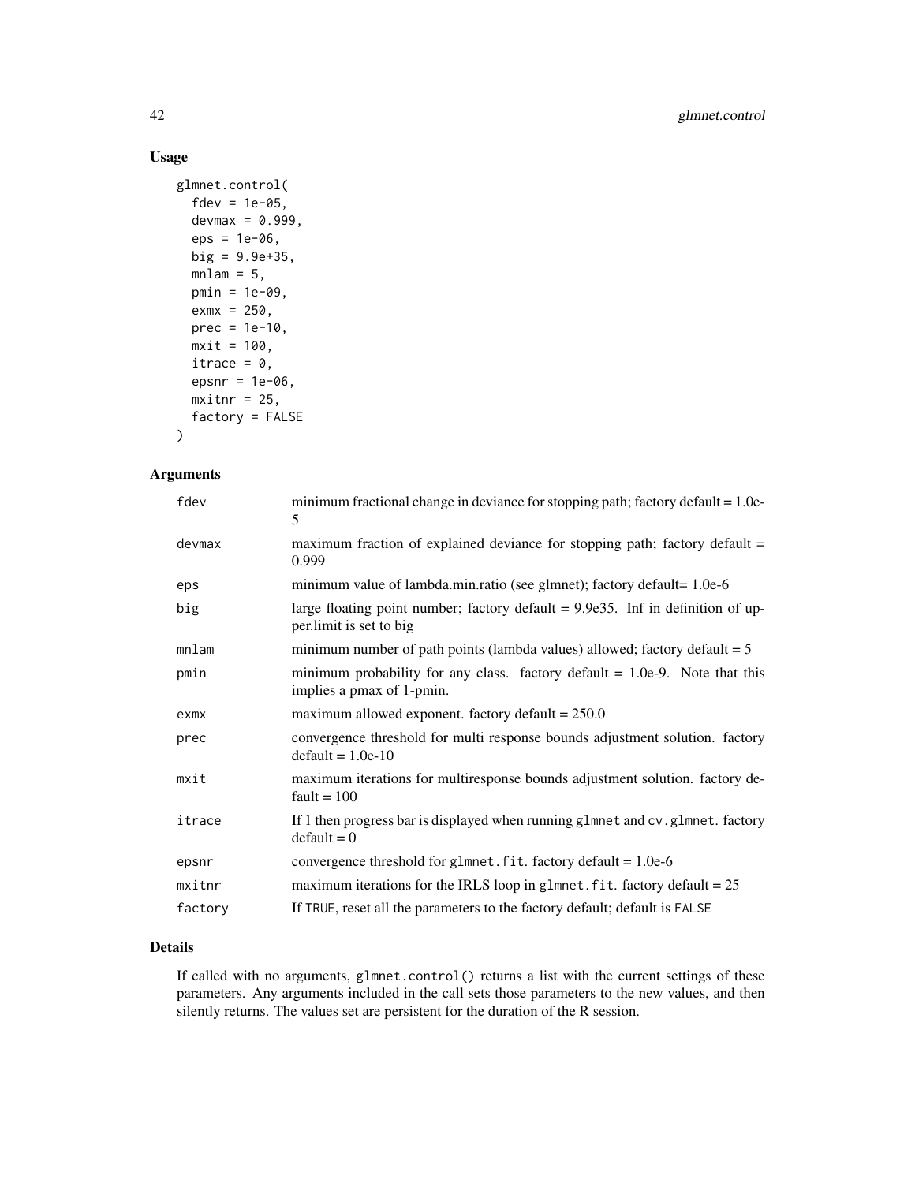## Usage

```
glmnet.control(
  fdev = 1e-05,
  devmax = 0.999,
  eps = 1e-06,
  big = 9.9e+35,
  mnlam = 5,
  pmin = 1e-09,
  exmx = 250,
  prec = 1e-10,
  mxit = 100,
  itrace = 0,
  epsnr = 1e-06,
  mxitnr = 25,
  factory = FALSE
)
```

## Arguments

| | |
|---|---|
| `fdev` | minimum fractional change in deviance for stopping path; factory default = 1.0e-5 |
| `devmax` | maximum fraction of explained deviance for stopping path; factory default = 0.999 |
| `eps` | minimum value of lambda.min.ratio (see glmnet); factory default= 1.0e-6 |
| `big` | large floating point number; factory default = 9.9e35. Inf in definition of upper.limit is set to big |
| `mnlam` | minimum number of path points (lambda values) allowed; factory default = 5 |
| `pmin` | minimum probability for any class. factory default = 1.0e-9. Note that this implies a pmax of 1-pmin. |
| `exmx` | maximum allowed exponent. factory default = 250.0 |
| `prec` | convergence threshold for multi response bounds adjustment solution. factory default = 1.0e-10 |
| `mxit` | maximum iterations for multiresponse bounds adjustment solution. factory default = 100 |
| `itrace` | If 1 then progress bar is displayed when running `glmnet` and `cv.glmnet`. factory default = 0 |
| `epsnr` | convergence threshold for `glmnet.fit`. factory default = 1.0e-6 |
| `mxitnr` | maximum iterations for the IRLS loop in `glmnet.fit`. factory default = 25 |
| `factory` | If `TRUE`, reset all the parameters to the factory default; default is `FALSE` |

## Details

If called with no arguments, `glmnet.control()` returns a list with the current settings of these parameters. Any arguments included in the call sets those parameters to the new values, and then silently returns. The values set are persistent for the duration of the R session.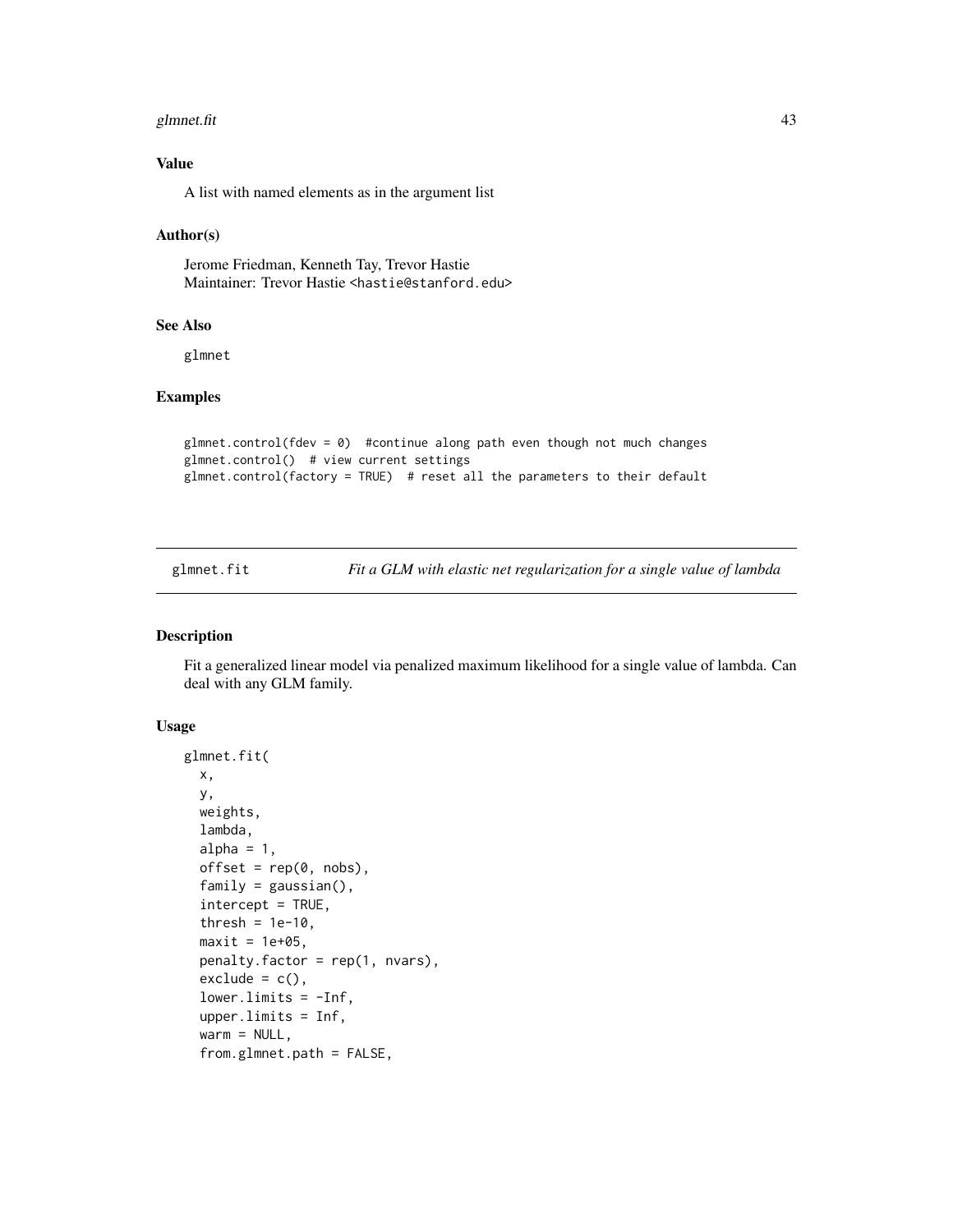## Value

A list with named elements as in the argument list

## Author(s)

Jerome Friedman, Kenneth Tay, Trevor Hastie
Maintainer: Trevor Hastie <hastie@stanford.edu>

## See Also

glmnet

## Examples

```
glmnet.control(fdev = 0)  #continue along path even though not much changes
glmnet.control()  # view current settings
glmnet.control(factory = TRUE)  # reset all the parameters to their default
```

---

# glmnet.fit — *Fit a GLM with elastic net regularization for a single value of lambda*

## Description

Fit a generalized linear model via penalized maximum likelihood for a single value of lambda. Can deal with any GLM family.

## Usage

```
glmnet.fit(
  x,
  y,
  weights,
  lambda,
  alpha = 1,
  offset = rep(0, nobs),
  family = gaussian(),
  intercept = TRUE,
  thresh = 1e-10,
  maxit = 1e+05,
  penalty.factor = rep(1, nvars),
  exclude = c(),
  lower.limits = -Inf,
  upper.limits = Inf,
  warm = NULL,
  from.glmnet.path = FALSE,
```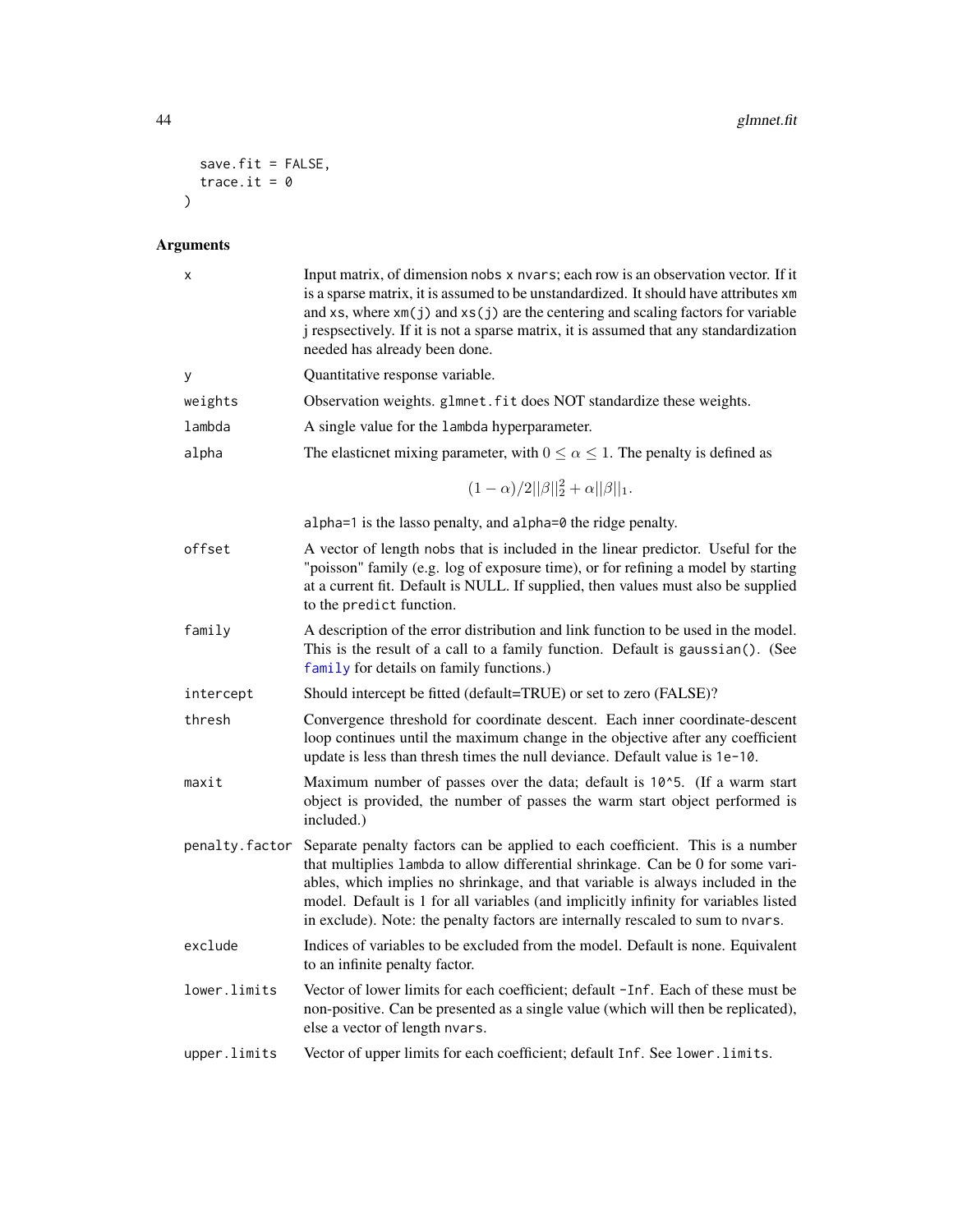```
  save.fit = FALSE,
  trace.it = 0
)
```

## Arguments

| | |
|---|---|
| x | Input matrix, of dimension nobs x nvars; each row is an observation vector. If it is a sparse matrix, it is assumed to be unstandardized. It should have attributes xm and xs, where xm(j) and xs(j) are the centering and scaling factors for variable j respsectively. If it is not a sparse matrix, it is assumed that any standardization needed has already been done. |
| y | Quantitative response variable. |
| weights | Observation weights. glmnet.fit does NOT standardize these weights. |
| lambda | A single value for the lambda hyperparameter. |
| alpha | The elasticnet mixing parameter, with $0 \leq \alpha \leq 1$. The penalty is defined as $$(1-\alpha)/2\|\|\beta\|\|_2^2 + \alpha\|\|\beta\|\|_1.$$ alpha=1 is the lasso penalty, and alpha=0 the ridge penalty. |
| offset | A vector of length nobs that is included in the linear predictor. Useful for the "poisson" family (e.g. log of exposure time), or for refining a model by starting at a current fit. Default is NULL. If supplied, then values must also be supplied to the predict function. |
| family | A description of the error distribution and link function to be used in the model. This is the result of a call to a family function. Default is gaussian(). (See family for details on family functions.) |
| intercept | Should intercept be fitted (default=TRUE) or set to zero (FALSE)? |
| thresh | Convergence threshold for coordinate descent. Each inner coordinate-descent loop continues until the maximum change in the objective after any coefficient update is less than thresh times the null deviance. Default value is 1e-10. |
| maxit | Maximum number of passes over the data; default is 10^5. (If a warm start object is provided, the number of passes the warm start object performed is included.) |
| penalty.factor | Separate penalty factors can be applied to each coefficient. This is a number that multiplies lambda to allow differential shrinkage. Can be 0 for some variables, which implies no shrinkage, and that variable is always included in the model. Default is 1 for all variables (and implicitly infinity for variables listed in exclude). Note: the penalty factors are internally rescaled to sum to nvars. |
| exclude | Indices of variables to be excluded from the model. Default is none. Equivalent to an infinite penalty factor. |
| lower.limits | Vector of lower limits for each coefficient; default -Inf. Each of these must be non-positive. Can be presented as a single value (which will then be replicated), else a vector of length nvars. |
| upper.limits | Vector of upper limits for each coefficient; default Inf. See lower.limits. |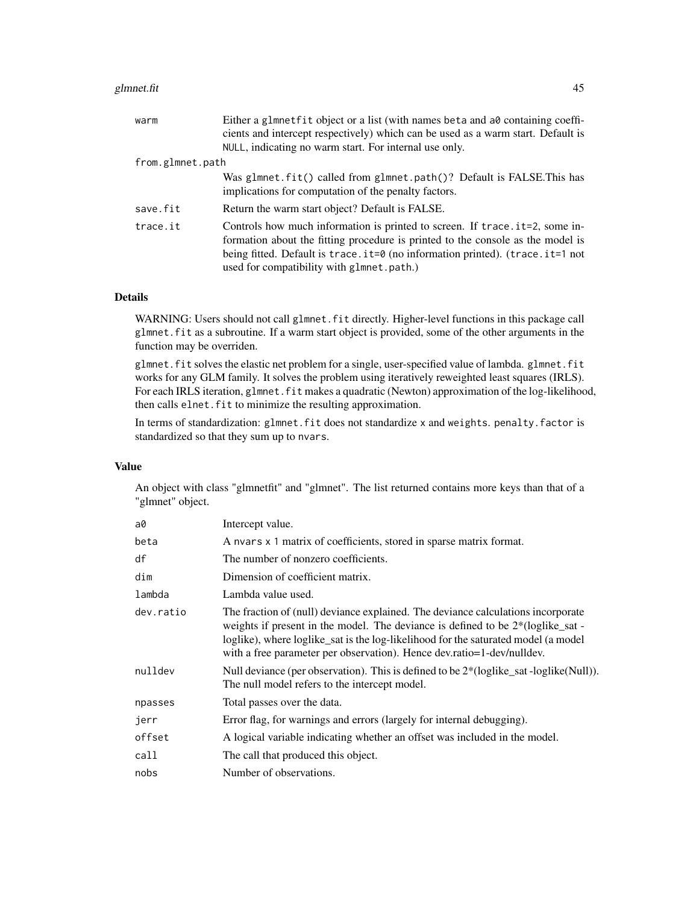| | |
|---|---|
| `warm` | Either a `glmnetfit` object or a list (with names `beta` and `a0` containing coefficients and intercept respectively) which can be used as a warm start. Default is `NULL`, indicating no warm start. For internal use only. |
| `from.glmnet.path` | Was `glmnet.fit()` called from `glmnet.path()`? Default is FALSE.This has implications for computation of the penalty factors. |
| `save.fit` | Return the warm start object? Default is FALSE. |
| `trace.it` | Controls how much information is printed to screen. If `trace.it=2`, some information about the fitting procedure is printed to the console as the model is being fitted. Default is `trace.it=0` (no information printed). (`trace.it=1` not used for compatibility with `glmnet.path`.) |

## Details

WARNING: Users should not call `glmnet.fit` directly. Higher-level functions in this package call `glmnet.fit` as a subroutine. If a warm start object is provided, some of the other arguments in the function may be overriden.

`glmnet.fit` solves the elastic net problem for a single, user-specified value of lambda. `glmnet.fit` works for any GLM family. It solves the problem using iteratively reweighted least squares (IRLS). For each IRLS iteration, `glmnet.fit` makes a quadratic (Newton) approximation of the log-likelihood, then calls `elnet.fit` to minimize the resulting approximation.

In terms of standardization: `glmnet.fit` does not standardize `x` and `weights`. `penalty.factor` is standardized so that they sum up to `nvars`.

## Value

An object with class "glmnetfit" and "glmnet". The list returned contains more keys than that of a "glmnet" object.

| | |
|---|---|
| `a0` | Intercept value. |
| `beta` | A `nvars x 1` matrix of coefficients, stored in sparse matrix format. |
| `df` | The number of nonzero coefficients. |
| `dim` | Dimension of coefficient matrix. |
| `lambda` | Lambda value used. |
| `dev.ratio` | The fraction of (null) deviance explained. The deviance calculations incorporate weights if present in the model. The deviance is defined to be 2*(loglike_sat - loglike), where loglike_sat is the log-likelihood for the saturated model (a model with a free parameter per observation). Hence dev.ratio=1-dev/nulldev. |
| `nulldev` | Null deviance (per observation). This is defined to be 2*(loglike_sat -loglike(Null)). The null model refers to the intercept model. |
| `npasses` | Total passes over the data. |
| `jerr` | Error flag, for warnings and errors (largely for internal debugging). |
| `offset` | A logical variable indicating whether an offset was included in the model. |
| `call` | The call that produced this object. |
| `nobs` | Number of observations. |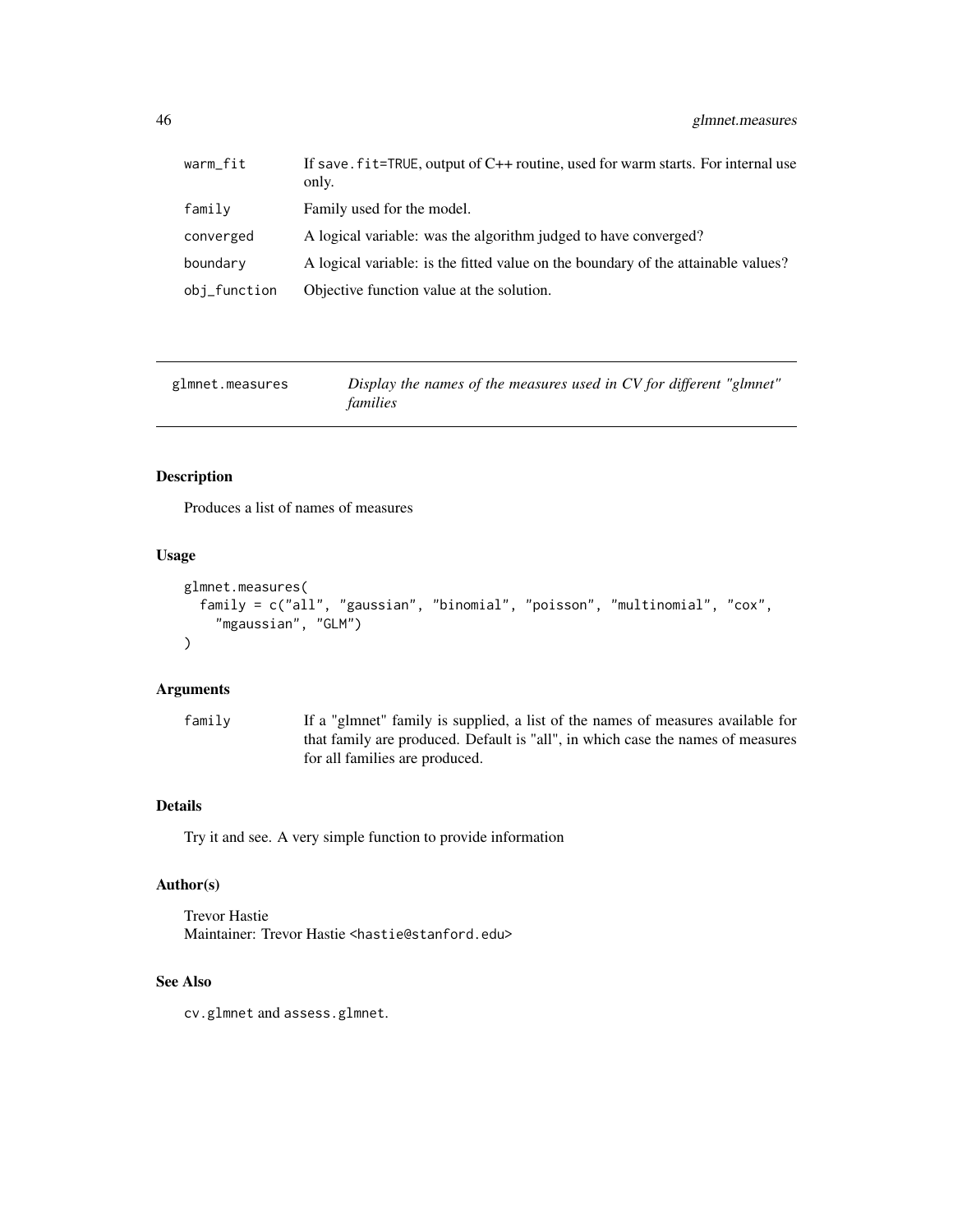| | |
|---|---|
| warm_fit | If save.fit=TRUE, output of C++ routine, used for warm starts. For internal use only. |
| family | Family used for the model. |
| converged | A logical variable: was the algorithm judged to have converged? |
| boundary | A logical variable: is the fitted value on the boundary of the attainable values? |
| obj_function | Objective function value at the solution. |

---

## glmnet.measures — *Display the names of the measures used in CV for different "glmnet" families*

---

### Description

Produces a list of names of measures

### Usage

```
glmnet.measures(
  family = c("all", "gaussian", "binomial", "poisson", "multinomial", "cox",
    "mgaussian", "GLM")
)
```

### Arguments

| | |
|---|---|
| family | If a "glmnet" family is supplied, a list of the names of measures available for that family are produced. Default is "all", in which case the names of measures for all families are produced. |

### Details

Try it and see. A very simple function to provide information

### Author(s)

Trevor Hastie  
Maintainer: Trevor Hastie <hastie@stanford.edu>

### See Also

cv.glmnet and assess.glmnet.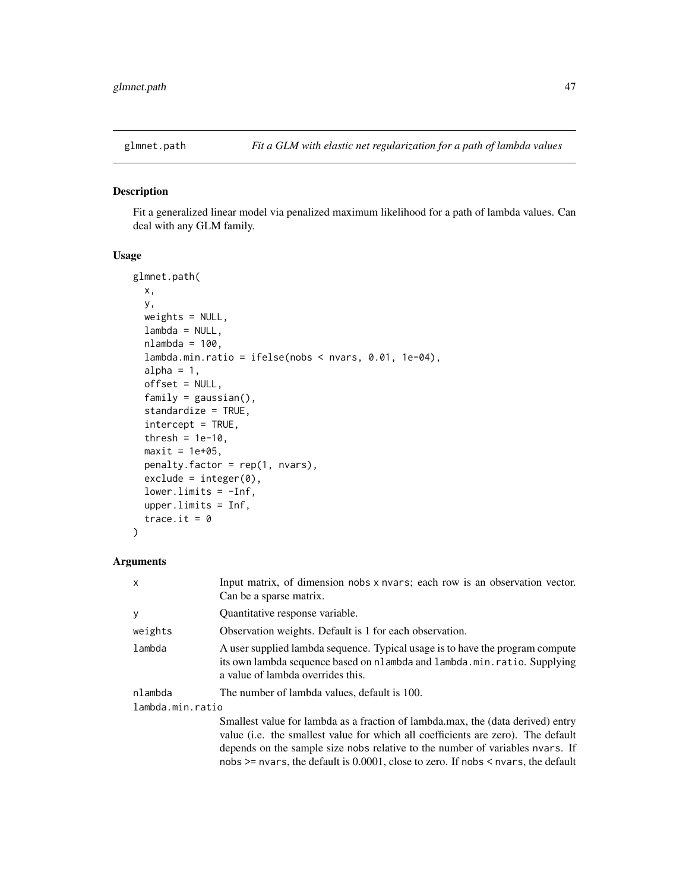## glmnet.path — *Fit a GLM with elastic net regularization for a path of lambda values*

### Description

Fit a generalized linear model via penalized maximum likelihood for a path of lambda values. Can deal with any GLM family.

### Usage

```
glmnet.path(
  x,
  y,
  weights = NULL,
  lambda = NULL,
  nlambda = 100,
  lambda.min.ratio = ifelse(nobs < nvars, 0.01, 1e-04),
  alpha = 1,
  offset = NULL,
  family = gaussian(),
  standardize = TRUE,
  intercept = TRUE,
  thresh = 1e-10,
  maxit = 1e+05,
  penalty.factor = rep(1, nvars),
  exclude = integer(0),
  lower.limits = -Inf,
  upper.limits = Inf,
  trace.it = 0
)
```

### Arguments

| Argument | Description |
|---|---|
| `x` | Input matrix, of dimension `nobs x nvars`; each row is an observation vector. Can be a sparse matrix. |
| `y` | Quantitative response variable. |
| `weights` | Observation weights. Default is 1 for each observation. |
| `lambda` | A user supplied lambda sequence. Typical usage is to have the program compute its own lambda sequence based on `nlambda` and `lambda.min.ratio`. Supplying a value of lambda overrides this. |
| `nlambda` | The number of lambda values, default is 100. |
| `lambda.min.ratio` | Smallest value for lambda as a fraction of lambda.max, the (data derived) entry value (i.e. the smallest value for which all coefficients are zero). The default depends on the sample size `nobs` relative to the number of variables `nvars`. If `nobs >= nvars`, the default is 0.0001, close to zero. If `nobs < nvars`, the default |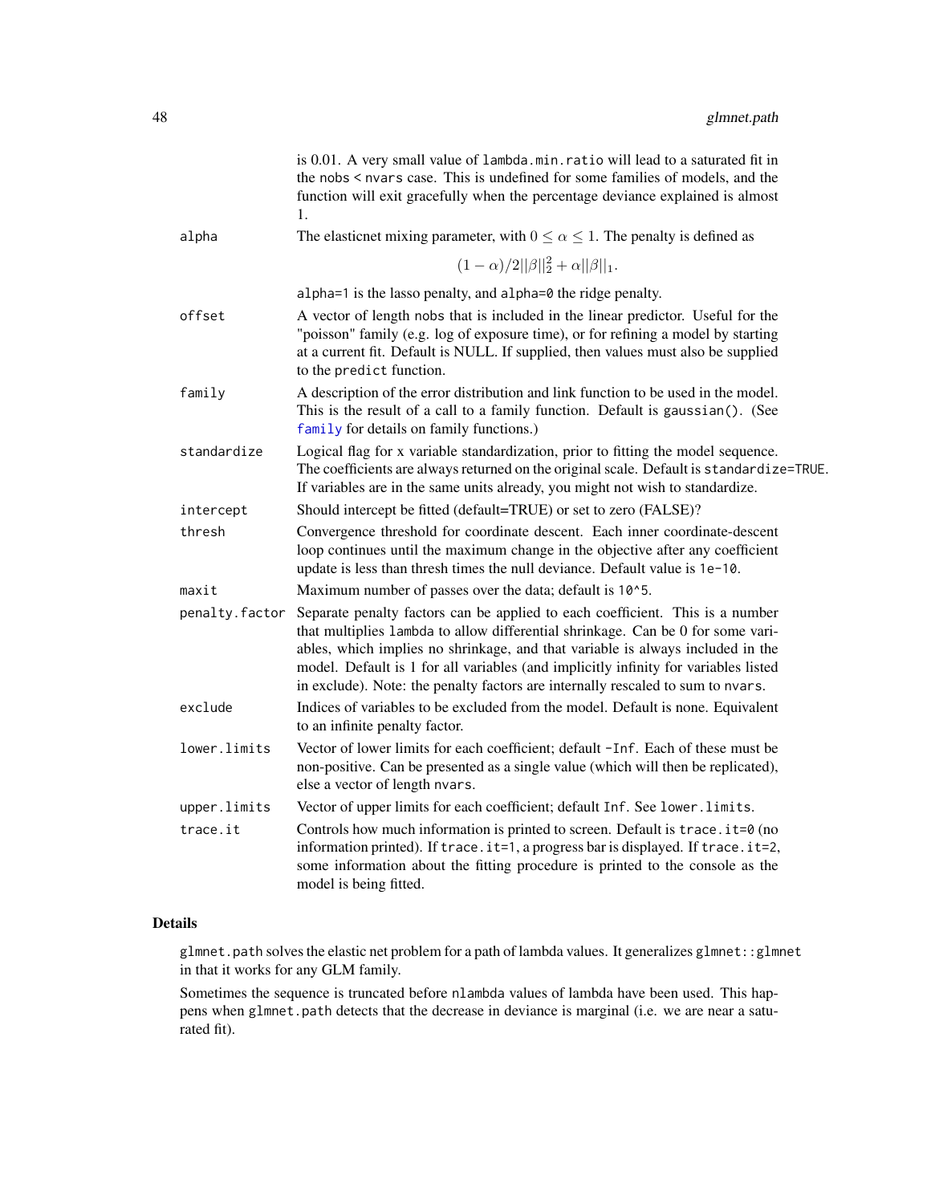| | |
|---|---|
| | is 0.01. A very small value of `lambda.min.ratio` will lead to a saturated fit in the `nobs < nvars` case. This is undefined for some families of models, and the function will exit gracefully when the percentage deviance explained is almost 1. |
| `alpha` | The elasticnet mixing parameter, with $0 \leq \alpha \leq 1$. The penalty is defined as $$(1-\alpha)/2\|\|\beta\|\|_2^2 + \alpha\|\|\beta\|\|_1.$$ `alpha=1` is the lasso penalty, and `alpha=0` the ridge penalty. |
| `offset` | A vector of length `nobs` that is included in the linear predictor. Useful for the "poisson" family (e.g. log of exposure time), or for refining a model by starting at a current fit. Default is NULL. If supplied, then values must also be supplied to the `predict` function. |
| `family` | A description of the error distribution and link function to be used in the model. This is the result of a call to a family function. Default is `gaussian()`. (See `family` for details on family functions.) |
| `standardize` | Logical flag for x variable standardization, prior to fitting the model sequence. The coefficients are always returned on the original scale. Default is `standardize=TRUE`. If variables are in the same units already, you might not wish to standardize. |
| `intercept` | Should intercept be fitted (default=TRUE) or set to zero (FALSE)? |
| `thresh` | Convergence threshold for coordinate descent. Each inner coordinate-descent loop continues until the maximum change in the objective after any coefficient update is less than thresh times the null deviance. Default value is `1e-10`. |
| `maxit` | Maximum number of passes over the data; default is `10^5`. |
| `penalty.factor` | Separate penalty factors can be applied to each coefficient. This is a number that multiplies `lambda` to allow differential shrinkage. Can be 0 for some variables, which implies no shrinkage, and that variable is always included in the model. Default is 1 for all variables (and implicitly infinity for variables listed in exclude). Note: the penalty factors are internally rescaled to sum to `nvars`. |
| `exclude` | Indices of variables to be excluded from the model. Default is none. Equivalent to an infinite penalty factor. |
| `lower.limits` | Vector of lower limits for each coefficient; default `-Inf`. Each of these must be non-positive. Can be presented as a single value (which will then be replicated), else a vector of length `nvars`. |
| `upper.limits` | Vector of upper limits for each coefficient; default `Inf`. See `lower.limits`. |
| `trace.it` | Controls how much information is printed to screen. Default is `trace.it=0` (no information printed). If `trace.it=1`, a progress bar is displayed. If `trace.it=2`, some information about the fitting procedure is printed to the console as the model is being fitted. |

## Details

`glmnet.path` solves the elastic net problem for a path of lambda values. It generalizes `glmnet::glmnet` in that it works for any GLM family.

Sometimes the sequence is truncated before `nlambda` values of lambda have been used. This happens when `glmnet.path` detects that the decrease in deviance is marginal (i.e. we are near a saturated fit).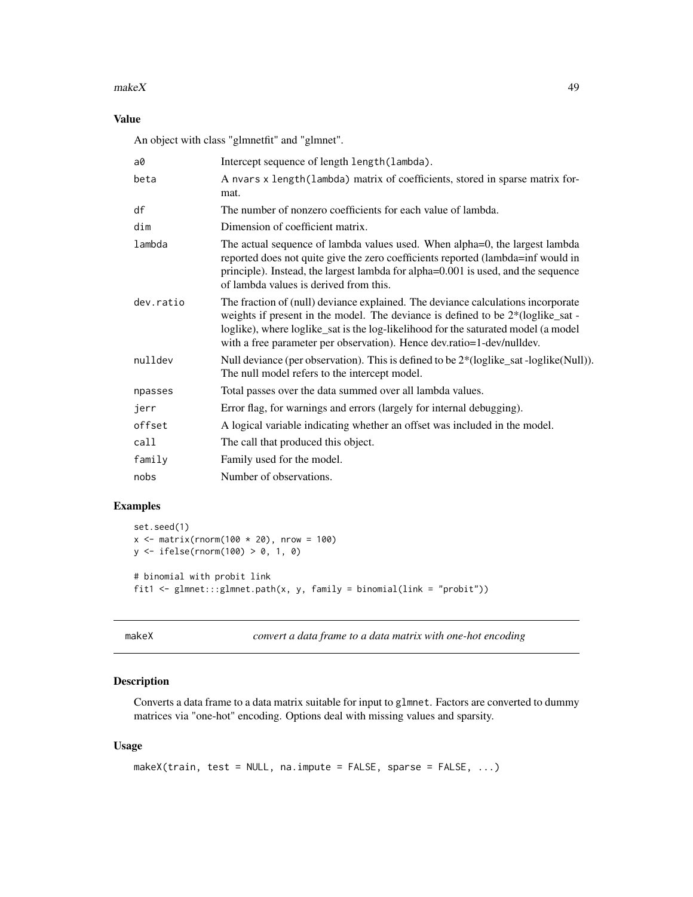### Value

An object with class "glmnetfit" and "glmnet".

| | |
|---|---|
| a0 | Intercept sequence of length `length(lambda)`. |
| beta | A `nvars x length(lambda)` matrix of coefficients, stored in sparse matrix format. |
| df | The number of nonzero coefficients for each value of lambda. |
| dim | Dimension of coefficient matrix. |
| lambda | The actual sequence of lambda values used. When alpha=0, the largest lambda reported does not quite give the zero coefficients reported (lambda=inf would in principle). Instead, the largest lambda for alpha=0.001 is used, and the sequence of lambda values is derived from this. |
| dev.ratio | The fraction of (null) deviance explained. The deviance calculations incorporate weights if present in the model. The deviance is defined to be 2*(loglike_sat - loglike), where loglike_sat is the log-likelihood for the saturated model (a model with a free parameter per observation). Hence dev.ratio=1-dev/nulldev. |
| nulldev | Null deviance (per observation). This is defined to be 2*(loglike_sat -loglike(Null)). The null model refers to the intercept model. |
| npasses | Total passes over the data summed over all lambda values. |
| jerr | Error flag, for warnings and errors (largely for internal debugging). |
| offset | A logical variable indicating whether an offset was included in the model. |
| call | The call that produced this object. |
| family | Family used for the model. |
| nobs | Number of observations. |

### Examples

```
set.seed(1)
x <- matrix(rnorm(100 * 20), nrow = 100)
y <- ifelse(rnorm(100) > 0, 1, 0)

# binomial with probit link
fit1 <- glmnet:::glmnet.path(x, y, family = binomial(link = "probit"))
```

---

## makeX — *convert a data frame to a data matrix with one-hot encoding*

### Description

Converts a data frame to a data matrix suitable for input to `glmnet`. Factors are converted to dummy matrices via "one-hot" encoding. Options deal with missing values and sparsity.

### Usage

```
makeX(train, test = NULL, na.impute = FALSE, sparse = FALSE, ...)
```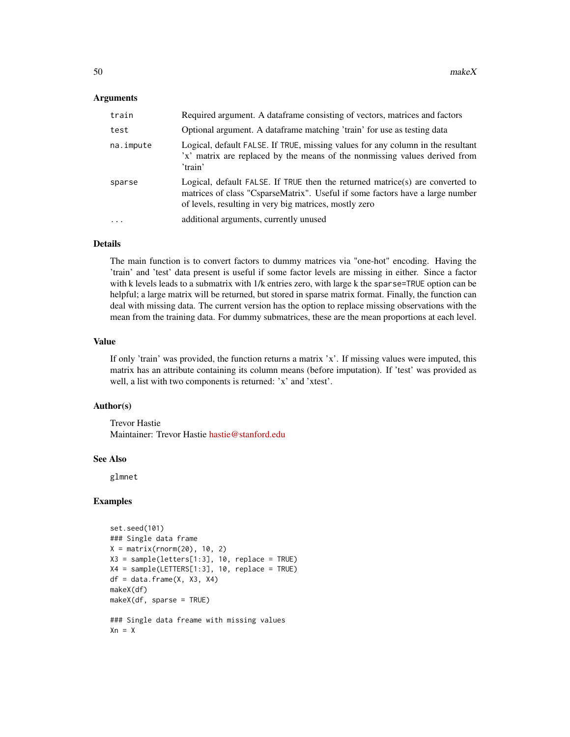## Arguments

| | |
|---|---|
| train | Required argument. A dataframe consisting of vectors, matrices and factors |
| test | Optional argument. A dataframe matching 'train' for use as testing data |
| na.impute | Logical, default FALSE. If TRUE, missing values for any column in the resultant 'x' matrix are replaced by the means of the nonmissing values derived from 'train' |
| sparse | Logical, default FALSE. If TRUE then the returned matrice(s) are converted to matrices of class "CsparseMatrix". Useful if some factors have a large number of levels, resulting in very big matrices, mostly zero |
| ... | additional arguments, currently unused |

## Details

The main function is to convert factors to dummy matrices via "one-hot" encoding. Having the 'train' and 'test' data present is useful if some factor levels are missing in either. Since a factor with k levels leads to a submatrix with 1/k entries zero, with large k the sparse=TRUE option can be helpful; a large matrix will be returned, but stored in sparse matrix format. Finally, the function can deal with missing data. The current version has the option to replace missing observations with the mean from the training data. For dummy submatrices, these are the mean proportions at each level.

## Value

If only 'train' was provided, the function returns a matrix 'x'. If missing values were imputed, this matrix has an attribute containing its column means (before imputation). If 'test' was provided as well, a list with two components is returned: 'x' and 'xtest'.

## Author(s)

Trevor Hastie
Maintainer: Trevor Hastie hastie@stanford.edu

## See Also

glmnet

## Examples

```
set.seed(101)
### Single data frame
X = matrix(rnorm(20), 10, 2)
X3 = sample(letters[1:3], 10, replace = TRUE)
X4 = sample(LETTERS[1:3], 10, replace = TRUE)
df = data.frame(X, X3, X4)
makeX(df)
makeX(df, sparse = TRUE)

### Single data freame with missing values
Xn = X
```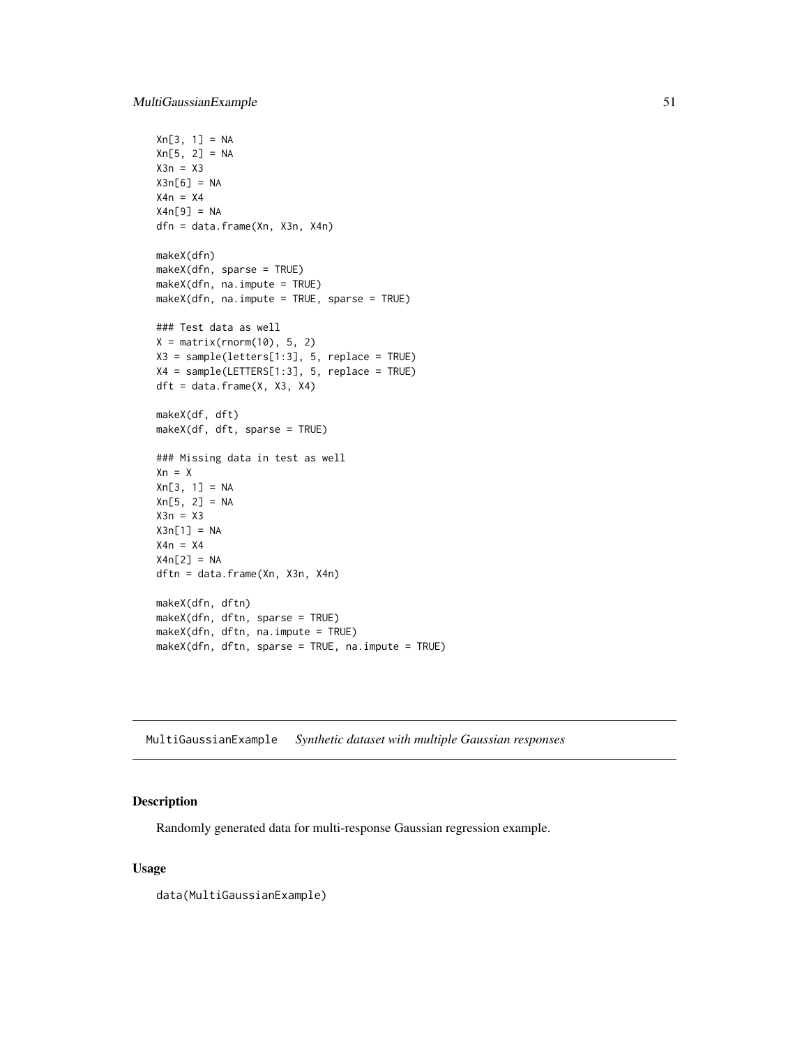```
Xn[3, 1] = NA
Xn[5, 2] = NA
X3n = X3
X3n[6] = NA
X4n = X4
X4n[9] = NA
dfn = data.frame(Xn, X3n, X4n)

makeX(dfn)
makeX(dfn, sparse = TRUE)
makeX(dfn, na.impute = TRUE)
makeX(dfn, na.impute = TRUE, sparse = TRUE)

### Test data as well
X = matrix(rnorm(10), 5, 2)
X3 = sample(letters[1:3], 5, replace = TRUE)
X4 = sample(LETTERS[1:3], 5, replace = TRUE)
dft = data.frame(X, X3, X4)

makeX(df, dft)
makeX(df, dft, sparse = TRUE)

### Missing data in test as well
Xn = X
Xn[3, 1] = NA
Xn[5, 2] = NA
X3n = X3
X3n[1] = NA
X4n = X4
X4n[2] = NA
dftn = data.frame(Xn, X3n, X4n)

makeX(dfn, dftn)
makeX(dfn, dftn, sparse = TRUE)
makeX(dfn, dftn, na.impute = TRUE)
makeX(dfn, dftn, sparse = TRUE, na.impute = TRUE)
```

---

## MultiGaussianExample    *Synthetic dataset with multiple Gaussian responses*

---

### Description

Randomly generated data for multi-response Gaussian regression example.

### Usage

```
data(MultiGaussianExample)
```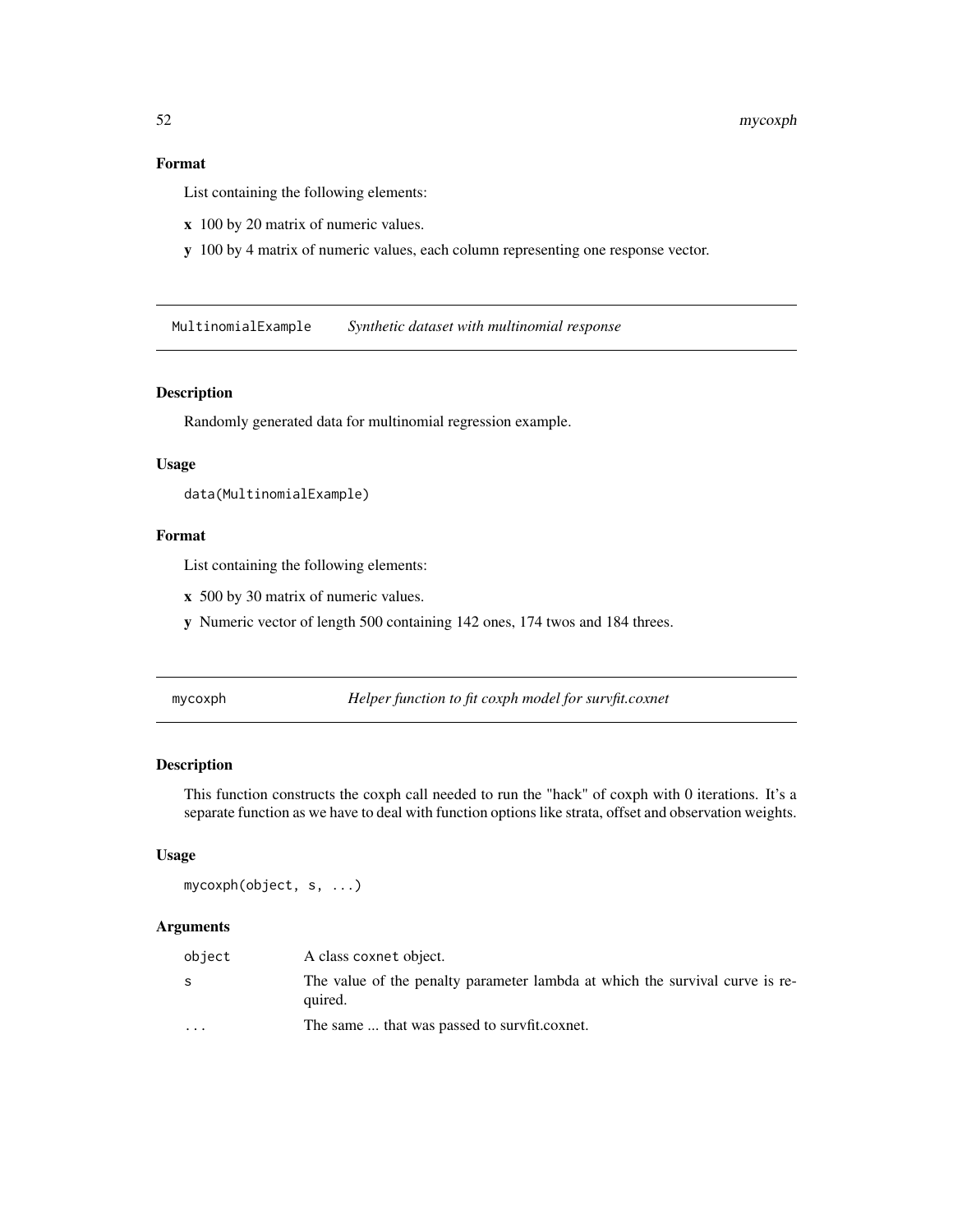## Format

List containing the following elements:

**x** 100 by 20 matrix of numeric values.

**y** 100 by 4 matrix of numeric values, each column representing one response vector.

---

MultinomialExample *Synthetic dataset with multinomial response*

---

## Description

Randomly generated data for multinomial regression example.

## Usage

```
data(MultinomialExample)
```

## Format

List containing the following elements:

**x** 500 by 30 matrix of numeric values.

**y** Numeric vector of length 500 containing 142 ones, 174 twos and 184 threes.

---

mycoxph *Helper function to fit coxph model for survfit.coxnet*

---

## Description

This function constructs the coxph call needed to run the "hack" of coxph with 0 iterations. It's a separate function as we have to deal with function options like strata, offset and observation weights.

## Usage

```
mycoxph(object, s, ...)
```

## Arguments

| | |
|---|---|
| object | A class coxnet object. |
| s | The value of the penalty parameter lambda at which the survival curve is required. |
| ... | The same ... that was passed to survfit.coxnet. |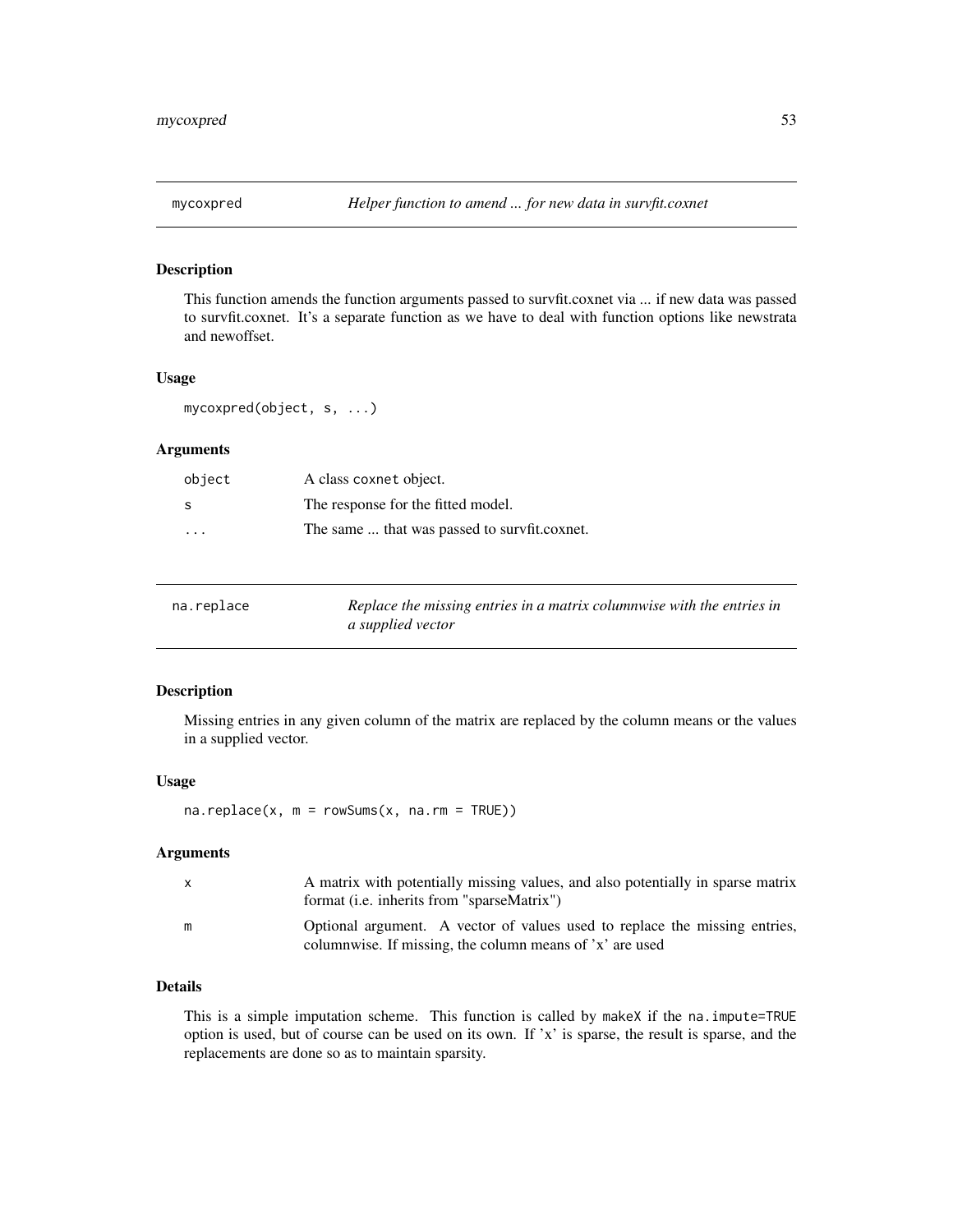## mycoxpred *Helper function to amend ... for new data in survfit.coxnet*

### Description

This function amends the function arguments passed to survfit.coxnet via ... if new data was passed to survfit.coxnet. It's a separate function as we have to deal with function options like newstrata and newoffset.

### Usage

```
mycoxpred(object, s, ...)
```

### Arguments

| | |
|---|---|
| `object` | A class `coxnet` object. |
| `s` | The response for the fitted model. |
| `...` | The same ... that was passed to survfit.coxnet. |

## na.replace *Replace the missing entries in a matrix columnwise with the entries in a supplied vector*

### Description

Missing entries in any given column of the matrix are replaced by the column means or the values in a supplied vector.

### Usage

```
na.replace(x, m = rowSums(x, na.rm = TRUE))
```

### Arguments

| | |
|---|---|
| `x` | A matrix with potentially missing values, and also potentially in sparse matrix format (i.e. inherits from "sparseMatrix") |
| `m` | Optional argument. A vector of values used to replace the missing entries, columnwise. If missing, the column means of 'x' are used |

### Details

This is a simple imputation scheme. This function is called by `makeX` if the `na.impute=TRUE` option is used, but of course can be used on its own. If 'x' is sparse, the result is sparse, and the replacements are done so as to maintain sparsity.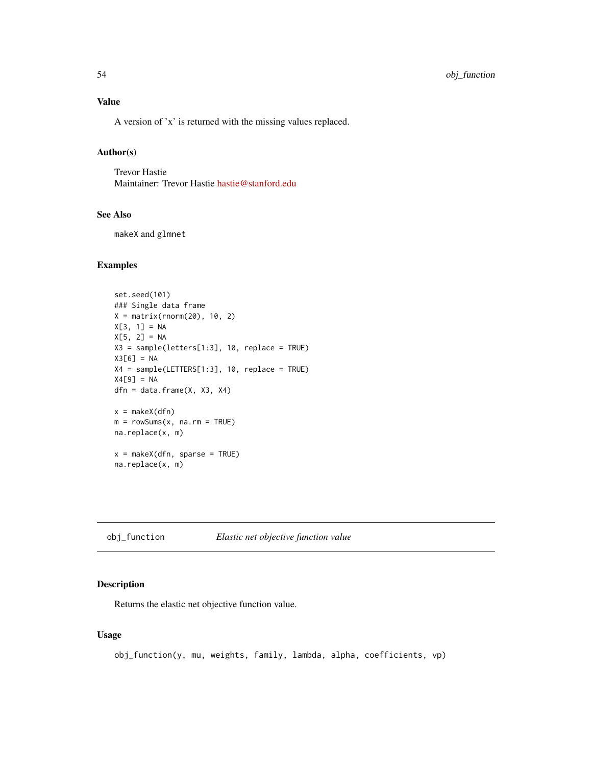### Value

A version of 'x' is returned with the missing values replaced.

### Author(s)

Trevor Hastie
Maintainer: Trevor Hastie hastie@stanford.edu

### See Also

makeX and glmnet

### Examples

```
set.seed(101)
### Single data frame
X = matrix(rnorm(20), 10, 2)
X[3, 1] = NA
X[5, 2] = NA
X3 = sample(letters[1:3], 10, replace = TRUE)
X3[6] = NA
X4 = sample(LETTERS[1:3], 10, replace = TRUE)
X4[9] = NA
dfn = data.frame(X, X3, X4)

x = makeX(dfn)
m = rowSums(x, na.rm = TRUE)
na.replace(x, m)

x = makeX(dfn, sparse = TRUE)
na.replace(x, m)
```

---

## obj_function — *Elastic net objective function value*

### Description

Returns the elastic net objective function value.

### Usage

```
obj_function(y, mu, weights, family, lambda, alpha, coefficients, vp)
```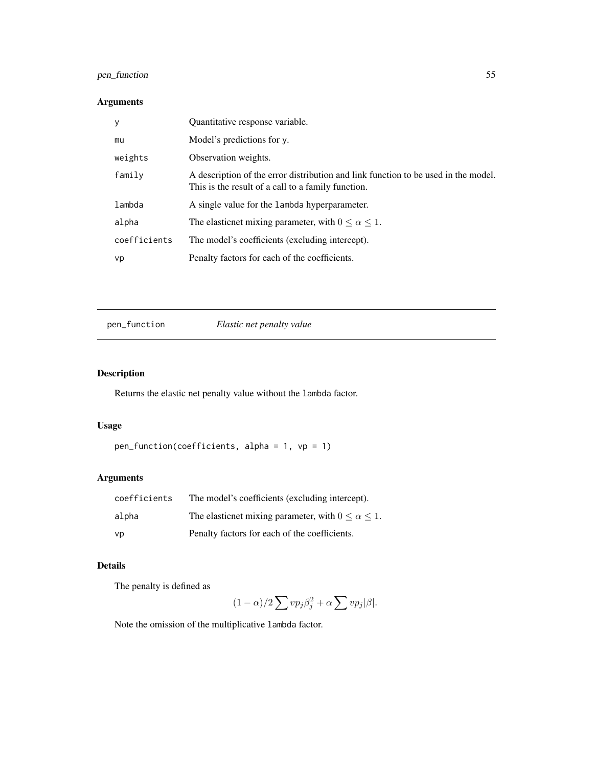## Arguments

| | |
|---|---|
| y | Quantitative response variable. |
| mu | Model's predictions for y. |
| weights | Observation weights. |
| family | A description of the error distribution and link function to be used in the model. This is the result of a call to a family function. |
| lambda | A single value for the lambda hyperparameter. |
| alpha | The elasticnet mixing parameter, with $0 \leq \alpha \leq 1$. |
| coefficients | The model's coefficients (excluding intercept). |
| vp | Penalty factors for each of the coefficients. |

---

# pen_function — *Elastic net penalty value*

## Description

Returns the elastic net penalty value without the lambda factor.

## Usage

```
pen_function(coefficients, alpha = 1, vp = 1)
```

## Arguments

| | |
|---|---|
| coefficients | The model's coefficients (excluding intercept). |
| alpha | The elasticnet mixing parameter, with $0 \leq \alpha \leq 1$. |
| vp | Penalty factors for each of the coefficients. |

## Details

The penalty is defined as

$$(1 - \alpha)/2 \sum vp_j \beta_j^2 + \alpha \sum vp_j |\beta|.$$

Note the omission of the multiplicative lambda factor.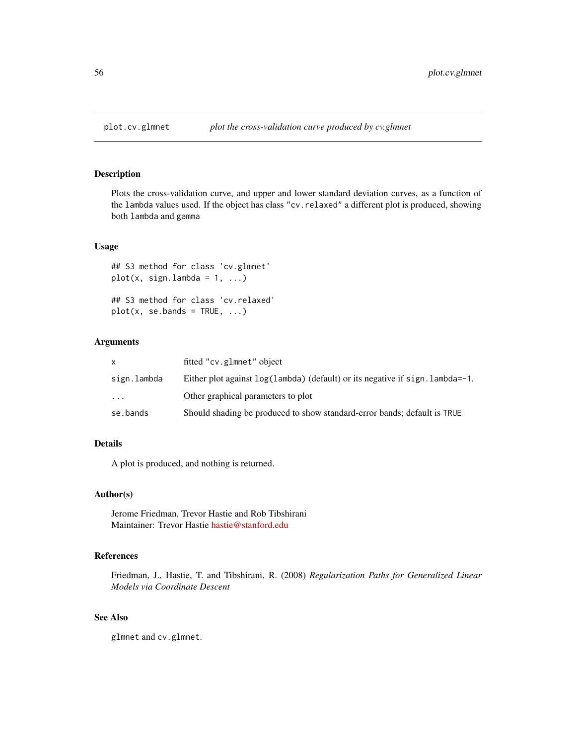## plot.cv.glmnet — *plot the cross-validation curve produced by cv.glmnet*

### Description

Plots the cross-validation curve, and upper and lower standard deviation curves, as a function of the `lambda` values used. If the object has class `"cv.relaxed"` a different plot is produced, showing both `lambda` and `gamma`

### Usage

```
## S3 method for class 'cv.glmnet'
plot(x, sign.lambda = 1, ...)

## S3 method for class 'cv.relaxed'
plot(x, se.bands = TRUE, ...)
```

### Arguments

| | |
|---|---|
| `x` | fitted `"cv.glmnet"` object |
| `sign.lambda` | Either plot against `log(lambda)` (default) or its negative if `sign.lambda=-1`. |
| `...` | Other graphical parameters to plot |
| `se.bands` | Should shading be produced to show standard-error bands; default is `TRUE` |

### Details

A plot is produced, and nothing is returned.

### Author(s)

Jerome Friedman, Trevor Hastie and Rob Tibshirani
Maintainer: Trevor Hastie hastie@stanford.edu

### References

Friedman, J., Hastie, T. and Tibshirani, R. (2008) *Regularization Paths for Generalized Linear Models via Coordinate Descent*

### See Also

`glmnet` and `cv.glmnet`.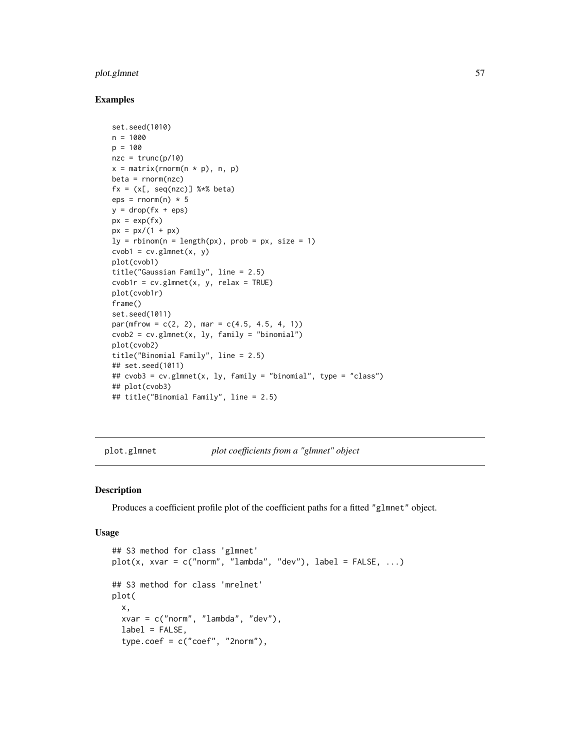### Examples

```
set.seed(1010)
n = 1000
p = 100
nzc = trunc(p/10)
x = matrix(rnorm(n * p), n, p)
beta = rnorm(nzc)
fx = (x[, seq(nzc)] %*% beta)
eps = rnorm(n) * 5
y = drop(fx + eps)
px = exp(fx)
px = px/(1 + px)
ly = rbinom(n = length(px), prob = px, size = 1)
cvob1 = cv.glmnet(x, y)
plot(cvob1)
title("Gaussian Family", line = 2.5)
cvob1r = cv.glmnet(x, y, relax = TRUE)
plot(cvob1r)
frame()
set.seed(1011)
par(mfrow = c(2, 2), mar = c(4.5, 4.5, 4, 1))
cvob2 = cv.glmnet(x, ly, family = "binomial")
plot(cvob2)
title("Binomial Family", line = 2.5)
## set.seed(1011)
## cvob3 = cv.glmnet(x, ly, family = "binomial", type = "class")
## plot(cvob3)
## title("Binomial Family", line = 2.5)
```

---

## plot.glmnet    *plot coefficients from a "glmnet" object*

---

### Description

Produces a coefficient profile plot of the coefficient paths for a fitted "glmnet" object.

### Usage

```
## S3 method for class 'glmnet'
plot(x, xvar = c("norm", "lambda", "dev"), label = FALSE, ...)

## S3 method for class 'mrelnet'
plot(
  x,
  xvar = c("norm", "lambda", "dev"),
  label = FALSE,
  type.coef = c("coef", "2norm"),
```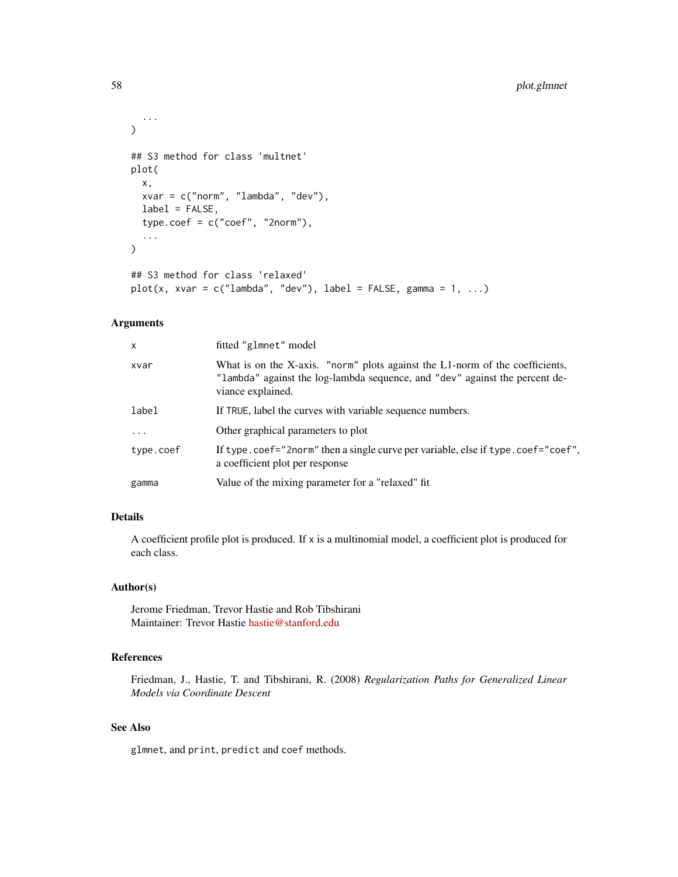```
  ...
)

## S3 method for class 'multnet'
plot(
  x,
  xvar = c("norm", "lambda", "dev"),
  label = FALSE,
  type.coef = c("coef", "2norm"),
  ...
)

## S3 method for class 'relaxed'
plot(x, xvar = c("lambda", "dev"), label = FALSE, gamma = 1, ...)
```

### Arguments

| | |
|---|---|
| `x` | fitted "`glmnet`" model |
| `xvar` | What is on the X-axis. "`norm`" plots against the L1-norm of the coefficients, "`lambda`" against the log-lambda sequence, and "`dev`" against the percent deviance explained. |
| `label` | If `TRUE`, label the curves with variable sequence numbers. |
| `...` | Other graphical parameters to plot |
| `type.coef` | If `type.coef="2norm"` then a single curve per variable, else if `type.coef="coef"`, a coefficient plot per response |
| `gamma` | Value of the mixing parameter for a "relaxed" fit |

### Details

A coefficient profile plot is produced. If `x` is a multinomial model, a coefficient plot is produced for each class.

### Author(s)

Jerome Friedman, Trevor Hastie and Rob Tibshirani
Maintainer: Trevor Hastie hastie@stanford.edu

### References

Friedman, J., Hastie, T. and Tibshirani, R. (2008) *Regularization Paths for Generalized Linear Models via Coordinate Descent*

### See Also

`glmnet`, and `print`, `predict` and `coef` methods.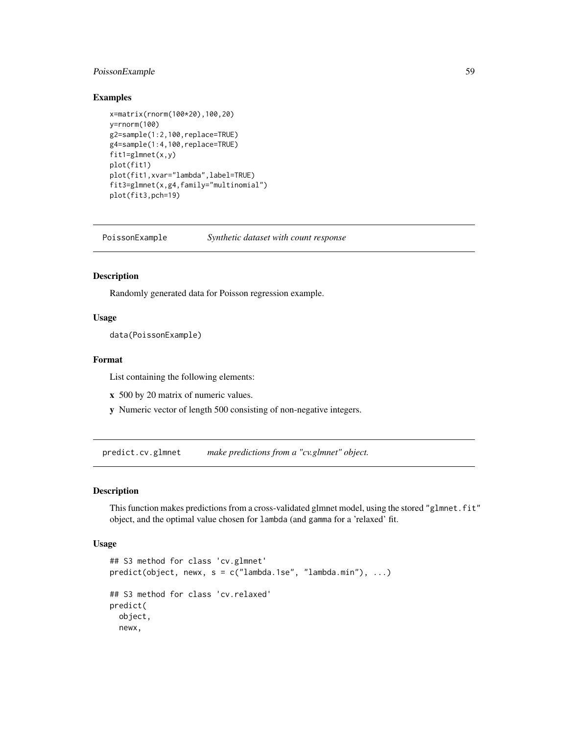## Examples

```
x=matrix(rnorm(100*20),100,20)
y=rnorm(100)
g2=sample(1:2,100,replace=TRUE)
g4=sample(1:4,100,replace=TRUE)
fit1=glmnet(x,y)
plot(fit1)
plot(fit1,xvar="lambda",label=TRUE)
fit3=glmnet(x,g4,family="multinomial")
plot(fit3,pch=19)
```

---

# PoissonExample *Synthetic dataset with count response*

## Description

Randomly generated data for Poisson regression example.

## Usage

```
data(PoissonExample)
```

## Format

List containing the following elements:

**x** 500 by 20 matrix of numeric values.

**y** Numeric vector of length 500 consisting of non-negative integers.

---

# predict.cv.glmnet *make predictions from a "cv.glmnet" object.*

## Description

This function makes predictions from a cross-validated glmnet model, using the stored "glmnet.fit" object, and the optimal value chosen for lambda (and gamma for a 'relaxed' fit.

## Usage

```
## S3 method for class 'cv.glmnet'
predict(object, newx, s = c("lambda.1se", "lambda.min"), ...)

## S3 method for class 'cv.relaxed'
predict(
  object,
  newx,
```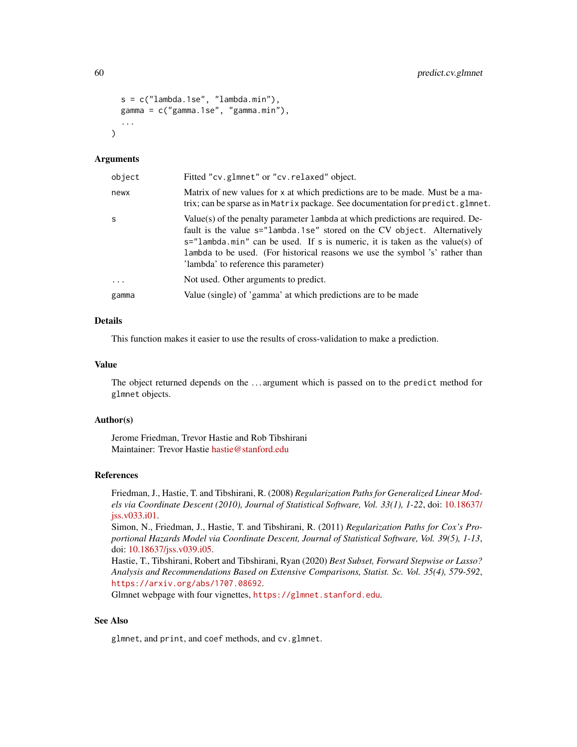```
  s = c("lambda.1se", "lambda.min"),
  gamma = c("gamma.1se", "gamma.min"),
  ...
)
```

## Arguments

| | |
|---|---|
| object | Fitted "cv.glmnet" or "cv.relaxed" object. |
| newx | Matrix of new values for x at which predictions are to be made. Must be a matrix; can be sparse as in Matrix package. See documentation for predict.glmnet. |
| s | Value(s) of the penalty parameter lambda at which predictions are required. Default is the value s="lambda.1se" stored on the CV object. Alternatively s="lambda.min" can be used. If s is numeric, it is taken as the value(s) of lambda to be used. (For historical reasons we use the symbol 's' rather than 'lambda' to reference this parameter) |
| ... | Not used. Other arguments to predict. |
| gamma | Value (single) of 'gamma' at which predictions are to be made |

## Details

This function makes it easier to use the results of cross-validation to make a prediction.

## Value

The object returned depends on the ... argument which is passed on to the predict method for glmnet objects.

## Author(s)

Jerome Friedman, Trevor Hastie and Rob Tibshirani
Maintainer: Trevor Hastie hastie@stanford.edu

## References

Friedman, J., Hastie, T. and Tibshirani, R. (2008) *Regularization Paths for Generalized Linear Models via Coordinate Descent (2010), Journal of Statistical Software, Vol. 33(1), 1-22*, doi: 10.18637/jss.v033.i01.
Simon, N., Friedman, J., Hastie, T. and Tibshirani, R. (2011) *Regularization Paths for Cox's Proportional Hazards Model via Coordinate Descent, Journal of Statistical Software, Vol. 39(5), 1-13*, doi: 10.18637/jss.v039.i05.
Hastie, T., Tibshirani, Robert and Tibshirani, Ryan (2020) *Best Subset, Forward Stepwise or Lasso? Analysis and Recommendations Based on Extensive Comparisons, Statist. Sc. Vol. 35(4), 579-592*, https://arxiv.org/abs/1707.08692.
Glmnet webpage with four vignettes, https://glmnet.stanford.edu.

## See Also

glmnet, and print, and coef methods, and cv.glmnet.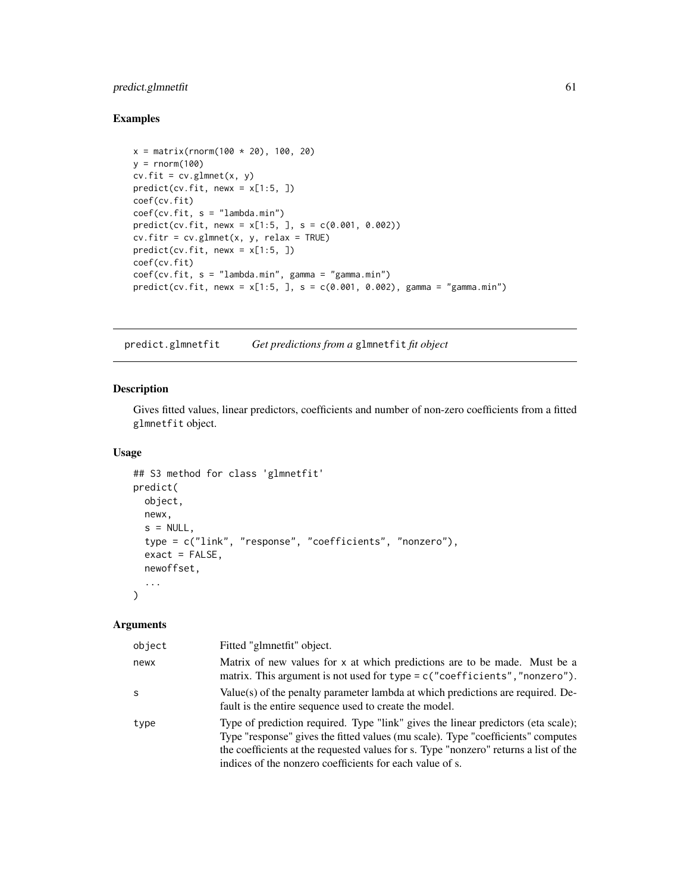## Examples

```
x = matrix(rnorm(100 * 20), 100, 20)
y = rnorm(100)
cv.fit = cv.glmnet(x, y)
predict(cv.fit, newx = x[1:5, ])
coef(cv.fit)
coef(cv.fit, s = "lambda.min")
predict(cv.fit, newx = x[1:5, ], s = c(0.001, 0.002))
cv.fitr = cv.glmnet(x, y, relax = TRUE)
predict(cv.fit, newx = x[1:5, ])
coef(cv.fit)
coef(cv.fit, s = "lambda.min", gamma = "gamma.min")
predict(cv.fit, newx = x[1:5, ], s = c(0.001, 0.002), gamma = "gamma.min")
```

---

# predict.glmnetfit — *Get predictions from a* glmnetfit *fit object*

---

## Description

Gives fitted values, linear predictors, coefficients and number of non-zero coefficients from a fitted glmnetfit object.

## Usage

```
## S3 method for class 'glmnetfit'
predict(
  object,
  newx,
  s = NULL,
  type = c("link", "response", "coefficients", "nonzero"),
  exact = FALSE,
  newoffset,
  ...
)
```

## Arguments

| | |
|---|---|
| object | Fitted "glmnetfit" object. |
| newx | Matrix of new values for x at which predictions are to be made. Must be a matrix. This argument is not used for type = c("coefficients","nonzero"). |
| s | Value(s) of the penalty parameter lambda at which predictions are required. Default is the entire sequence used to create the model. |
| type | Type of prediction required. Type "link" gives the linear predictors (eta scale); Type "response" gives the fitted values (mu scale). Type "coefficients" computes the coefficients at the requested values for s. Type "nonzero" returns a list of the indices of the nonzero coefficients for each value of s. |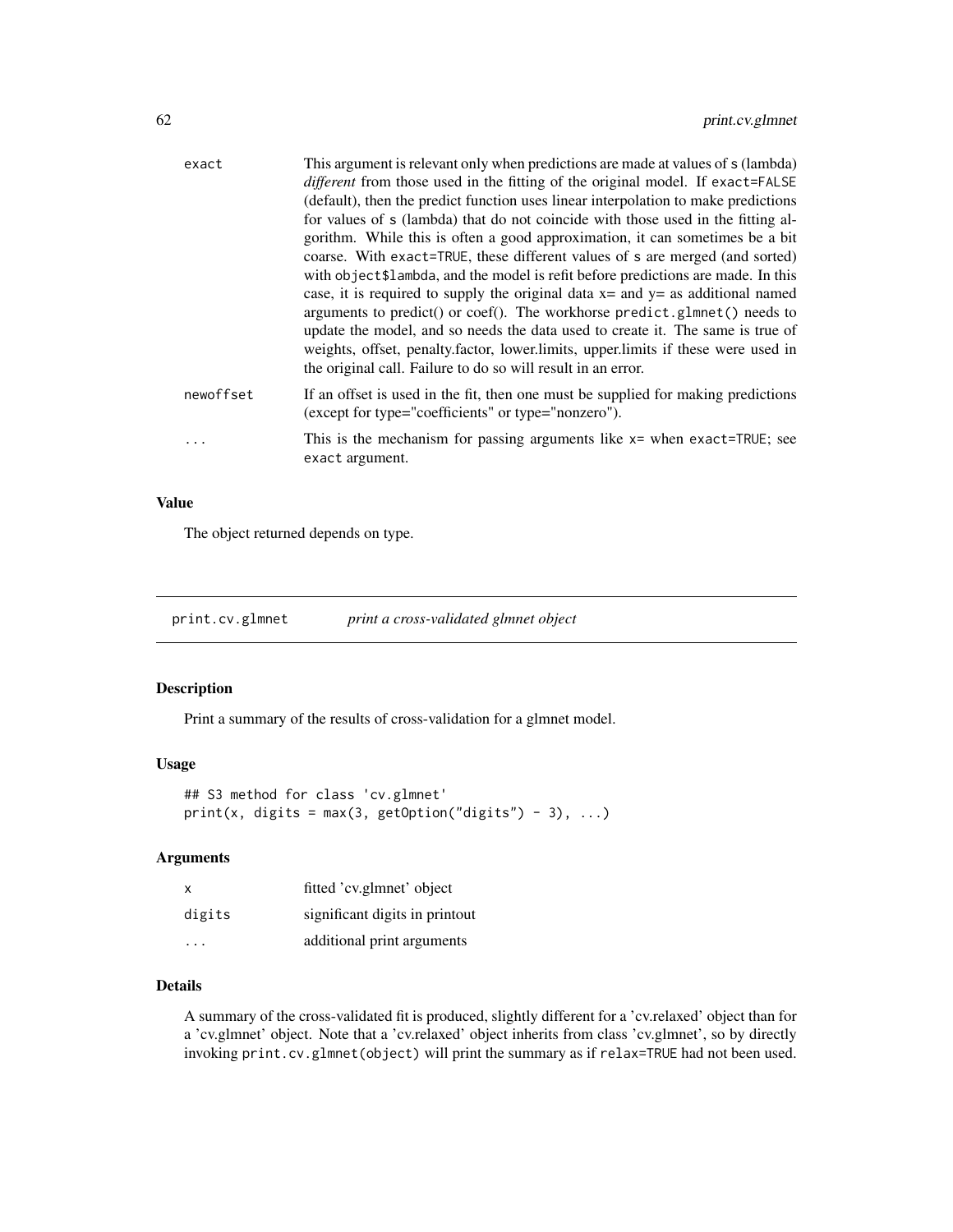| | |
|---|---|
| exact | This argument is relevant only when predictions are made at values of s (lambda) *different* from those used in the fitting of the original model. If exact=FALSE (default), then the predict function uses linear interpolation to make predictions for values of s (lambda) that do not coincide with those used in the fitting algorithm. While this is often a good approximation, it can sometimes be a bit coarse. With exact=TRUE, these different values of s are merged (and sorted) with object$lambda, and the model is refit before predictions are made. In this case, it is required to supply the original data x= and y= as additional named arguments to predict() or coef(). The workhorse predict.glmnet() needs to update the model, and so needs the data used to create it. The same is true of weights, offset, penalty.factor, lower.limits, upper.limits if these were used in the original call. Failure to do so will result in an error. |
| newoffset | If an offset is used in the fit, then one must be supplied for making predictions (except for type="coefficients" or type="nonzero"). |
| ... | This is the mechanism for passing arguments like x= when exact=TRUE; see exact argument. |

### Value

The object returned depends on type.

---

## print.cv.glmnet *print a cross-validated glmnet object*

### Description

Print a summary of the results of cross-validation for a glmnet model.

### Usage

```
## S3 method for class 'cv.glmnet'
print(x, digits = max(3, getOption("digits") - 3), ...)
```

### Arguments

| | |
|---|---|
| x | fitted 'cv.glmnet' object |
| digits | significant digits in printout |
| ... | additional print arguments |

### Details

A summary of the cross-validated fit is produced, slightly different for a 'cv.relaxed' object than for a 'cv.glmnet' object. Note that a 'cv.relaxed' object inherits from class 'cv.glmnet', so by directly invoking print.cv.glmnet(object) will print the summary as if relax=TRUE had not been used.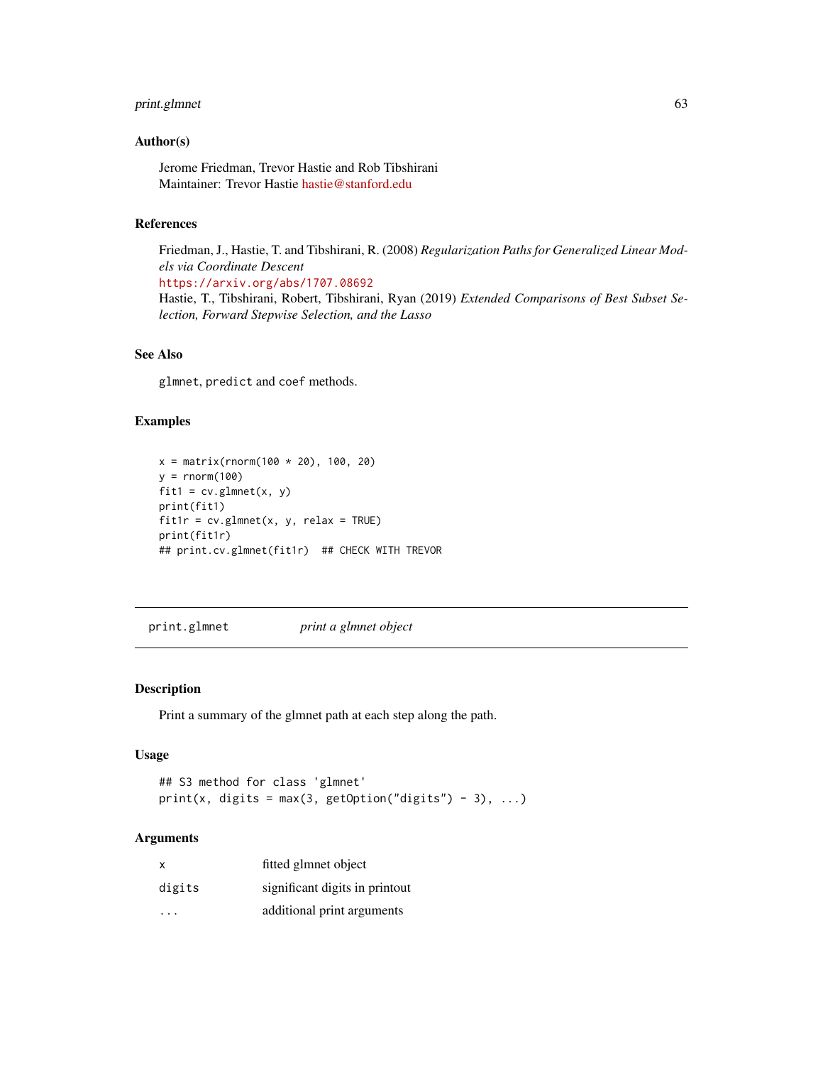### Author(s)

Jerome Friedman, Trevor Hastie and Rob Tibshirani
Maintainer: Trevor Hastie hastie@stanford.edu

### References

Friedman, J., Hastie, T. and Tibshirani, R. (2008) *Regularization Paths for Generalized Linear Models via Coordinate Descent*
https://arxiv.org/abs/1707.08692
Hastie, T., Tibshirani, Robert, Tibshirani, Ryan (2019) *Extended Comparisons of Best Subset Selection, Forward Stepwise Selection, and the Lasso*

### See Also

`glmnet`, `predict` and `coef` methods.

### Examples

```
x = matrix(rnorm(100 * 20), 100, 20)
y = rnorm(100)
fit1 = cv.glmnet(x, y)
print(fit1)
fit1r = cv.glmnet(x, y, relax = TRUE)
print(fit1r)
## print.cv.glmnet(fit1r)  ## CHECK WITH TREVOR
```

---

## print.glmnet  *print a glmnet object*

### Description

Print a summary of the glmnet path at each step along the path.

### Usage

```
## S3 method for class 'glmnet'
print(x, digits = max(3, getOption("digits") - 3), ...)
```

### Arguments

| | |
|---|---|
| x | fitted glmnet object |
| digits | significant digits in printout |
| ... | additional print arguments |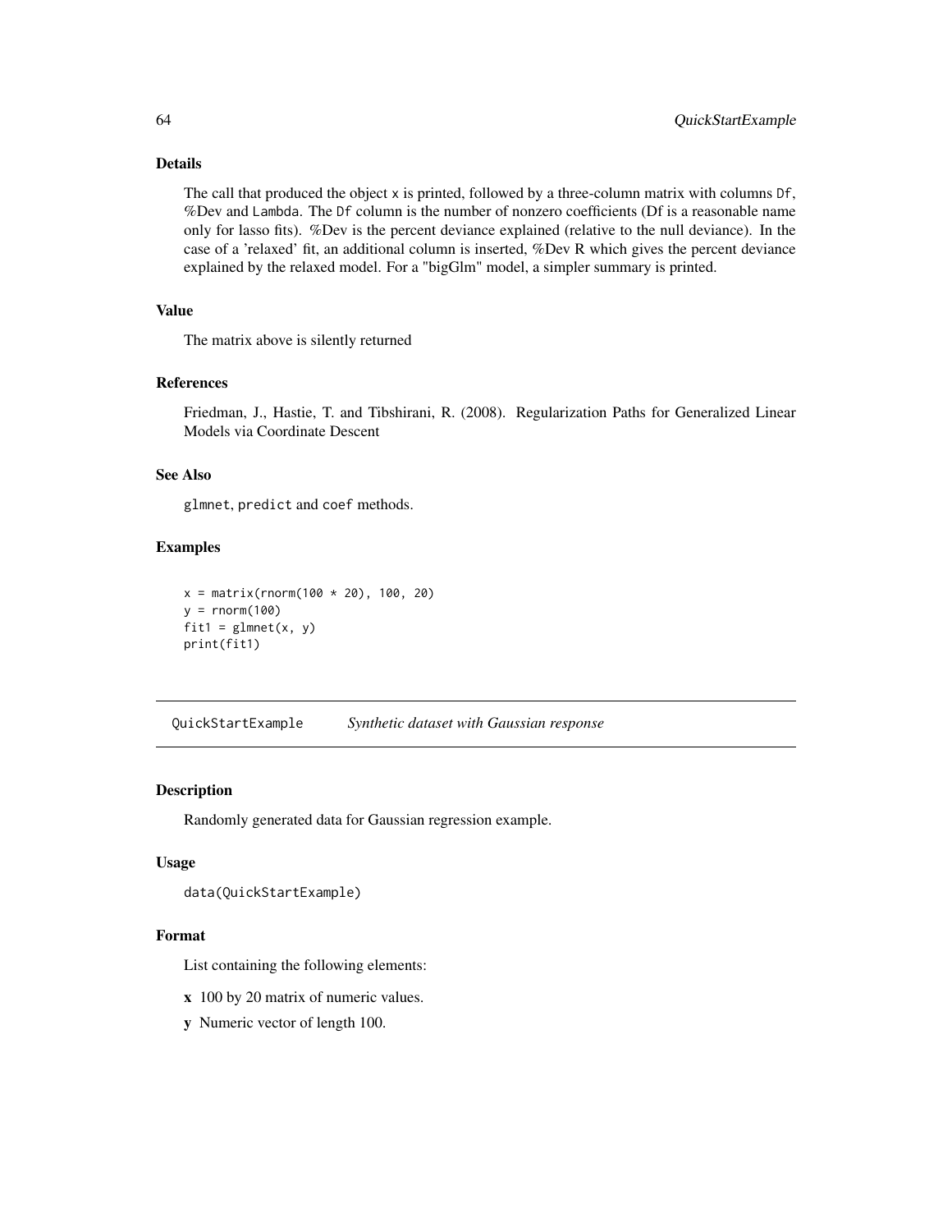### Details

The call that produced the object `x` is printed, followed by a three-column matrix with columns `Df`, %Dev and `Lambda`. The `Df` column is the number of nonzero coefficients (Df is a reasonable name only for lasso fits). %Dev is the percent deviance explained (relative to the null deviance). In the case of a 'relaxed' fit, an additional column is inserted, %Dev R which gives the percent deviance explained by the relaxed model. For a "bigGlm" model, a simpler summary is printed.

### Value

The matrix above is silently returned

### References

Friedman, J., Hastie, T. and Tibshirani, R. (2008). Regularization Paths for Generalized Linear Models via Coordinate Descent

### See Also

`glmnet`, `predict` and `coef` methods.

### Examples

```
x = matrix(rnorm(100 * 20), 100, 20)
y = rnorm(100)
fit1 = glmnet(x, y)
print(fit1)
```

---

## QuickStartExample    *Synthetic dataset with Gaussian response*

---

### Description

Randomly generated data for Gaussian regression example.

### Usage

```
data(QuickStartExample)
```

### Format

List containing the following elements:

**x** 100 by 20 matrix of numeric values.

**y** Numeric vector of length 100.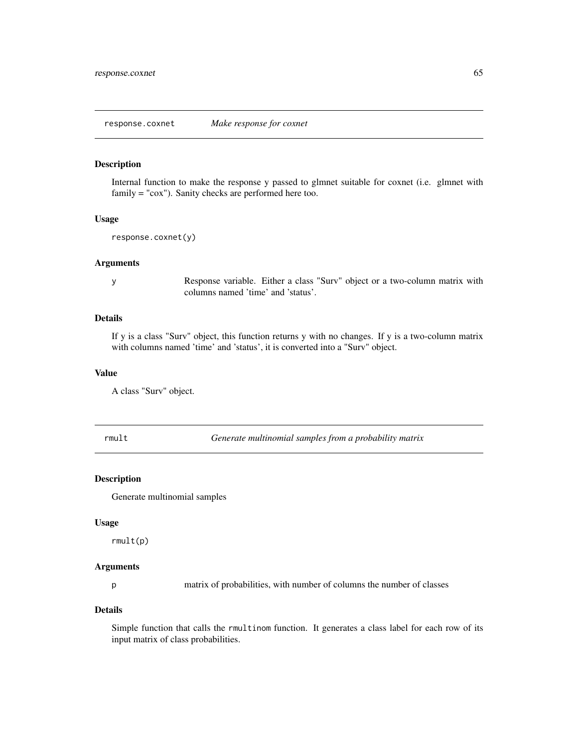## response.coxnet    *Make response for coxnet*

### Description

Internal function to make the response y passed to glmnet suitable for coxnet (i.e. glmnet with family = "cox"). Sanity checks are performed here too.

### Usage

```
response.coxnet(y)
```

### Arguments

| | |
|---|---|
| y | Response variable. Either a class "Surv" object or a two-column matrix with columns named 'time' and 'status'. |

### Details

If y is a class "Surv" object, this function returns y with no changes. If y is a two-column matrix with columns named 'time' and 'status', it is converted into a "Surv" object.

### Value

A class "Surv" object.

## rmult    *Generate multinomial samples from a probability matrix*

### Description

Generate multinomial samples

### Usage

```
rmult(p)
```

### Arguments

| | |
|---|---|
| p | matrix of probabilities, with number of columns the number of classes |

### Details

Simple function that calls the `rmultinom` function. It generates a class label for each row of its input matrix of class probabilities.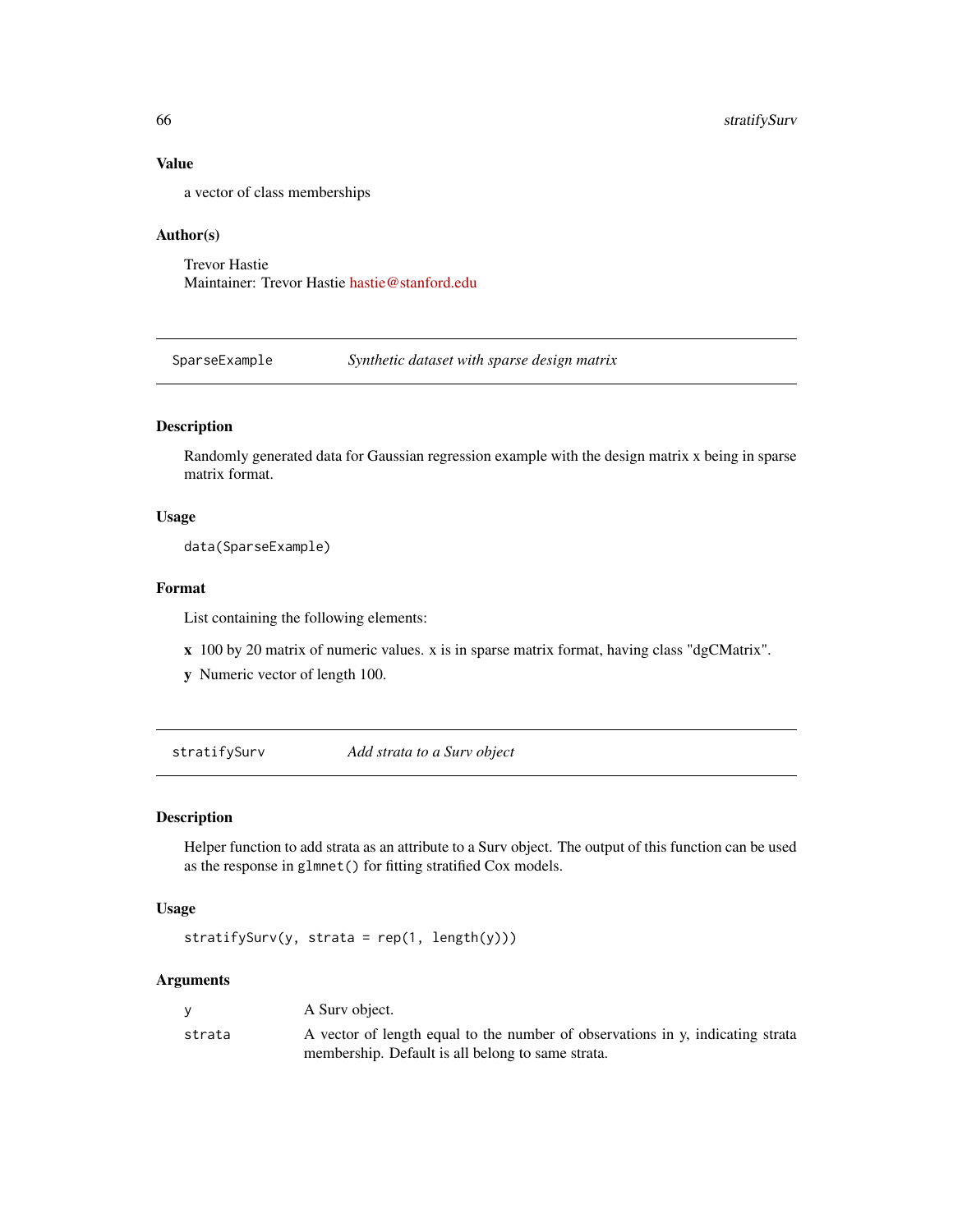### Value

a vector of class memberships

### Author(s)

Trevor Hastie
Maintainer: Trevor Hastie hastie@stanford.edu

---

## SparseExample *Synthetic dataset with sparse design matrix*

### Description

Randomly generated data for Gaussian regression example with the design matrix x being in sparse matrix format.

### Usage

```
data(SparseExample)
```

### Format

List containing the following elements:

**x** 100 by 20 matrix of numeric values. x is in sparse matrix format, having class "dgCMatrix".

**y** Numeric vector of length 100.

---

## stratifySurv *Add strata to a Surv object*

### Description

Helper function to add strata as an attribute to a Surv object. The output of this function can be used as the response in `glmnet()` for fitting stratified Cox models.

### Usage

```
stratifySurv(y, strata = rep(1, length(y)))
```

### Arguments

| | |
|---|---|
| `y` | A Surv object. |
| `strata` | A vector of length equal to the number of observations in y, indicating strata membership. Default is all belong to same strata. |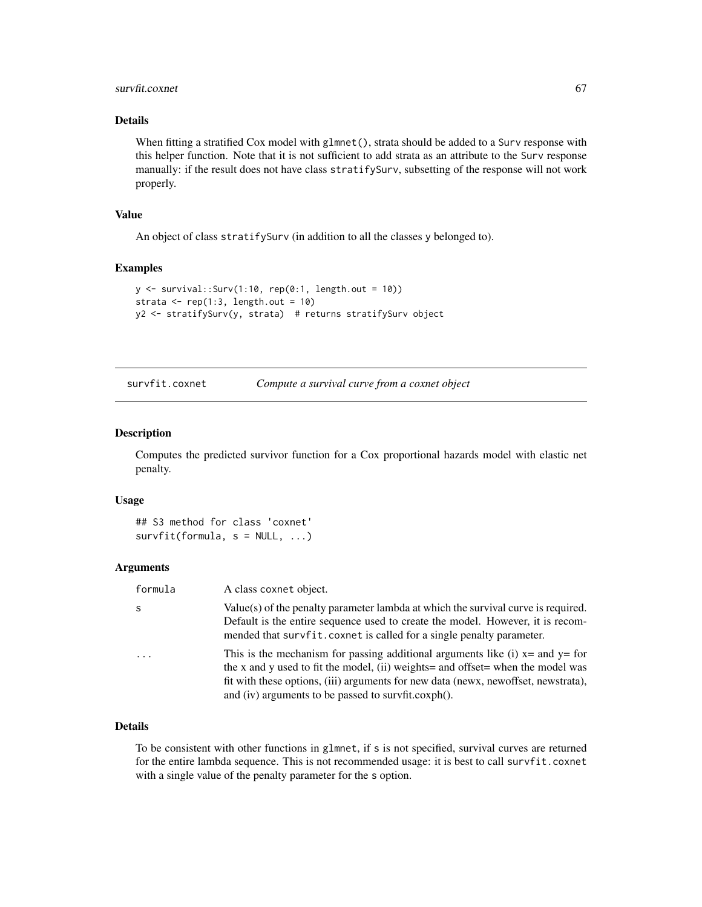### Details

When fitting a stratified Cox model with `glmnet()`, strata should be added to a `Surv` response with this helper function. Note that it is not sufficient to add strata as an attribute to the `Surv` response manually: if the result does not have class `stratifySurv`, subsetting of the response will not work properly.

### Value

An object of class `stratifySurv` (in addition to all the classes `y` belonged to).

### Examples

```
y <- survival::Surv(1:10, rep(0:1, length.out = 10))
strata <- rep(1:3, length.out = 10)
y2 <- stratifySurv(y, strata)  # returns stratifySurv object
```

---

## survfit.coxnet &nbsp;&nbsp;&nbsp; *Compute a survival curve from a coxnet object*

---

### Description

Computes the predicted survivor function for a Cox proportional hazards model with elastic net penalty.

### Usage

```
## S3 method for class 'coxnet'
survfit(formula, s = NULL, ...)
```

### Arguments

| | |
|---|---|
| `formula` | A class `coxnet` object. |
| `s` | Value(s) of the penalty parameter lambda at which the survival curve is required. Default is the entire sequence used to create the model. However, it is recommended that `survfit.coxnet` is called for a single penalty parameter. |
| `...` | This is the mechanism for passing additional arguments like (i) x= and y= for the x and y used to fit the model, (ii) weights= and offset= when the model was fit with these options, (iii) arguments for new data (newx, newoffset, newstrata), and (iv) arguments to be passed to survfit.coxph(). |

### Details

To be consistent with other functions in `glmnet`, if `s` is not specified, survival curves are returned for the entire lambda sequence. This is not recommended usage: it is best to call `survfit.coxnet` with a single value of the penalty parameter for the `s` option.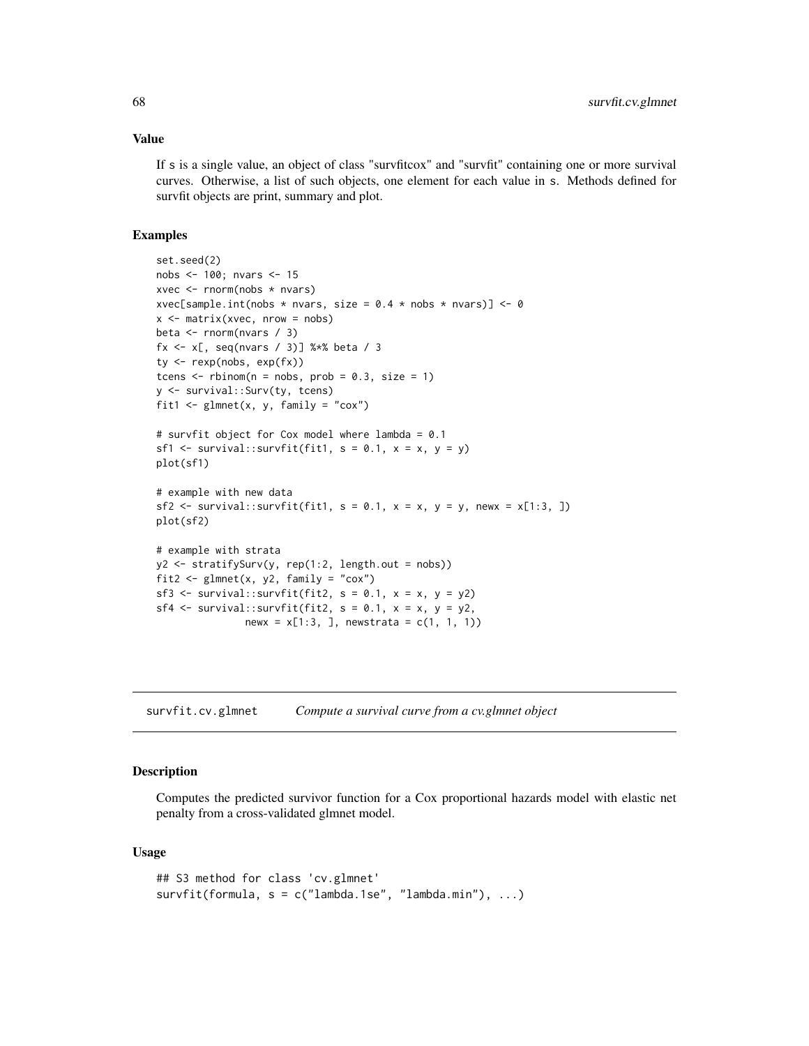### Value

If s is a single value, an object of class "survfitcox" and "survfit" containing one or more survival curves. Otherwise, a list of such objects, one element for each value in s. Methods defined for survfit objects are print, summary and plot.

### Examples

```
set.seed(2)
nobs <- 100; nvars <- 15
xvec <- rnorm(nobs * nvars)
xvec[sample.int(nobs * nvars, size = 0.4 * nobs * nvars)] <- 0
x <- matrix(xvec, nrow = nobs)
beta <- rnorm(nvars / 3)
fx <- x[, seq(nvars / 3)] %*% beta / 3
ty <- rexp(nobs, exp(fx))
tcens <- rbinom(n = nobs, prob = 0.3, size = 1)
y <- survival::Surv(ty, tcens)
fit1 <- glmnet(x, y, family = "cox")

# survfit object for Cox model where lambda = 0.1
sf1 <- survival::survfit(fit1, s = 0.1, x = x, y = y)
plot(sf1)

# example with new data
sf2 <- survival::survfit(fit1, s = 0.1, x = x, y = y, newx = x[1:3, ])
plot(sf2)

# example with strata
y2 <- stratifySurv(y, rep(1:2, length.out = nobs))
fit2 <- glmnet(x, y2, family = "cox")
sf3 <- survival::survfit(fit2, s = 0.1, x = x, y = y2)
sf4 <- survival::survfit(fit2, s = 0.1, x = x, y = y2,
               newx = x[1:3, ], newstrata = c(1, 1, 1))
```

---

## survfit.cv.glmnet *Compute a survival curve from a cv.glmnet object*

---

### Description

Computes the predicted survivor function for a Cox proportional hazards model with elastic net penalty from a cross-validated glmnet model.

### Usage

```
## S3 method for class 'cv.glmnet'
survfit(formula, s = c("lambda.1se", "lambda.min"), ...)
```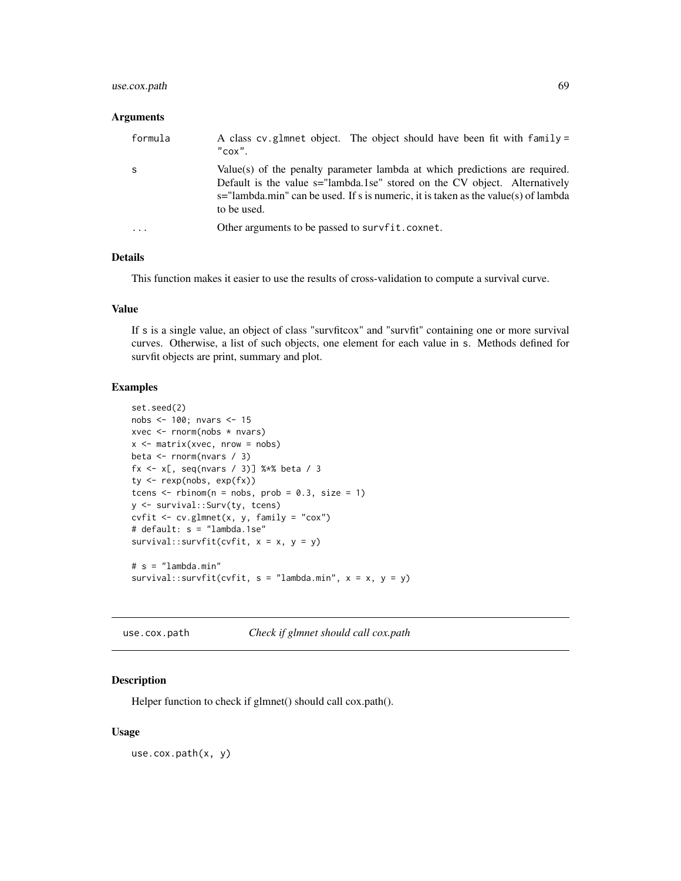### Arguments

| | |
|---|---|
| formula | A class cv.glmnet object. The object should have been fit with family = "cox". |
| s | Value(s) of the penalty parameter lambda at which predictions are required. Default is the value s="lambda.1se" stored on the CV object. Alternatively s="lambda.min" can be used. If s is numeric, it is taken as the value(s) of lambda to be used. |
| ... | Other arguments to be passed to survfit.coxnet. |

### Details

This function makes it easier to use the results of cross-validation to compute a survival curve.

### Value

If s is a single value, an object of class "survfitcox" and "survfit" containing one or more survival curves. Otherwise, a list of such objects, one element for each value in s. Methods defined for survfit objects are print, summary and plot.

### Examples

```
set.seed(2)
nobs <- 100; nvars <- 15
xvec <- rnorm(nobs * nvars)
x <- matrix(xvec, nrow = nobs)
beta <- rnorm(nvars / 3)
fx <- x[, seq(nvars / 3)] %*% beta / 3
ty <- rexp(nobs, exp(fx))
tcens <- rbinom(n = nobs, prob = 0.3, size = 1)
y <- survival::Surv(ty, tcens)
cvfit <- cv.glmnet(x, y, family = "cox")
# default: s = "lambda.1se"
survival::survfit(cvfit, x = x, y = y)

# s = "lambda.min"
survival::survfit(cvfit, s = "lambda.min", x = x, y = y)
```

---

## use.cox.path *Check if glmnet should call cox.path*

---

### Description

Helper function to check if glmnet() should call cox.path().

### Usage

```
use.cox.path(x, y)
```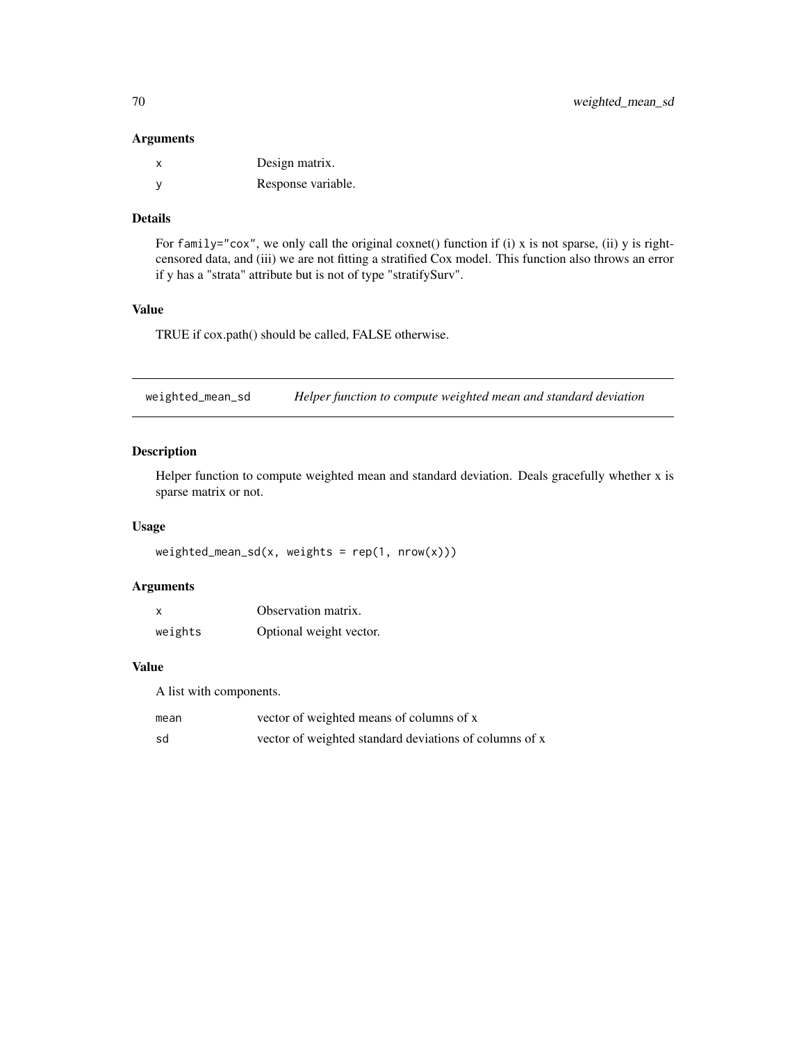### Arguments

| | |
|---|---|
| x | Design matrix. |
| y | Response variable. |

### Details

For family="cox", we only call the original coxnet() function if (i) x is not sparse, (ii) y is right-censored data, and (iii) we are not fitting a stratified Cox model. This function also throws an error if y has a "strata" attribute but is not of type "stratifySurv".

### Value

TRUE if cox.path() should be called, FALSE otherwise.

---

## weighted_mean_sd &nbsp;&nbsp;&nbsp; *Helper function to compute weighted mean and standard deviation*

### Description

Helper function to compute weighted mean and standard deviation. Deals gracefully whether x is sparse matrix or not.

### Usage

```
weighted_mean_sd(x, weights = rep(1, nrow(x)))
```

### Arguments

| | |
|---|---|
| x | Observation matrix. |
| weights | Optional weight vector. |

### Value

A list with components.

| | |
|---|---|
| mean | vector of weighted means of columns of x |
| sd | vector of weighted standard deviations of columns of x |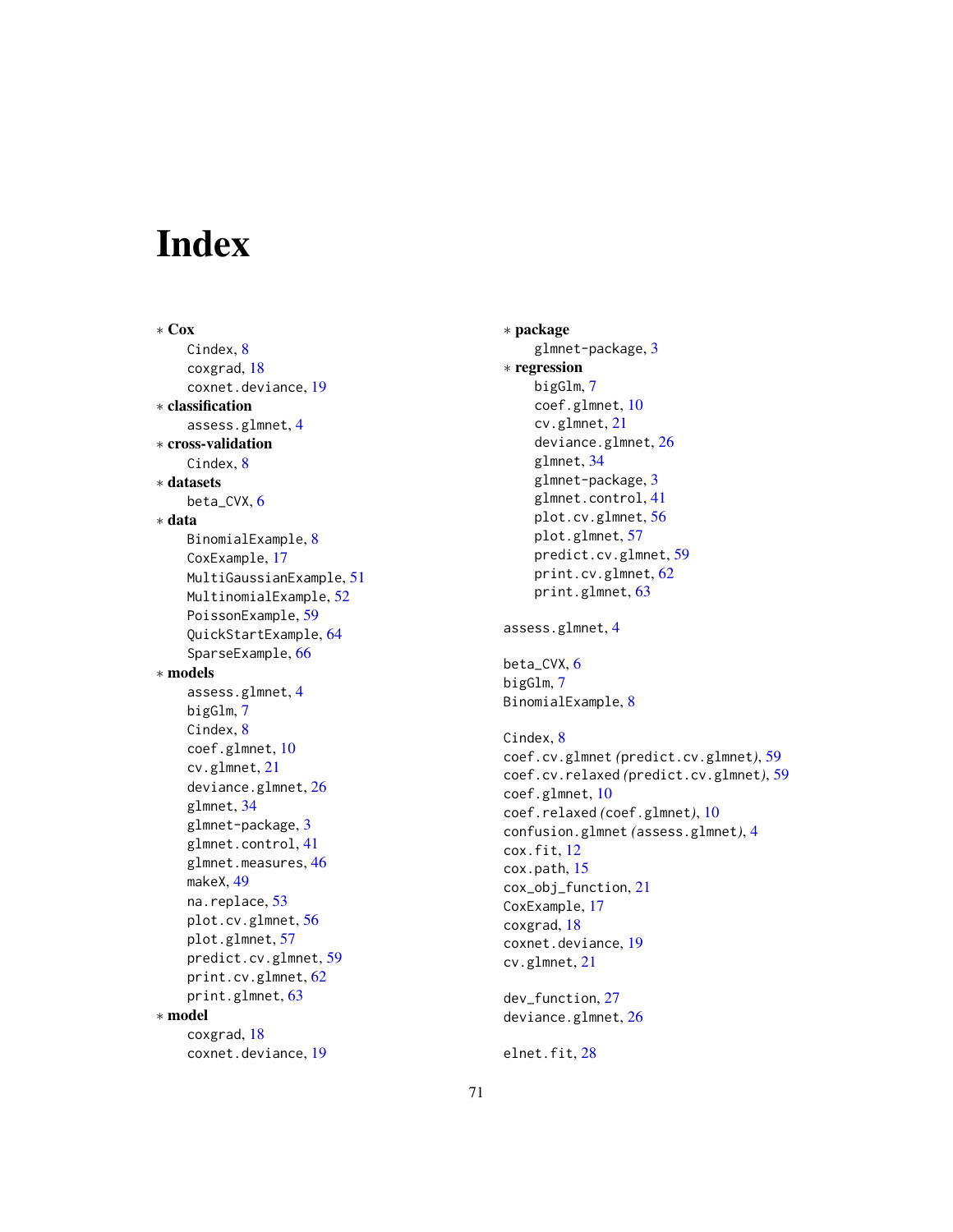# Index

* **Cox**
  - Cindex, 8
  - coxgrad, 18
  - coxnet.deviance, 19
* **classification**
  - assess.glmnet, 4
* **cross-validation**
  - Cindex, 8
* **datasets**
  - beta_CVX, 6
* **data**
  - BinomialExample, 8
  - CoxExample, 17
  - MultiGaussianExample, 51
  - MultinomialExample, 52
  - PoissonExample, 59
  - QuickStartExample, 64
  - SparseExample, 66
* **models**
  - assess.glmnet, 4
  - bigGlm, 7
  - Cindex, 8
  - coef.glmnet, 10
  - cv.glmnet, 21
  - deviance.glmnet, 26
  - glmnet, 34
  - glmnet-package, 3
  - glmnet.control, 41
  - glmnet.measures, 46
  - makeX, 49
  - na.replace, 53
  - plot.cv.glmnet, 56
  - plot.glmnet, 57
  - predict.cv.glmnet, 59
  - print.cv.glmnet, 62
  - print.glmnet, 63
* **model**
  - coxgrad, 18
  - coxnet.deviance, 19
* **package**
  - glmnet-package, 3
* **regression**
  - bigGlm, 7
  - coef.glmnet, 10
  - cv.glmnet, 21
  - deviance.glmnet, 26
  - glmnet, 34
  - glmnet-package, 3
  - glmnet.control, 41
  - plot.cv.glmnet, 56
  - plot.glmnet, 57
  - predict.cv.glmnet, 59
  - print.cv.glmnet, 62
  - print.glmnet, 63

assess.glmnet, 4

beta_CVX, 6
bigGlm, 7
BinomialExample, 8

Cindex, 8
coef.cv.glmnet *(predict.cv.glmnet)*, 59
coef.cv.relaxed *(predict.cv.glmnet)*, 59
coef.glmnet, 10
coef.relaxed *(coef.glmnet)*, 10
confusion.glmnet *(assess.glmnet)*, 4
cox.fit, 12
cox.path, 15
cox_obj_function, 21
CoxExample, 17
coxgrad, 18
coxnet.deviance, 19
cv.glmnet, 21

dev_function, 27
deviance.glmnet, 26

elnet.fit, 28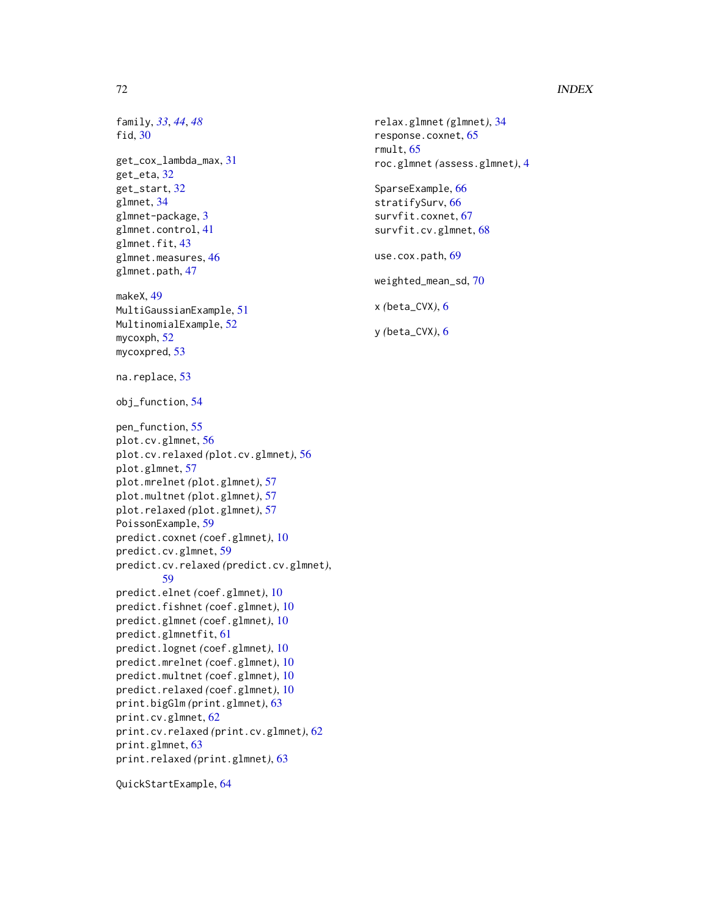family, *33*, *44*, *48*
fid, 30

get_cox_lambda_max, 31
get_eta, 32
get_start, 32
glmnet, 34
glmnet-package, 3
glmnet.control, 41
glmnet.fit, 43
glmnet.measures, 46
glmnet.path, 47

makeX, 49
MultiGaussianExample, 51
MultinomialExample, 52
mycoxph, 52
mycoxpred, 53

na.replace, 53

obj_function, 54

pen_function, 55
plot.cv.glmnet, 56
plot.cv.relaxed *(*plot.cv.glmnet*)*, 56
plot.glmnet, 57
plot.mrelnet *(*plot.glmnet*)*, 57
plot.multnet *(*plot.glmnet*)*, 57
plot.relaxed *(*plot.glmnet*)*, 57
PoissonExample, 59
predict.coxnet *(*coef.glmnet*)*, 10
predict.cv.glmnet, 59
predict.cv.relaxed *(*predict.cv.glmnet*)*, 59
predict.elnet *(*coef.glmnet*)*, 10
predict.fishnet *(*coef.glmnet*)*, 10
predict.glmnet *(*coef.glmnet*)*, 10
predict.glmnetfit, 61
predict.lognet *(*coef.glmnet*)*, 10
predict.mrelnet *(*coef.glmnet*)*, 10
predict.multnet *(*coef.glmnet*)*, 10
predict.relaxed *(*coef.glmnet*)*, 10
print.bigGlm *(*print.glmnet*)*, 63
print.cv.glmnet, 62
print.cv.relaxed *(*print.cv.glmnet*)*, 62
print.glmnet, 63
print.relaxed *(*print.glmnet*)*, 63

QuickStartExample, 64

relax.glmnet *(*glmnet*)*, 34
response.coxnet, 65
rmult, 65
roc.glmnet *(*assess.glmnet*)*, 4

SparseExample, 66
stratifySurv, 66
survfit.coxnet, 67
survfit.cv.glmnet, 68

use.cox.path, 69

weighted_mean_sd, 70

x *(*beta_CVX*)*, 6

y *(*beta_CVX*)*, 6